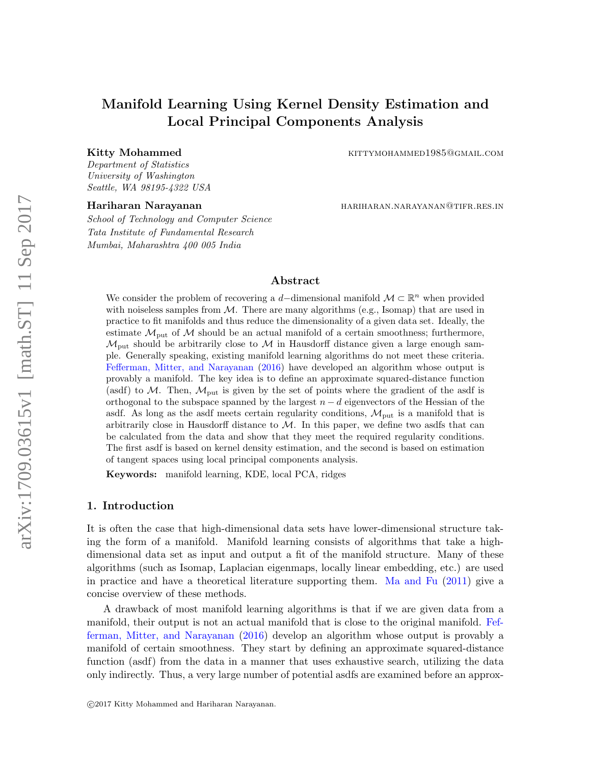# Manifold Learning Using Kernel Density Estimation and Local Principal Components Analysis

**Kitty Mohammed** kittymohammed1985@gmail.com
*Department of Statistics*
*University of Washington*
*Seattle, WA 98195-4322 USA*

**Hariharan Narayanan** hariharan.narayanan@tifr.res.in
*School of Technology and Computer Science*
*Tata Institute of Fundamental Research*
*Mumbai, Maharashtra 400 005 India*

## Abstract

We consider the problem of recovering a $d-$dimensional manifold $\mathcal{M} \subset \mathbb{R}^n$ when provided with noiseless samples from $\mathcal{M}$. There are many algorithms (e.g., Isomap) that are used in practice to fit manifolds and thus reduce the dimensionality of a given data set. Ideally, the estimate $\mathcal{M}_{\text{put}}$ of $\mathcal{M}$ should be an actual manifold of a certain smoothness; furthermore, $\mathcal{M}_{\text{put}}$ should be arbitrarily close to $\mathcal{M}$ in Hausdorff distance given a large enough sample. Generally speaking, existing manifold learning algorithms do not meet these criteria. Fefferman, Mitter, and Narayanan (2016) have developed an algorithm whose output is provably a manifold. The key idea is to define an approximate squared-distance function (asdf) to $\mathcal{M}$. Then, $\mathcal{M}_{\text{put}}$ is given by the set of points where the gradient of the asdf is orthogonal to the subspace spanned by the largest $n-d$ eigenvectors of the Hessian of the asdf. As long as the asdf meets certain regularity conditions, $\mathcal{M}_{\text{put}}$ is a manifold that is arbitrarily close in Hausdorff distance to $\mathcal{M}$. In this paper, we define two asdfs that can be calculated from the data and show that they meet the required regularity conditions. The first asdf is based on kernel density estimation, and the second is based on estimation of tangent spaces using local principal components analysis.

**Keywords:** manifold learning, KDE, local PCA, ridges

## 1. Introduction

It is often the case that high-dimensional data sets have lower-dimensional structure taking the form of a manifold. Manifold learning consists of algorithms that take a high-dimensional data set as input and output a fit of the manifold structure. Many of these algorithms (such as Isomap, Laplacian eigenmaps, locally linear embedding, etc.) are used in practice and have a theoretical literature supporting them. Ma and Fu (2011) give a concise overview of these methods.

A drawback of most manifold learning algorithms is that if we are given data from a manifold, their output is not an actual manifold that is close to the original manifold. Fefferman, Mitter, and Narayanan (2016) develop an algorithm whose output is provably a manifold of certain smoothness. They start by defining an approximate squared-distance function (asdf) from the data in a manner that uses exhaustive search, utilizing the data only indirectly. Thus, a very large number of potential asdfs are examined before an approx-

©2017 Kitty Mohammed and Hariharan Narayanan.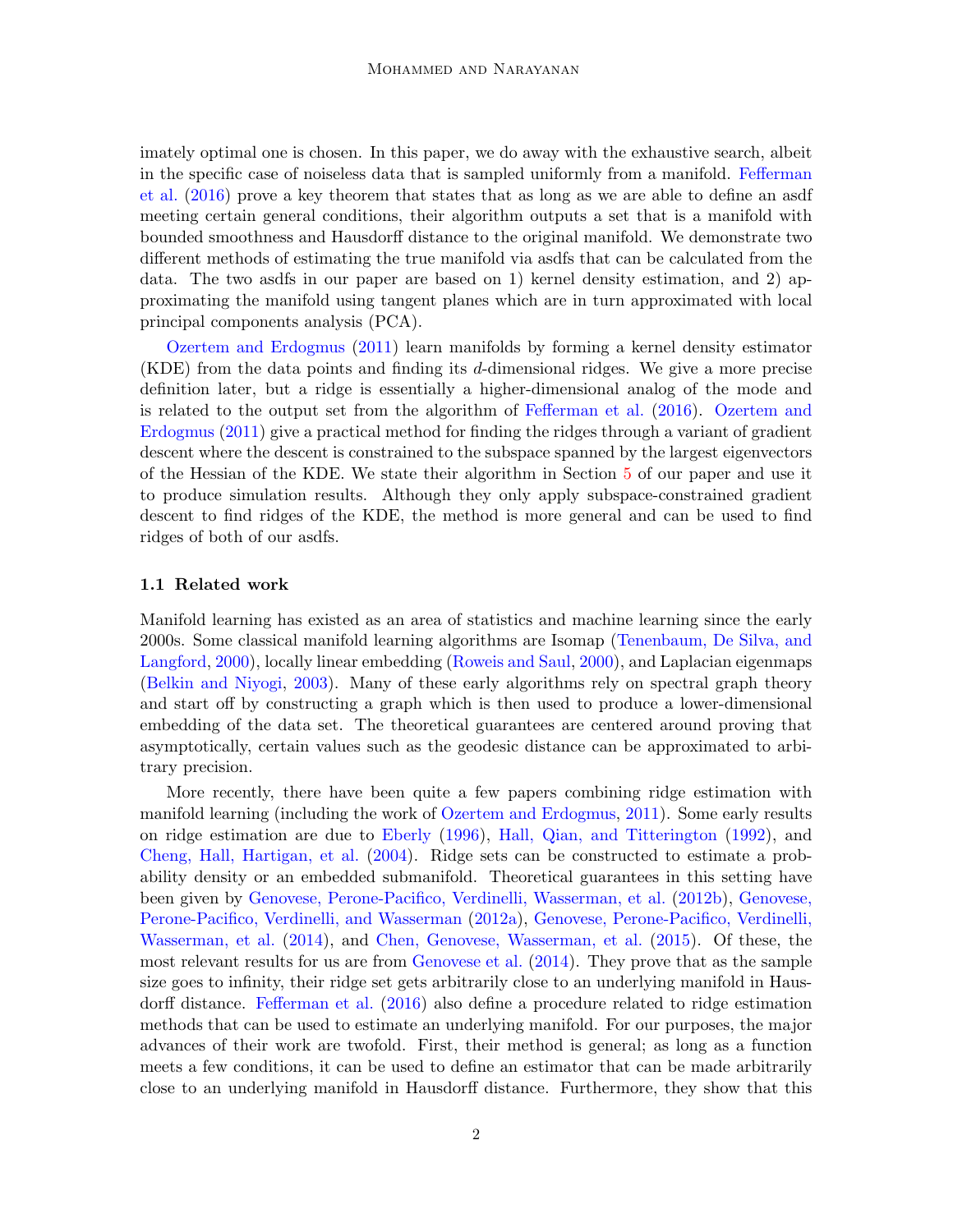imately optimal one is chosen. In this paper, we do away with the exhaustive search, albeit in the specific case of noiseless data that is sampled uniformly from a manifold. Fefferman et al. (2016) prove a key theorem that states that as long as we are able to define an asdf meeting certain general conditions, their algorithm outputs a set that is a manifold with bounded smoothness and Hausdorff distance to the original manifold. We demonstrate two different methods of estimating the true manifold via asdfs that can be calculated from the data. The two asdfs in our paper are based on 1) kernel density estimation, and 2) approximating the manifold using tangent planes which are in turn approximated with local principal components analysis (PCA).

Ozertem and Erdogmus (2011) learn manifolds by forming a kernel density estimator (KDE) from the data points and finding its $d$-dimensional ridges. We give a more precise definition later, but a ridge is essentially a higher-dimensional analog of the mode and is related to the output set from the algorithm of Fefferman et al. (2016). Ozertem and Erdogmus (2011) give a practical method for finding the ridges through a variant of gradient descent where the descent is constrained to the subspace spanned by the largest eigenvectors of the Hessian of the KDE. We state their algorithm in Section 5 of our paper and use it to produce simulation results. Although they only apply subspace-constrained gradient descent to find ridges of the KDE, the method is more general and can be used to find ridges of both of our asdfs.

### 1.1 Related work

Manifold learning has existed as an area of statistics and machine learning since the early 2000s. Some classical manifold learning algorithms are Isomap (Tenenbaum, De Silva, and Langford, 2000), locally linear embedding (Roweis and Saul, 2000), and Laplacian eigenmaps (Belkin and Niyogi, 2003). Many of these early algorithms rely on spectral graph theory and start off by constructing a graph which is then used to produce a lower-dimensional embedding of the data set. The theoretical guarantees are centered around proving that asymptotically, certain values such as the geodesic distance can be approximated to arbitrary precision.

More recently, there have been quite a few papers combining ridge estimation with manifold learning (including the work of Ozertem and Erdogmus, 2011). Some early results on ridge estimation are due to Eberly (1996), Hall, Qian, and Titterington (1992), and Cheng, Hall, Hartigan, et al. (2004). Ridge sets can be constructed to estimate a probability density or an embedded submanifold. Theoretical guarantees in this setting have been given by Genovese, Perone-Pacifico, Verdinelli, Wasserman, et al. (2012b), Genovese, Perone-Pacifico, Verdinelli, and Wasserman (2012a), Genovese, Perone-Pacifico, Verdinelli, Wasserman, et al. (2014), and Chen, Genovese, Wasserman, et al. (2015). Of these, the most relevant results for us are from Genovese et al. (2014). They prove that as the sample size goes to infinity, their ridge set gets arbitrarily close to an underlying manifold in Hausdorff distance. Fefferman et al. (2016) also define a procedure related to ridge estimation methods that can be used to estimate an underlying manifold. For our purposes, the major advances of their work are twofold. First, their method is general; as long as a function meets a few conditions, it can be used to define an estimator that can be made arbitrarily close to an underlying manifold in Hausdorff distance. Furthermore, they show that this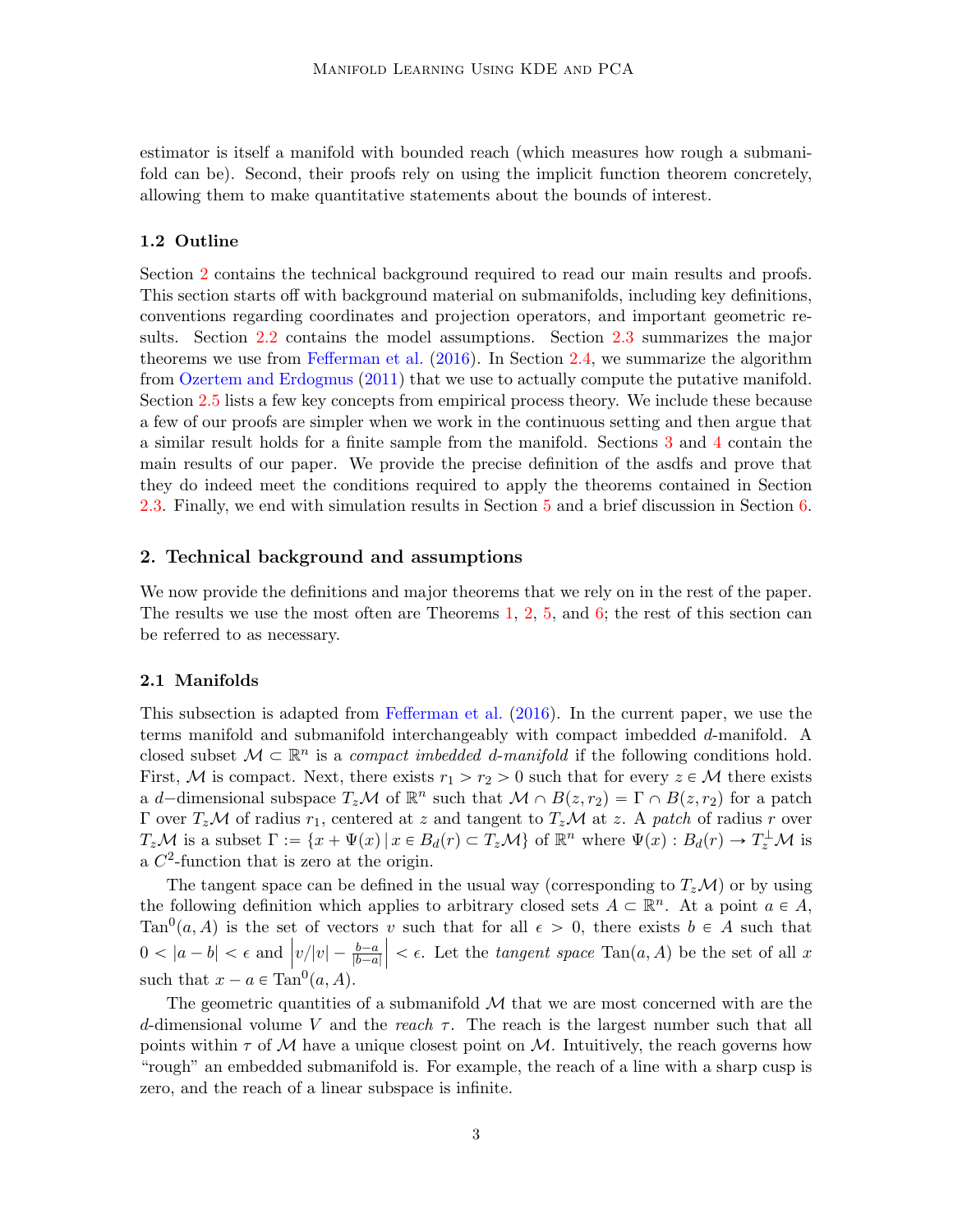estimator is itself a manifold with bounded reach (which measures how rough a submanifold can be). Second, their proofs rely on using the implicit function theorem concretely, allowing them to make quantitative statements about the bounds of interest.

### 1.2 Outline

Section 2 contains the technical background required to read our main results and proofs. This section starts off with background material on submanifolds, including key definitions, conventions regarding coordinates and projection operators, and important geometric results. Section 2.2 contains the model assumptions. Section 2.3 summarizes the major theorems we use from Fefferman et al. (2016). In Section 2.4, we summarize the algorithm from Ozertem and Erdogmus (2011) that we use to actually compute the putative manifold. Section 2.5 lists a few key concepts from empirical process theory. We include these because a few of our proofs are simpler when we work in the continuous setting and then argue that a similar result holds for a finite sample from the manifold. Sections 3 and 4 contain the main results of our paper. We provide the precise definition of the asdfs and prove that they do indeed meet the conditions required to apply the theorems contained in Section 2.3. Finally, we end with simulation results in Section 5 and a brief discussion in Section 6.

## 2. Technical background and assumptions

We now provide the definitions and major theorems that we rely on in the rest of the paper. The results we use the most often are Theorems 1, 2, 5, and 6; the rest of this section can be referred to as necessary.

### 2.1 Manifolds

This subsection is adapted from Fefferman et al. (2016). In the current paper, we use the terms manifold and submanifold interchangeably with compact imbedded $d$-manifold. A closed subset $\mathcal{M} \subset \mathbb{R}^n$ is a *compact imbedded d-manifold* if the following conditions hold. First, $\mathcal{M}$ is compact. Next, there exists $r_1 > r_2 > 0$ such that for every $z \in \mathcal{M}$ there exists a $d-$dimensional subspace $T_z\mathcal{M}$ of $\mathbb{R}^n$ such that $\mathcal{M} \cap B(z, r_2) = \Gamma \cap B(z, r_2)$ for a patch $\Gamma$ over $T_z\mathcal{M}$ of radius $r_1$, centered at $z$ and tangent to $T_z\mathcal{M}$ at $z$. A *patch* of radius $r$ over $T_z\mathcal{M}$ is a subset $\Gamma := \{x + \Psi(x) \,|\, x \in B_d(r) \subset T_z\mathcal{M}\}$ of $\mathbb{R}^n$ where $\Psi(x) : B_d(r) \to T_z^{\perp}\mathcal{M}$ is a $C^2$-function that is zero at the origin.

The tangent space can be defined in the usual way (corresponding to $T_z\mathcal{M}$) or by using the following definition which applies to arbitrary closed sets $A \subset \mathbb{R}^n$. At a point $a \in A$, $\text{Tan}^0(a, A)$ is the set of vectors $v$ such that for all $\epsilon > 0$, there exists $b \in A$ such that $0 < |a - b| < \epsilon$ and $\left| v/|v| - \frac{b-a}{|b-a|} \right| < \epsilon$. Let the *tangent space* $\text{Tan}(a, A)$ be the set of all $x$ such that $x - a \in \text{Tan}^0(a, A)$.

The geometric quantities of a submanifold $\mathcal{M}$ that we are most concerned with are the $d$-dimensional volume $V$ and the *reach* $\tau$. The reach is the largest number such that all points within $\tau$ of $\mathcal{M}$ have a unique closest point on $\mathcal{M}$. Intuitively, the reach governs how "rough" an embedded submanifold is. For example, the reach of a line with a sharp cusp is zero, and the reach of a linear subspace is infinite.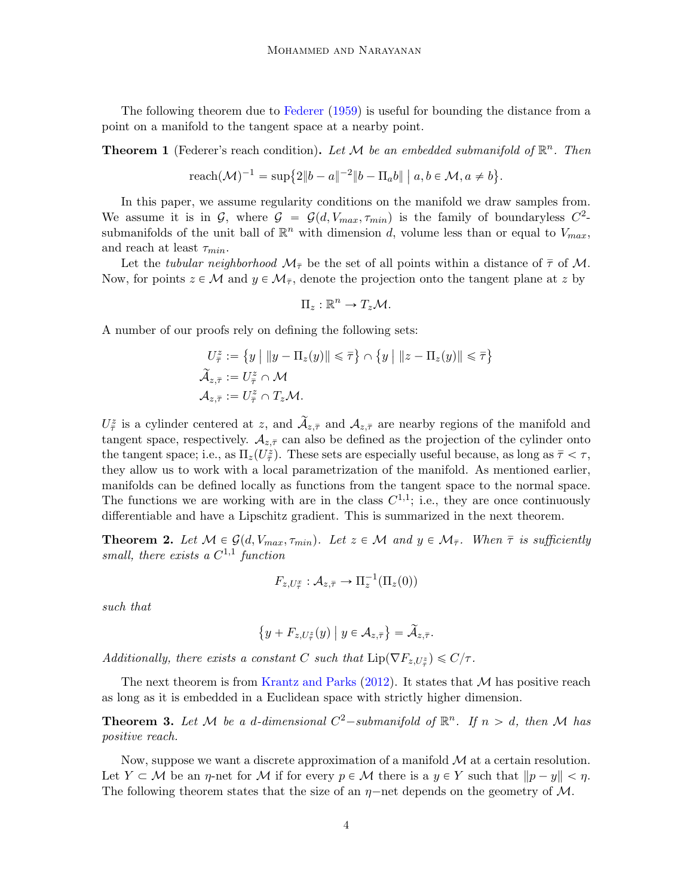The following theorem due to Federer (1959) is useful for bounding the distance from a point on a manifold to the tangent space at a nearby point.

**Theorem 1** (Federer's reach condition). *Let $\mathcal{M}$ be an embedded submanifold of $\mathbb{R}^n$. Then*

$$\text{reach}(\mathcal{M})^{-1} = \sup\{2\|b-a\|^{-2}\|b-\Pi_a b\| \mid a, b \in \mathcal{M}, a \neq b\}.$$

In this paper, we assume regularity conditions on the manifold we draw samples from. We assume it is in $\mathcal{G}$, where $\mathcal{G} = \mathcal{G}(d, V_{max}, \tau_{min})$ is the family of boundaryless $C^2$-submanifolds of the unit ball of $\mathbb{R}^n$ with dimension $d$, volume less than or equal to $V_{max}$, and reach at least $\tau_{min}$.

Let the *tubular neighborhood* $\mathcal{M}_{\bar{\tau}}$ be the set of all points within a distance of $\bar{\tau}$ of $\mathcal{M}$. Now, for points $z \in \mathcal{M}$ and $y \in \mathcal{M}_{\bar{\tau}}$, denote the projection onto the tangent plane at $z$ by

$$\Pi_z : \mathbb{R}^n \to T_z\mathcal{M}.$$

A number of our proofs rely on defining the following sets:

$$\begin{aligned}
U^z_{\bar{\tau}} &:= \{y \mid \|y - \Pi_z(y)\| \leqslant \bar{\tau}\} \cap \{y \mid \|z - \Pi_z(y)\| \leqslant \bar{\tau}\} \\
\widetilde{\mathcal{A}}_{z,\bar{\tau}} &:= U^z_{\bar{\tau}} \cap \mathcal{M} \\
\mathcal{A}_{z,\bar{\tau}} &:= U^z_{\bar{\tau}} \cap T_z\mathcal{M}.
\end{aligned}$$

$U^z_{\bar{\tau}}$ is a cylinder centered at $z$, and $\widetilde{\mathcal{A}}_{z,\bar{\tau}}$ and $\mathcal{A}_{z,\bar{\tau}}$ are nearby regions of the manifold and tangent space, respectively. $\mathcal{A}_{z,\bar{\tau}}$ can also be defined as the projection of the cylinder onto the tangent space; i.e., as $\Pi_z(U^z_{\bar{\tau}})$. These sets are especially useful because, as long as $\bar{\tau} < \tau$, they allow us to work with a local parametrization of the manifold. As mentioned earlier, manifolds can be defined locally as functions from the tangent space to the normal space. The functions we are working with are in the class $C^{1,1}$; i.e., they are once continuously differentiable and have a Lipschitz gradient. This is summarized in the next theorem.

**Theorem 2.** *Let $\mathcal{M} \in \mathcal{G}(d, V_{max}, \tau_{min})$. Let $z \in \mathcal{M}$ and $y \in \mathcal{M}_{\bar{\tau}}$. When $\bar{\tau}$ is sufficiently small, there exists a $C^{1,1}$ function*

$$F_{z,U^x_{\bar{\tau}}} : \mathcal{A}_{z,\bar{\tau}} \to \Pi_z^{-1}(\Pi_z(0))$$

*such that*

$$\{y + F_{z,U^z_{\bar{\tau}}}(y) \mid y \in \mathcal{A}_{z,\bar{\tau}}\} = \widetilde{\mathcal{A}}_{z,\bar{\tau}}.$$

*Additionally, there exists a constant $C$ such that $\text{Lip}(\nabla F_{z,U^z_{\bar{\tau}}}) \leqslant C/\tau$.*

The next theorem is from Krantz and Parks (2012). It states that $\mathcal{M}$ has positive reach as long as it is embedded in a Euclidean space with strictly higher dimension.

**Theorem 3.** *Let $\mathcal{M}$ be a $d$-dimensional $C^2-$submanifold of $\mathbb{R}^n$. If $n > d$, then $\mathcal{M}$ has positive reach.*

Now, suppose we want a discrete approximation of a manifold $\mathcal{M}$ at a certain resolution. Let $Y \subset \mathcal{M}$ be an $\eta$-net for $\mathcal{M}$ if for every $p \in \mathcal{M}$ there is a $y \in Y$ such that $\|p - y\| < \eta$. The following theorem states that the size of an $\eta-$net depends on the geometry of $\mathcal{M}$.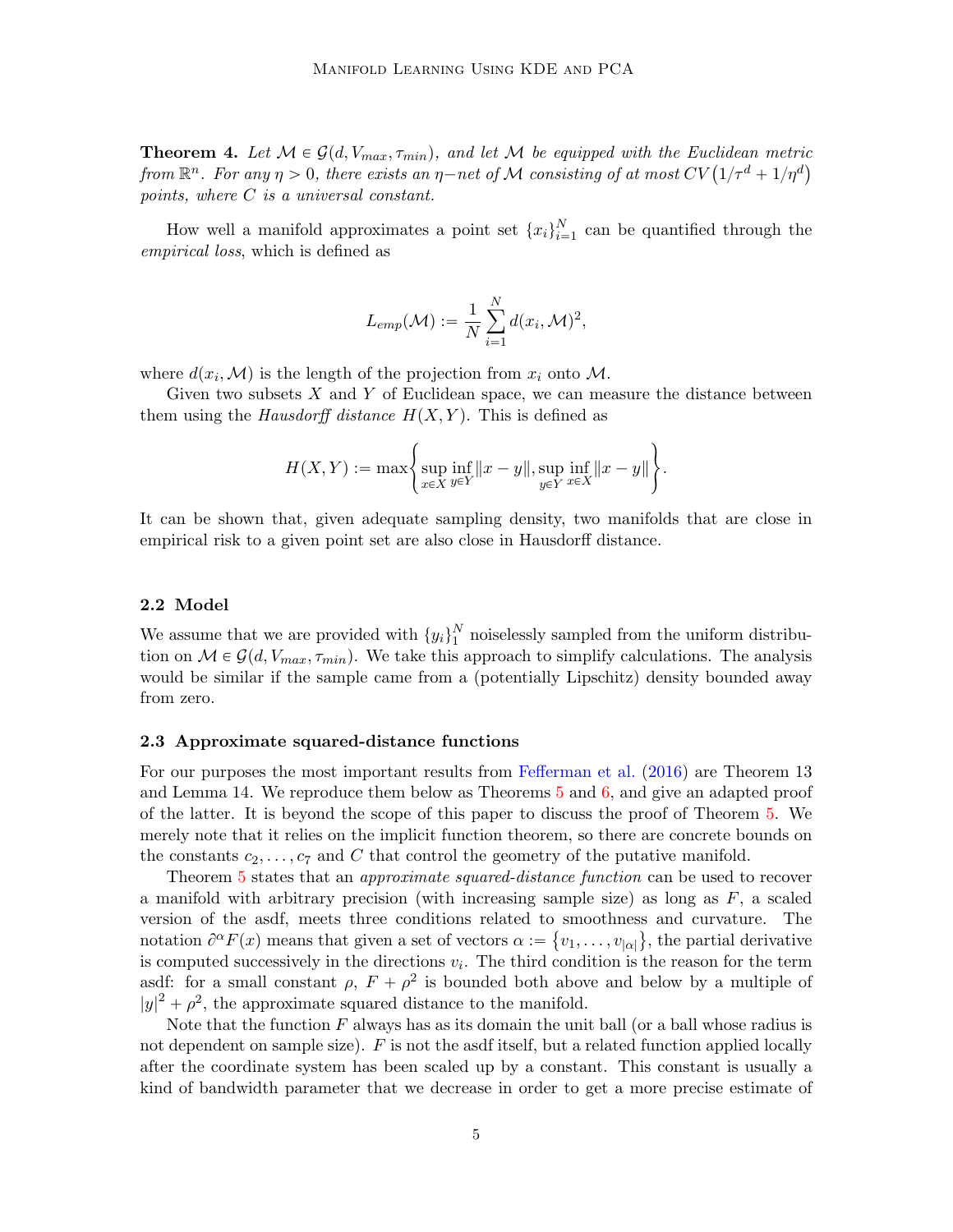**Theorem 4.** *Let $\mathcal{M} \in \mathcal{G}(d, V_{max}, \tau_{min})$, and let $\mathcal{M}$ be equipped with the Euclidean metric from $\mathbb{R}^n$. For any $\eta > 0$, there exists an $\eta-$net of $\mathcal{M}$ consisting of at most $CV\left(1/\tau^d + 1/\eta^d\right)$ points, where $C$ is a universal constant.*

How well a manifold approximates a point set $\{x_i\}_{i=1}^N$ can be quantified through the *empirical loss*, which is defined as

$$L_{emp}(\mathcal{M}) := \frac{1}{N}\sum_{i=1}^{N} d(x_i, \mathcal{M})^2,$$

where $d(x_i, \mathcal{M})$ is the length of the projection from $x_i$ onto $\mathcal{M}$.

Given two subsets $X$ and $Y$ of Euclidean space, we can measure the distance between them using the *Hausdorff distance* $H(X, Y)$. This is defined as

$$H(X, Y) := \max\left\{\sup_{x \in X}\inf_{y \in Y}\|x - y\|, \sup_{y \in Y}\inf_{x \in X}\|x - y\|\right\}.$$

It can be shown that, given adequate sampling density, two manifolds that are close in empirical risk to a given point set are also close in Hausdorff distance.

## 2.2 Model

We assume that we are provided with $\{y_i\}_1^N$ noiselessly sampled from the uniform distribution on $\mathcal{M} \in \mathcal{G}(d, V_{max}, \tau_{min})$. We take this approach to simplify calculations. The analysis would be similar if the sample came from a (potentially Lipschitz) density bounded away from zero.

## 2.3 Approximate squared-distance functions

For our purposes the most important results from Fefferman et al. (2016) are Theorem 13 and Lemma 14. We reproduce them below as Theorems 5 and 6, and give an adapted proof of the latter. It is beyond the scope of this paper to discuss the proof of Theorem 5. We merely note that it relies on the implicit function theorem, so there are concrete bounds on the constants $c_2, \ldots, c_7$ and $C$ that control the geometry of the putative manifold.

Theorem 5 states that an *approximate squared-distance function* can be used to recover a manifold with arbitrary precision (with increasing sample size) as long as $F$, a scaled version of the asdf, meets three conditions related to smoothness and curvature. The notation $\partial^\alpha F(x)$ means that given a set of vectors $\alpha := \left\{v_1, \ldots, v_{|\alpha|}\right\}$, the partial derivative is computed successively in the directions $v_i$. The third condition is the reason for the term asdf: for a small constant $\rho$, $F + \rho^2$ is bounded both above and below by a multiple of $|y|^2 + \rho^2$, the approximate squared distance to the manifold.

Note that the function $F$ always has as its domain the unit ball (or a ball whose radius is not dependent on sample size). $F$ is not the asdf itself, but a related function applied locally after the coordinate system has been scaled up by a constant. This constant is usually a kind of bandwidth parameter that we decrease in order to get a more precise estimate of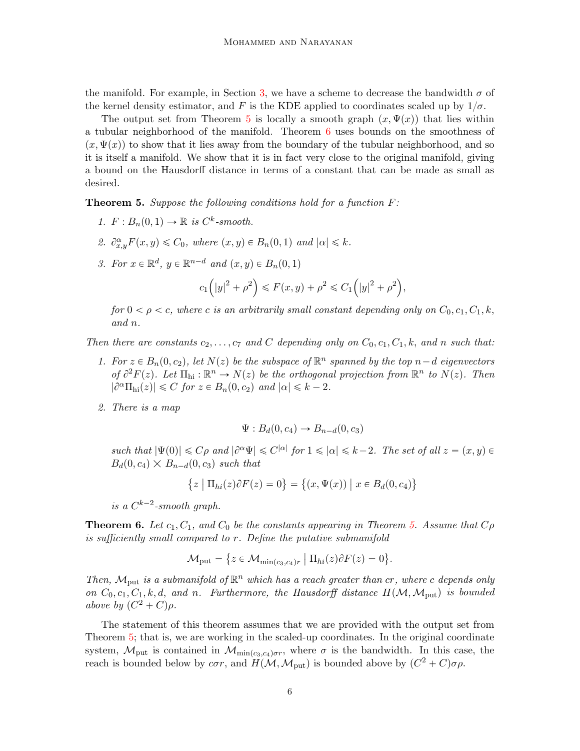the manifold. For example, in Section 3, we have a scheme to decrease the bandwidth $\sigma$ of the kernel density estimator, and $F$ is the KDE applied to coordinates scaled up by $1/\sigma$.

The output set from Theorem 5 is locally a smooth graph $(x, \Psi(x))$ that lies within a tubular neighborhood of the manifold. Theorem 6 uses bounds on the smoothness of $(x, \Psi(x))$ to show that it lies away from the boundary of the tubular neighborhood, and so it is itself a manifold. We show that it is in fact very close to the original manifold, giving a bound on the Hausdorff distance in terms of a constant that can be made as small as desired.

**Theorem 5.** *Suppose the following conditions hold for a function $F$:*

1. *$F : B_n(0,1) \to \mathbb{R}$ is $C^k$-smooth.*
2. *$\partial^\alpha_{x,y} F(x,y) \leqslant C_0$, where $(x,y) \in B_n(0,1)$ and $|\alpha| \leqslant k$.*
3. *For $x \in \mathbb{R}^d$, $y \in \mathbb{R}^{n-d}$ and $(x,y) \in B_n(0,1)$*

$$c_1\Big(|y|^2 + \rho^2\Big) \leqslant F(x,y) + \rho^2 \leqslant C_1\Big(|y|^2 + \rho^2\Big),$$

*for $0 < \rho < c$, where $c$ is an arbitrarily small constant depending only on $C_0, c_1, C_1, k$, and $n$.*

*Then there are constants $c_2, \ldots, c_7$ and $C$ depending only on $C_0, c_1, C_1, k$, and $n$ such that:*

1. *For $z \in B_n(0, c_2)$, let $N(z)$ be the subspace of $\mathbb{R}^n$ spanned by the top $n-d$ eigenvectors of $\partial^2 F(z)$. Let $\Pi_{\text{hi}} : \mathbb{R}^n \to N(z)$ be the orthogonal projection from $\mathbb{R}^n$ to $N(z)$. Then $|\partial^\alpha \Pi_{\text{hi}}(z)| \leqslant C$ for $z \in B_n(0, c_2)$ and $|\alpha| \leqslant k-2$.*
2. *There is a map*

$$\Psi : B_d(0, c_4) \to B_{n-d}(0, c_3)$$

*such that $|\Psi(0)| \leqslant C\rho$ and $|\partial^\alpha \Psi| \leqslant C^{|\alpha|}$ for $1 \leqslant |\alpha| \leqslant k-2$. The set of all $z = (x,y) \in B_d(0, c_4) \times B_{n-d}(0, c_3)$ such that*

$$\big\{ z \mid \Pi_{hi}(z) \partial F(z) = 0 \big\} = \big\{ (x, \Psi(x)) \mid x \in B_d(0, c_4) \big\}$$

*is a $C^{k-2}$-smooth graph.*

**Theorem 6.** *Let $c_1, C_1$, and $C_0$ be the constants appearing in Theorem 5. Assume that $C\rho$ is sufficiently small compared to $r$. Define the putative submanifold*

$$\mathcal{M}_{\text{put}} = \big\{ z \in \mathcal{M}_{\min(c_3, c_4) r} \mid \Pi_{hi}(z) \partial F(z) = 0 \big\}.$$

*Then, $\mathcal{M}_{\text{put}}$ is a submanifold of $\mathbb{R}^n$ which has a reach greater than $cr$, where $c$ depends only on $C_0, c_1, C_1, k, d$, and $n$. Furthermore, the Hausdorff distance $H(\mathcal{M}, \mathcal{M}_{\text{put}})$ is bounded above by $(C^2 + C)\rho$.*

The statement of this theorem assumes that we are provided with the output set from Theorem 5; that is, we are working in the scaled-up coordinates. In the original coordinate system, $\mathcal{M}_{\text{put}}$ is contained in $\mathcal{M}_{\min(c_3, c_4)\sigma r}$, where $\sigma$ is the bandwidth. In this case, the reach is bounded below by $c\sigma r$, and $H(\mathcal{M}, \mathcal{M}_{\text{put}})$ is bounded above by $(C^2 + C)\sigma\rho$.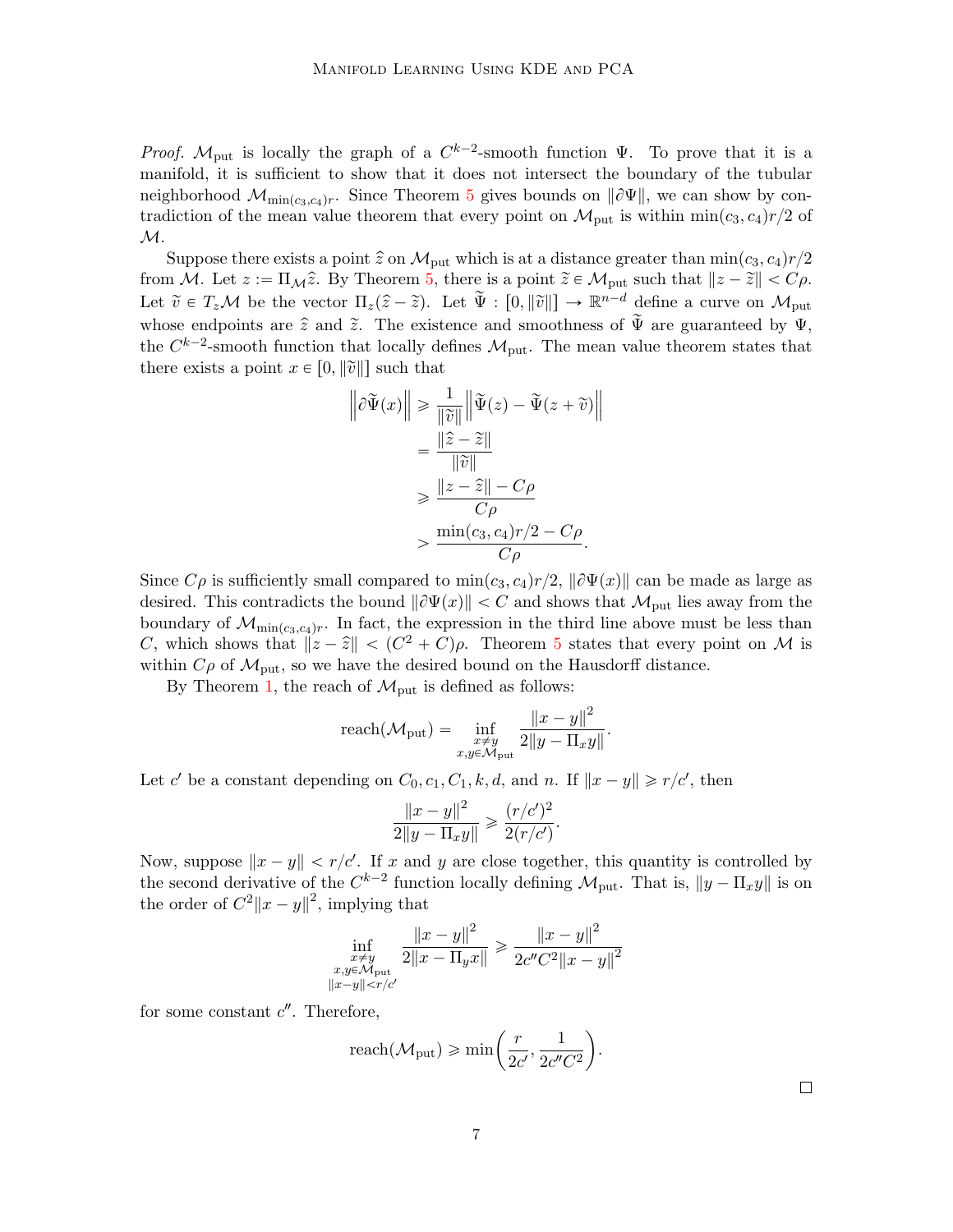*Proof.* $\mathcal{M}_{\text{put}}$ is locally the graph of a $C^{k-2}$-smooth function $\Psi$. To prove that it is a manifold, it is sufficient to show that it does not intersect the boundary of the tubular neighborhood $\mathcal{M}_{\min(c_3,c_4)r}$. Since Theorem 5 gives bounds on $\|\partial\Psi\|$, we can show by contradiction of the mean value theorem that every point on $\mathcal{M}_{\text{put}}$ is within $\min(c_3, c_4)r/2$ of $\mathcal{M}$.

Suppose there exists a point $\hat{z}$ on $\mathcal{M}_{\text{put}}$ which is at a distance greater than $\min(c_3, c_4)r/2$ from $\mathcal{M}$. Let $z := \Pi_{\mathcal{M}}\hat{z}$. By Theorem 5, there is a point $\tilde{z} \in \mathcal{M}_{\text{put}}$ such that $\|z - \tilde{z}\| < C\rho$. Let $\tilde{v} \in T_z\mathcal{M}$ be the vector $\Pi_z(\hat{z} - \tilde{z})$. Let $\tilde{\Psi} : [0, \|\tilde{v}\|] \to \mathbb{R}^{n-d}$ define a curve on $\mathcal{M}_{\text{put}}$ whose endpoints are $\hat{z}$ and $\tilde{z}$. The existence and smoothness of $\tilde{\Psi}$ are guaranteed by $\Psi$, the $C^{k-2}$-smooth function that locally defines $\mathcal{M}_{\text{put}}$. The mean value theorem states that there exists a point $x \in [0, \|\tilde{v}\|]$ such that

$$
\begin{aligned}
\left\|\partial\tilde{\Psi}(x)\right\| &\geq \frac{1}{\|\tilde{v}\|}\left\|\tilde{\Psi}(z) - \tilde{\Psi}(z + \tilde{v})\right\| \\
&= \frac{\|\hat{z} - \tilde{z}\|}{\|\tilde{v}\|} \\
&\geq \frac{\|z - \hat{z}\| - C\rho}{C\rho} \\
&> \frac{\min(c_3, c_4)r/2 - C\rho}{C\rho}.
\end{aligned}
$$

Since $C\rho$ is sufficiently small compared to $\min(c_3, c_4)r/2$, $\|\partial\Psi(x)\|$ can be made as large as desired. This contradicts the bound $\|\partial\Psi(x)\| < C$ and shows that $\mathcal{M}_{\text{put}}$ lies away from the boundary of $\mathcal{M}_{\min(c_3,c_4)r}$. In fact, the expression in the third line above must be less than $C$, which shows that $\|z - \hat{z}\| < (C^2 + C)\rho$. Theorem 5 states that every point on $\mathcal{M}$ is within $C\rho$ of $\mathcal{M}_{\text{put}}$, so we have the desired bound on the Hausdorff distance.

By Theorem 1, the reach of $\mathcal{M}_{\text{put}}$ is defined as follows:

$$
\text{reach}(\mathcal{M}_{\text{put}}) = \inf_{\substack{x \neq y \\ x,y \in \mathcal{M}_{\text{put}}}} \frac{\|x - y\|^2}{2\|y - \Pi_x y\|}.
$$

Let $c'$ be a constant depending on $C_0, c_1, C_1, k, d$, and $n$. If $\|x - y\| \geq r/c'$, then

$$
\frac{\|x - y\|^2}{2\|y - \Pi_x y\|} \geq \frac{(r/c')^2}{2(r/c')}.
$$

Now, suppose $\|x - y\| < r/c'$. If $x$ and $y$ are close together, this quantity is controlled by the second derivative of the $C^{k-2}$ function locally defining $\mathcal{M}_{\text{put}}$. That is, $\|y - \Pi_x y\|$ is on the order of $C^2\|x - y\|^2$, implying that

$$
\inf_{\substack{x \neq y \\ x,y \in \mathcal{M}_{\text{put}} \\ \|x-y\| < r/c'}} \frac{\|x - y\|^2}{2\|x - \Pi_y x\|} \geq \frac{\|x - y\|^2}{2c''C^2\|x - y\|^2}
$$

for some constant $c''$. Therefore,

$$
\text{reach}(\mathcal{M}_{\text{put}}) \geq \min\left(\frac{r}{2c'}, \frac{1}{2c''C^2}\right).
$$

□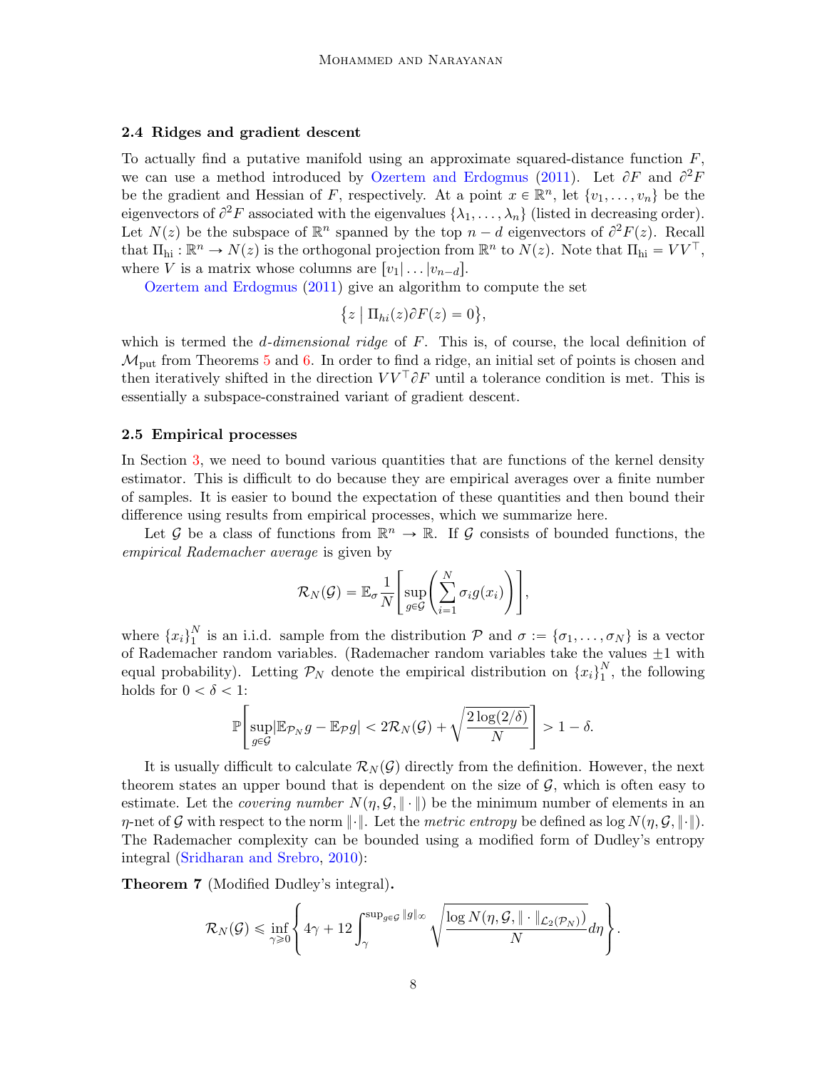### 2.4 Ridges and gradient descent

To actually find a putative manifold using an approximate squared-distance function $F$, we can use a method introduced by Ozertem and Erdogmus (2011). Let $\partial F$ and $\partial^2 F$ be the gradient and Hessian of $F$, respectively. At a point $x \in \mathbb{R}^n$, let $\{v_1, \ldots, v_n\}$ be the eigenvectors of $\partial^2 F$ associated with the eigenvalues $\{\lambda_1, \ldots, \lambda_n\}$ (listed in decreasing order). Let $N(z)$ be the subspace of $\mathbb{R}^n$ spanned by the top $n-d$ eigenvectors of $\partial^2 F(z)$. Recall that $\Pi_{\mathrm{hi}} : \mathbb{R}^n \to N(z)$ is the orthogonal projection from $\mathbb{R}^n$ to $N(z)$. Note that $\Pi_{\mathrm{hi}} = VV^\top$, where $V$ is a matrix whose columns are $[v_1| \ldots |v_{n-d}]$.

Ozertem and Erdogmus (2011) give an algorithm to compute the set

$$\left\{ z \mid \Pi_{hi}(z) \partial F(z) = 0 \right\},$$

which is termed the *d-dimensional ridge* of $F$. This is, of course, the local definition of $\mathcal{M}_{\mathrm{put}}$ from Theorems 5 and 6. In order to find a ridge, an initial set of points is chosen and then iteratively shifted in the direction $VV^\top \partial F$ until a tolerance condition is met. This is essentially a subspace-constrained variant of gradient descent.

### 2.5 Empirical processes

In Section 3, we need to bound various quantities that are functions of the kernel density estimator. This is difficult to do because they are empirical averages over a finite number of samples. It is easier to bound the expectation of these quantities and then bound their difference using results from empirical processes, which we summarize here.

Let $\mathcal{G}$ be a class of functions from $\mathbb{R}^n \to \mathbb{R}$. If $\mathcal{G}$ consists of bounded functions, the *empirical Rademacher average* is given by

$$\mathcal{R}_N(\mathcal{G}) = \mathbb{E}_\sigma \frac{1}{N} \left[ \sup_{g \in \mathcal{G}} \left( \sum_{i=1}^N \sigma_i g(x_i) \right) \right],$$

where $\{x_i\}_1^N$ is an i.i.d. sample from the distribution $\mathcal{P}$ and $\sigma := \{\sigma_1, \ldots, \sigma_N\}$ is a vector of Rademacher random variables. (Rademacher random variables take the values $\pm 1$ with equal probability). Letting $\mathcal{P}_N$ denote the empirical distribution on $\{x_i\}_1^N$, the following holds for $0 < \delta < 1$:

$$\mathbb{P}\left[ \sup_{g \in \mathcal{G}} |\mathbb{E}_{\mathcal{P}_N} g - \mathbb{E}_{\mathcal{P}} g| < 2\mathcal{R}_N(\mathcal{G}) + \sqrt{\frac{2 \log(2/\delta)}{N}} \right] > 1 - \delta.$$

It is usually difficult to calculate $\mathcal{R}_N(\mathcal{G})$ directly from the definition. However, the next theorem states an upper bound that is dependent on the size of $\mathcal{G}$, which is often easy to estimate. Let the *covering number* $N(\eta, \mathcal{G}, \|\cdot\|)$ be the minimum number of elements in an $\eta$-net of $\mathcal{G}$ with respect to the norm $\|\cdot\|$. Let the *metric entropy* be defined as $\log N(\eta, \mathcal{G}, \|\cdot\|)$. The Rademacher complexity can be bounded using a modified form of Dudley's entropy integral (Sridharan and Srebro, 2010):

**Theorem 7** (Modified Dudley's integral)**.**

$$\mathcal{R}_N(\mathcal{G}) \leqslant \inf_{\gamma \geqslant 0} \left\{ 4\gamma + 12 \int_\gamma^{\sup_{g \in \mathcal{G}} \|g\|_\infty} \sqrt{\frac{\log N(\eta, \mathcal{G}, \|\cdot\|_{\mathcal{L}_2(\mathcal{P}_N)})}{N}} d\eta \right\}.$$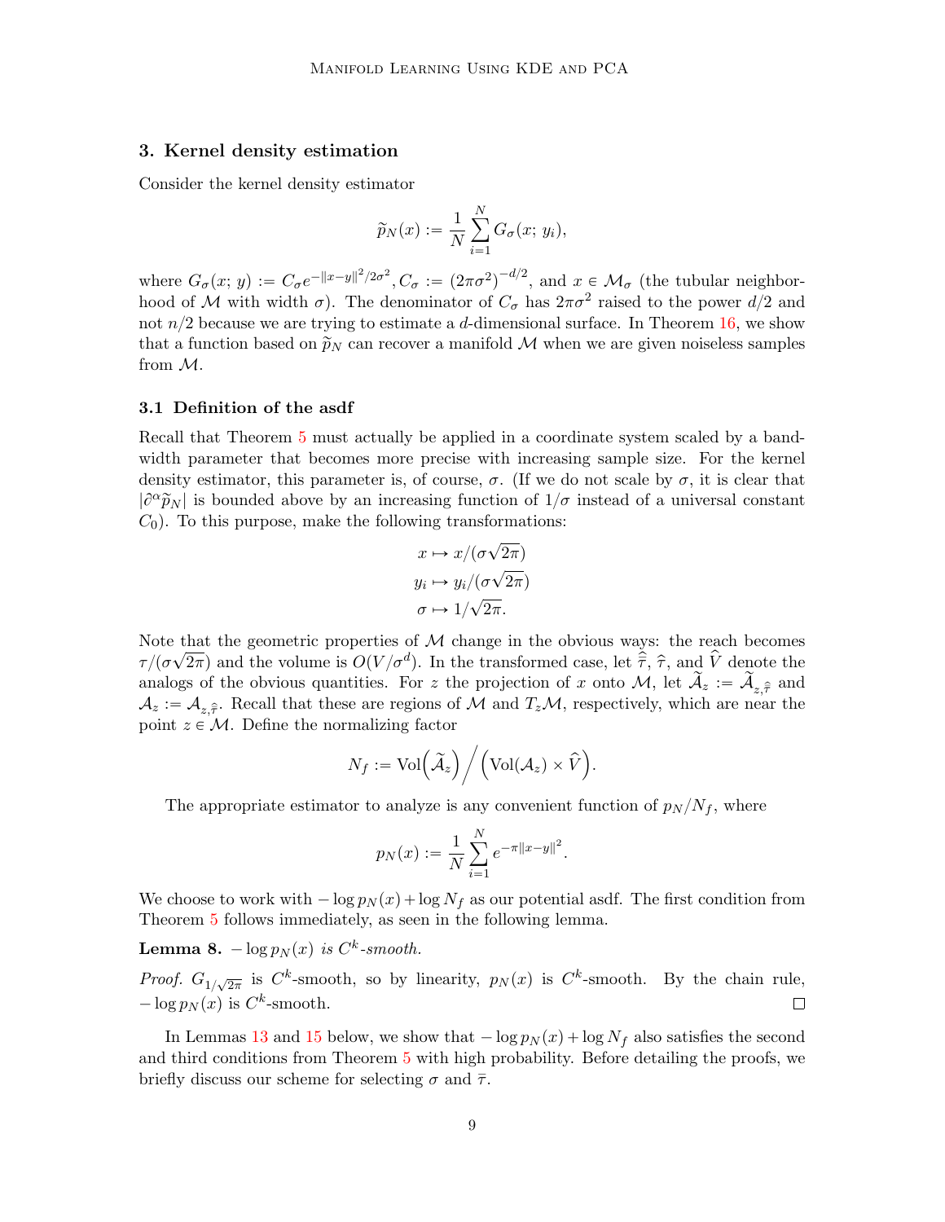## 3. Kernel density estimation

Consider the kernel density estimator

$$\widetilde{p}_N(x) := \frac{1}{N}\sum_{i=1}^{N} G_\sigma(x;\, y_i),$$

where $G_\sigma(x;\, y) := C_\sigma e^{-\|x-y\|^2/2\sigma^2}, C_\sigma := (2\pi\sigma^2)^{-d/2}$, and $x \in \mathcal{M}_\sigma$ (the tubular neighborhood of $\mathcal{M}$ with width $\sigma$). The denominator of $C_\sigma$ has $2\pi\sigma^2$ raised to the power $d/2$ and not $n/2$ because we are trying to estimate a $d$-dimensional surface. In Theorem 16, we show that a function based on $\widetilde{p}_N$ can recover a manifold $\mathcal{M}$ when we are given noiseless samples from $\mathcal{M}$.

### 3.1 Definition of the asdf

Recall that Theorem 5 must actually be applied in a coordinate system scaled by a bandwidth parameter that becomes more precise with increasing sample size. For the kernel density estimator, this parameter is, of course, $\sigma$. (If we do not scale by $\sigma$, it is clear that $|\partial^\alpha \widetilde{p}_N|$ is bounded above by an increasing function of $1/\sigma$ instead of a universal constant $C_0$). To this purpose, make the following transformations:

$$x \mapsto x/(\sigma\sqrt{2\pi})$$
$$y_i \mapsto y_i/(\sigma\sqrt{2\pi})$$
$$\sigma \mapsto 1/\sqrt{2\pi}.$$

Note that the geometric properties of $\mathcal{M}$ change in the obvious ways: the reach becomes $\tau/(\sigma\sqrt{2\pi})$ and the volume is $O(V/\sigma^d)$. In the transformed case, let $\hat{\bar{\tau}}$, $\hat{\tau}$, and $\widehat{V}$ denote the analogs of the obvious quantities. For $z$ the projection of $x$ onto $\mathcal{M}$, let $\widetilde{\mathcal{A}}_z := \widetilde{\mathcal{A}}_{z,\hat{\bar{\tau}}}$ and $\mathcal{A}_z := \mathcal{A}_{z,\hat{\bar{\tau}}}$. Recall that these are regions of $\mathcal{M}$ and $T_z\mathcal{M}$, respectively, which are near the point $z \in \mathcal{M}$. Define the normalizing factor

$$N_f := \operatorname{Vol}\!\left(\widetilde{\mathcal{A}}_z\right) \Big/ \left(\operatorname{Vol}(\mathcal{A}_z) \times \widehat{V}\right).$$

The appropriate estimator to analyze is any convenient function of $p_N/N_f$, where

$$p_N(x) := \frac{1}{N}\sum_{i=1}^{N} e^{-\pi\|x-y\|^2}.$$

We choose to work with $-\log p_N(x) + \log N_f$ as our potential asdf. The first condition from Theorem 5 follows immediately, as seen in the following lemma.

**Lemma 8.** *$-\log p_N(x)$ is $C^k$-smooth.*

*Proof.* $G_{1/\sqrt{2\pi}}$ is $C^k$-smooth, so by linearity, $p_N(x)$ is $C^k$-smooth. By the chain rule, $-\log p_N(x)$ is $C^k$-smooth. $\square$

In Lemmas 13 and 15 below, we show that $-\log p_N(x) + \log N_f$ also satisfies the second and third conditions from Theorem 5 with high probability. Before detailing the proofs, we briefly discuss our scheme for selecting $\sigma$ and $\bar{\tau}$.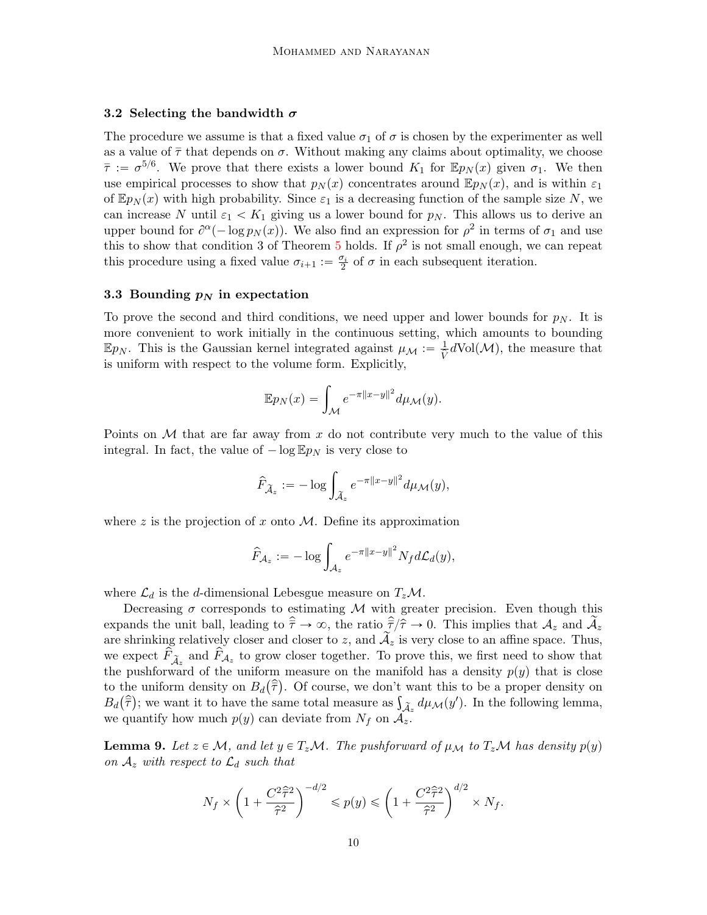### 3.2 Selecting the bandwidth $\sigma$

The procedure we assume is that a fixed value $\sigma_1$ of $\sigma$ is chosen by the experimenter as well as a value of $\bar{\tau}$ that depends on $\sigma$. Without making any claims about optimality, we choose $\bar{\tau} := \sigma^{5/6}$. We prove that there exists a lower bound $K_1$ for $\mathbb{E}p_N(x)$ given $\sigma_1$. We then use empirical processes to show that $p_N(x)$ concentrates around $\mathbb{E}p_N(x)$, and is within $\varepsilon_1$ of $\mathbb{E}p_N(x)$ with high probability. Since $\varepsilon_1$ is a decreasing function of the sample size $N$, we can increase $N$ until $\varepsilon_1 < K_1$ giving us a lower bound for $p_N$. This allows us to derive an upper bound for $\partial^\alpha(-\log p_N(x))$. We also find an expression for $\rho^2$ in terms of $\sigma_1$ and use this to show that condition 3 of Theorem 5 holds. If $\rho^2$ is not small enough, we can repeat this procedure using a fixed value $\sigma_{i+1} := \frac{\sigma_i}{2}$ of $\sigma$ in each subsequent iteration.

### 3.3 Bounding $p_N$ in expectation

To prove the second and third conditions, we need upper and lower bounds for $p_N$. It is more convenient to work initially in the continuous setting, which amounts to bounding $\mathbb{E}p_N$. This is the Gaussian kernel integrated against $\mu_{\mathcal{M}} := \frac{1}{V} d\mathrm{Vol}(\mathcal{M})$, the measure that is uniform with respect to the volume form. Explicitly,

$$\mathbb{E}p_N(x) = \int_{\mathcal{M}} e^{-\pi\|x-y\|^2} d\mu_{\mathcal{M}}(y).$$

Points on $\mathcal{M}$ that are far away from $x$ do not contribute very much to the value of this integral. In fact, the value of $-\log \mathbb{E}p_N$ is very close to

$$\widehat{F}_{\widetilde{\mathcal{A}}_z} := -\log \int_{\widetilde{\mathcal{A}}_z} e^{-\pi\|x-y\|^2} d\mu_{\mathcal{M}}(y),$$

where $z$ is the projection of $x$ onto $\mathcal{M}$. Define its approximation

$$\widehat{F}_{\mathcal{A}_z} := -\log \int_{\mathcal{A}_z} e^{-\pi\|x-y\|^2} N_f d\mathcal{L}_d(y),$$

where $\mathcal{L}_d$ is the $d$-dimensional Lebesgue measure on $T_z\mathcal{M}$.

Decreasing $\sigma$ corresponds to estimating $\mathcal{M}$ with greater precision. Even though this expands the unit ball, leading to $\hat{\hat{\tau}} \to \infty$, the ratio $\hat{\hat{\tau}}/\hat{\tau} \to 0$. This implies that $\mathcal{A}_z$ and $\widetilde{\mathcal{A}}_z$ are shrinking relatively closer and closer to $z$, and $\widetilde{\mathcal{A}}_z$ is very close to an affine space. Thus, we expect $\widehat{F}_{\widetilde{\mathcal{A}}_z}$ and $\widehat{F}_{\mathcal{A}_z}$ to grow closer together. To prove this, we first need to show that the pushforward of the uniform measure on the manifold has a density $p(y)$ that is close to the uniform density on $B_d(\hat{\hat{\tau}})$. Of course, we don't want this to be a proper density on $B_d(\hat{\hat{\tau}})$; we want it to have the same total measure as $\int_{\widetilde{\mathcal{A}}_z} d\mu_{\mathcal{M}}(y')$. In the following lemma, we quantify how much $p(y)$ can deviate from $N_f$ on $\mathcal{A}_z$.

**Lemma 9.** *Let $z \in \mathcal{M}$, and let $y \in T_z\mathcal{M}$. The pushforward of $\mu_{\mathcal{M}}$ to $T_z\mathcal{M}$ has density $p(y)$ on $\mathcal{A}_z$ with respect to $\mathcal{L}_d$ such that*

$$N_f \times \left(1 + \frac{C^2\hat{\hat{\tau}}^2}{\hat{\tau}^2}\right)^{-d/2} \leqslant p(y) \leqslant \left(1 + \frac{C^2\hat{\hat{\tau}}^2}{\hat{\tau}^2}\right)^{d/2} \times N_f.$$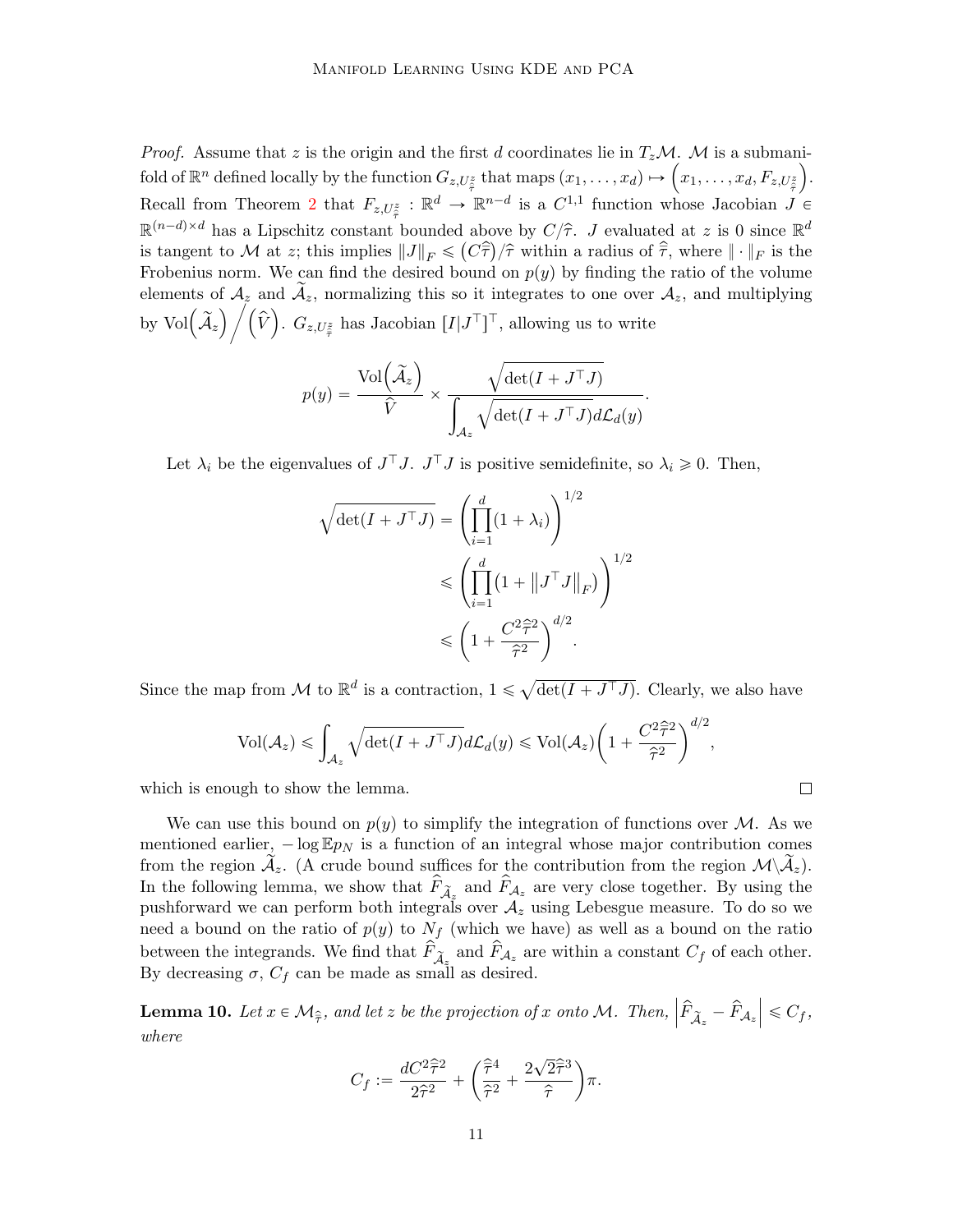*Proof.* Assume that $z$ is the origin and the first $d$ coordinates lie in $T_z\mathcal{M}$. $\mathcal{M}$ is a submanifold of $\mathbb{R}^n$ defined locally by the function $G_{z,U^z_{\hat{\hat{\tau}}}}$ that maps $(x_1,\ldots,x_d) \mapsto \left(x_1,\ldots,x_d, F_{z,U^z_{\hat{\hat{\tau}}}}\right)$. Recall from Theorem 2 that $F_{z,U^z_{\hat{\hat{\tau}}}} : \mathbb{R}^d \to \mathbb{R}^{n-d}$ is a $C^{1,1}$ function whose Jacobian $J \in \mathbb{R}^{(n-d)\times d}$ has a Lipschitz constant bounded above by $C/\hat{\tau}$. $J$ evaluated at $z$ is 0 since $\mathbb{R}^d$ is tangent to $\mathcal{M}$ at $z$; this implies $\|J\|_F \leqslant \left(C\hat{\hat{\tau}}\right)/\hat{\tau}$ within a radius of $\hat{\hat{\tau}}$, where $\|\cdot\|_F$ is the Frobenius norm. We can find the desired bound on $p(y)$ by finding the ratio of the volume elements of $\mathcal{A}_z$ and $\widetilde{\mathcal{A}}_z$, normalizing this so it integrates to one over $\mathcal{A}_z$, and multiplying by $\mathrm{Vol}\left(\widetilde{\mathcal{A}}_z\right) \Big/ \left(\widehat{V}\right)$. $G_{z,U^z_{\hat{\hat{\tau}}}}$ has Jacobian $[I|J^\top]^\top$, allowing us to write

$$
p(y) = \frac{\mathrm{Vol}\left(\widetilde{\mathcal{A}}_z\right)}{\widehat{V}} \times \frac{\sqrt{\det(I + J^\top J)}}{\displaystyle\int_{\mathcal{A}_z} \sqrt{\det(I + J^\top J)} d\mathcal{L}_d(y)}.
$$

Let $\lambda_i$ be the eigenvalues of $J^\top J$. $J^\top J$ is positive semidefinite, so $\lambda_i \geqslant 0$. Then,

$$
\begin{aligned}
\sqrt{\det(I + J^\top J)} &= \left(\prod_{i=1}^{d}(1+\lambda_i)\right)^{1/2} \\
&\leqslant \left(\prod_{i=1}^{d}\left(1 + \left\|J^\top J\right\|_F\right)\right)^{1/2} \\
&\leqslant \left(1 + \frac{C^2\hat{\hat{\tau}}^2}{\hat{\tau}^2}\right)^{d/2}.
\end{aligned}
$$

Since the map from $\mathcal{M}$ to $\mathbb{R}^d$ is a contraction, $1 \leqslant \sqrt{\det(I + J^\top J)}$. Clearly, we also have

$$
\mathrm{Vol}(\mathcal{A}_z) \leqslant \int_{\mathcal{A}_z} \sqrt{\det(I + J^\top J)} d\mathcal{L}_d(y) \leqslant \mathrm{Vol}(\mathcal{A}_z)\left(1 + \frac{C^2\hat{\hat{\tau}}^2}{\hat{\tau}^2}\right)^{d/2},
$$

which is enough to show the lemma. $\square$

We can use this bound on $p(y)$ to simplify the integration of functions over $\mathcal{M}$. As we mentioned earlier, $-\log \mathbb{E}p_N$ is a function of an integral whose major contribution comes from the region $\widetilde{\mathcal{A}}_z$. (A crude bound suffices for the contribution from the region $\mathcal{M}\backslash\widetilde{\mathcal{A}}_z$). In the following lemma, we show that $\widehat{F}_{\widetilde{\mathcal{A}}_z}$ and $\widehat{F}_{\mathcal{A}_z}$ are very close together. By using the pushforward we can perform both integrals over $\mathcal{A}_z$ using Lebesgue measure. To do so we need a bound on the ratio of $p(y)$ to $N_f$ (which we have) as well as a bound on the ratio between the integrands. We find that $\widehat{F}_{\widetilde{\mathcal{A}}_z}$ and $\widehat{F}_{\mathcal{A}_z}$ are within a constant $C_f$ of each other. By decreasing $\sigma$, $C_f$ can be made as small as desired.

**Lemma 10.** *Let $x \in \mathcal{M}_{\hat{\tau}}$, and let $z$ be the projection of $x$ onto $\mathcal{M}$. Then, $\left|\widehat{F}_{\widetilde{\mathcal{A}}_z} - \widehat{F}_{\mathcal{A}_z}\right| \leqslant C_f$, where*

$$
C_f := \frac{dC^2\hat{\hat{\tau}}^2}{2\hat{\tau}^2} + \left(\frac{\hat{\hat{\tau}}^4}{\hat{\tau}^2} + \frac{2\sqrt{2}\hat{\hat{\tau}}^3}{\hat{\tau}}\right)\pi.
$$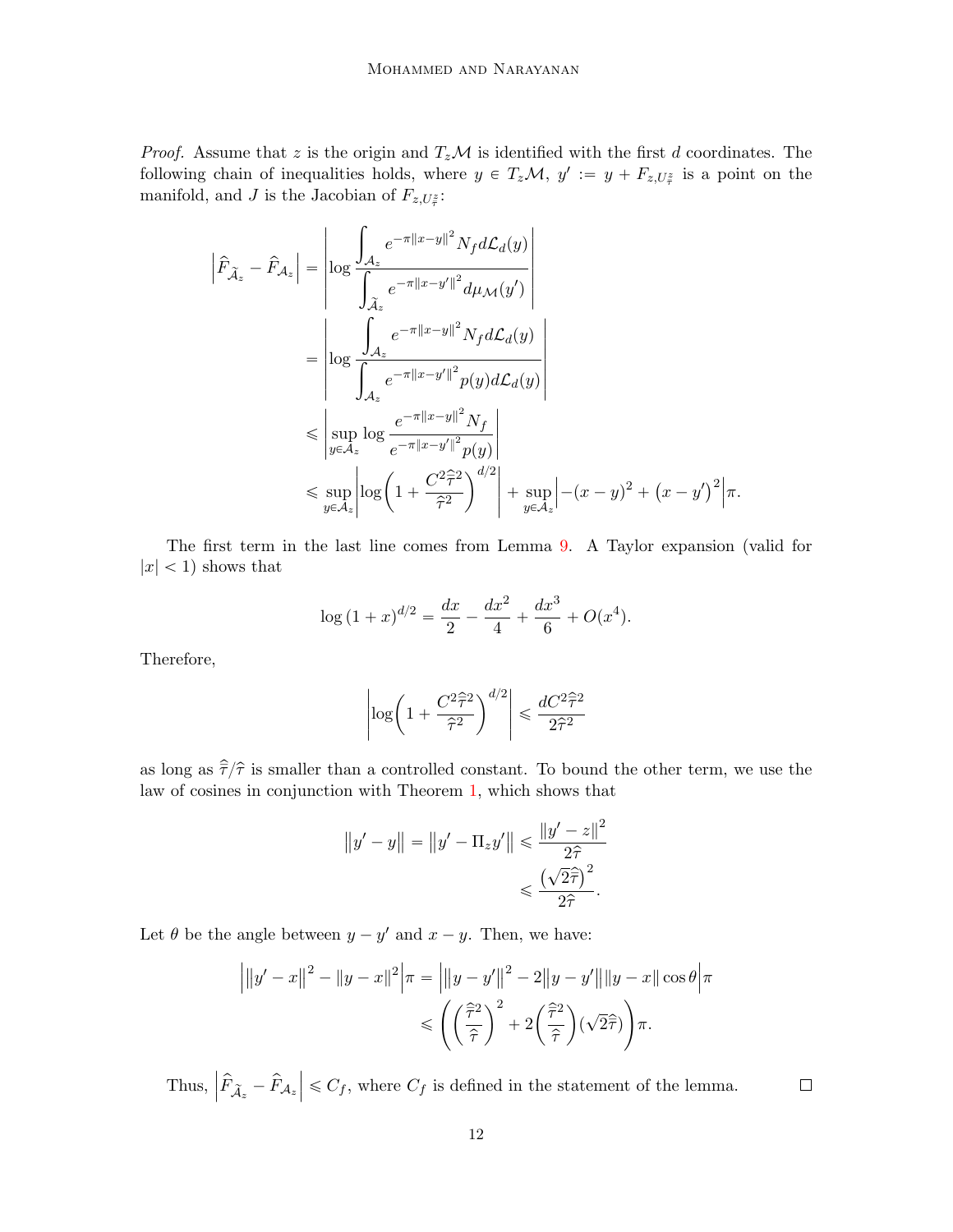*Proof.* Assume that $z$ is the origin and $T_z\mathcal{M}$ is identified with the first $d$ coordinates. The following chain of inequalities holds, where $y \in T_z\mathcal{M}$, $y' := y + F_{z,U^z_{\hat{\tau}}}$ is a point on the manifold, and $J$ is the Jacobian of $F_{z,U^z_{\hat{\tau}}}$:

$$
\begin{aligned}
\left|\widehat{F}_{\widetilde{\mathcal{A}}_z} - \widehat{F}_{\mathcal{A}_z}\right| &= \left|\log \frac{\int_{\mathcal{A}_z} e^{-\pi\|x-y\|^2} N_f d\mathcal{L}_d(y)}{\int_{\widetilde{\mathcal{A}}_z} e^{-\pi\|x-y'\|^2} d\mu_{\mathcal{M}}(y')}\right| \\
&= \left|\log \frac{\int_{\mathcal{A}_z} e^{-\pi\|x-y\|^2} N_f d\mathcal{L}_d(y)}{\int_{\mathcal{A}_z} e^{-\pi\|x-y'\|^2} p(y) d\mathcal{L}_d(y)}\right| \\
&\leqslant \left|\sup_{y\in\mathcal{A}_z} \log \frac{e^{-\pi\|x-y\|^2} N_f}{e^{-\pi\|x-y'\|^2} p(y)}\right| \\
&\leqslant \sup_{y\in\mathcal{A}_z} \left|\log\left(1 + \frac{C^2\hat{\hat{\tau}}^2}{\hat{\tau}^2}\right)^{d/2}\right| + \sup_{y\in\mathcal{A}_z} \left|-(x-y)^2 + (x-y')^2\right|\pi.
\end{aligned}
$$

The first term in the last line comes from Lemma 9. A Taylor expansion (valid for $|x| < 1$) shows that

$$
\log(1+x)^{d/2} = \frac{dx}{2} - \frac{dx^2}{4} + \frac{dx^3}{6} + O(x^4).
$$

Therefore,

$$
\left|\log\left(1 + \frac{C^2\hat{\hat{\tau}}^2}{\hat{\tau}^2}\right)^{d/2}\right| \leqslant \frac{dC^2\hat{\hat{\tau}}^2}{2\hat{\tau}^2}
$$

as long as $\hat{\hat{\tau}}/\hat{\tau}$ is smaller than a controlled constant. To bound the other term, we use the law of cosines in conjunction with Theorem 1, which shows that

$$
\begin{aligned}
\|y'-y\| = \|y' - \Pi_z y'\| &\leqslant \frac{\|y'-z\|^2}{2\hat{\tau}} \\
&\leqslant \frac{\left(\sqrt{2}\hat{\hat{\tau}}\right)^2}{2\hat{\tau}}.
\end{aligned}
$$

Let $\theta$ be the angle between $y - y'$ and $x - y$. Then, we have:

$$
\begin{aligned}
\left|\|y'-x\|^2 - \|y-x\|^2\right|\pi &= \left|\|y-y'\|^2 - 2\|y-y'\|\|y-x\|\cos\theta\right|\pi \\
&\leqslant \left(\left(\frac{\hat{\hat{\tau}}^2}{\hat{\tau}}\right)^2 + 2\left(\frac{\hat{\hat{\tau}}^2}{\hat{\tau}}\right)(\sqrt{2}\hat{\hat{\tau}})\right)\pi.
\end{aligned}
$$

Thus, $\left|\widehat{F}_{\widetilde{\mathcal{A}}_z} - \widehat{F}_{\mathcal{A}_z}\right| \leqslant C_f$, where $C_f$ is defined in the statement of the lemma. $\square$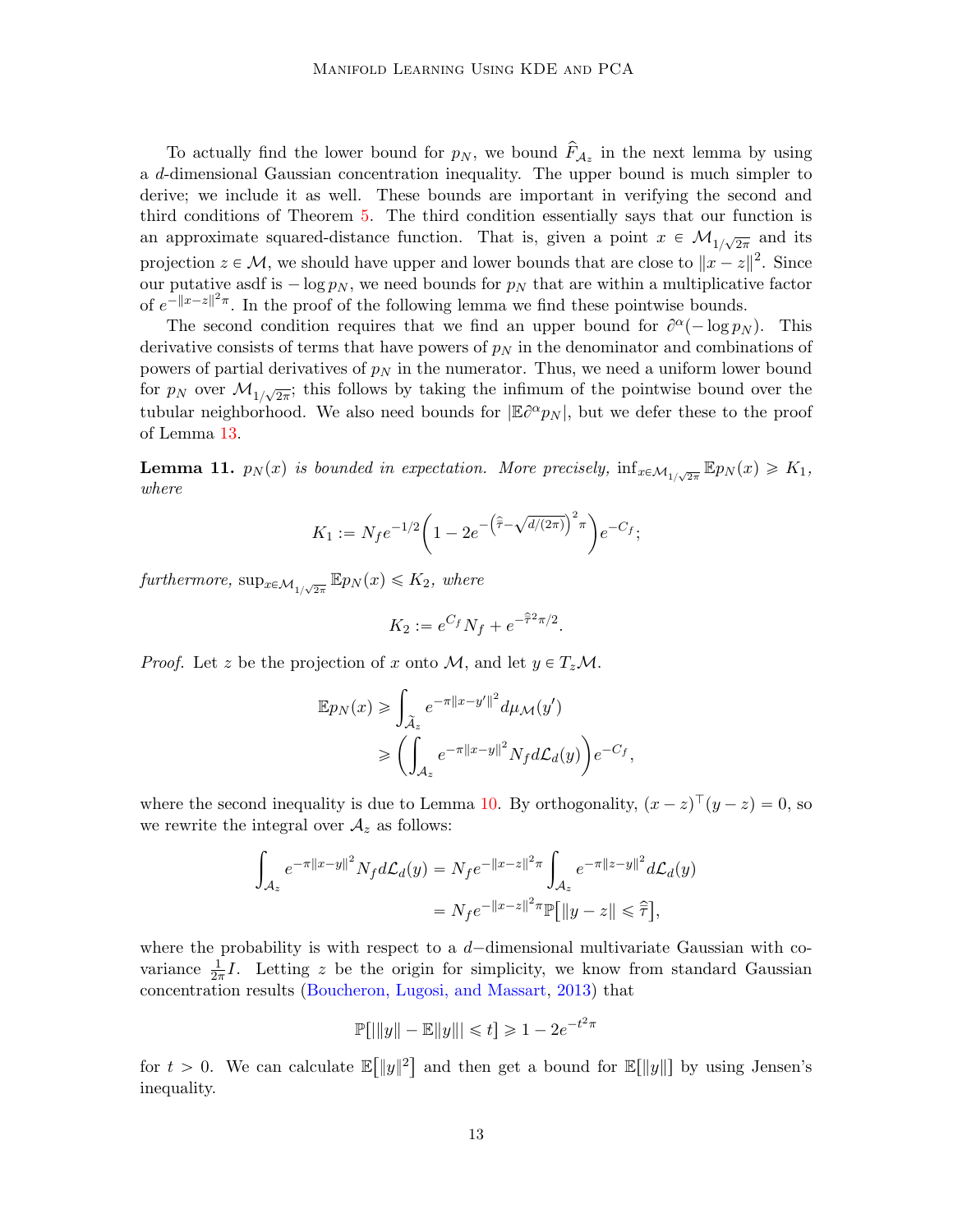To actually find the lower bound for $p_N$, we bound $\widehat{F}_{\mathcal{A}_z}$ in the next lemma by using a $d$-dimensional Gaussian concentration inequality. The upper bound is much simpler to derive; we include it as well. These bounds are important in verifying the second and third conditions of Theorem 5. The third condition essentially says that our function is an approximate squared-distance function. That is, given a point $x \in \mathcal{M}_{1/\sqrt{2\pi}}$ and its projection $z \in \mathcal{M}$, we should have upper and lower bounds that are close to $\|x - z\|^2$. Since our putative asdf is $-\log p_N$, we need bounds for $p_N$ that are within a multiplicative factor of $e^{-\|x-z\|^2\pi}$. In the proof of the following lemma we find these pointwise bounds.

The second condition requires that we find an upper bound for $\partial^\alpha(-\log p_N)$. This derivative consists of terms that have powers of $p_N$ in the denominator and combinations of powers of partial derivatives of $p_N$ in the numerator. Thus, we need a uniform lower bound for $p_N$ over $\mathcal{M}_{1/\sqrt{2\pi}}$; this follows by taking the infimum of the pointwise bound over the tubular neighborhood. We also need bounds for $|\mathbb{E}\partial^\alpha p_N|$, but we defer these to the proof of Lemma 13.

**Lemma 11.** *$p_N(x)$ is bounded in expectation. More precisely,* $\inf_{x \in \mathcal{M}_{1/\sqrt{2\pi}}} \mathbb{E} p_N(x) \geqslant K_1$, *where*

$$K_1 := N_f e^{-1/2}\left(1 - 2e^{-\left(\widehat{\overline{\tau}} - \sqrt{d/(2\pi)}\right)^2 \pi}\right)e^{-C_f};$$

*furthermore,* $\sup_{x \in \mathcal{M}_{1/\sqrt{2\pi}}} \mathbb{E} p_N(x) \leqslant K_2$, *where*

$$K_2 := e^{C_f} N_f + e^{-\widehat{\overline{\tau}}^2 \pi/2}.$$

*Proof.* Let $z$ be the projection of $x$ onto $\mathcal{M}$, and let $y \in T_z\mathcal{M}$.

$$\begin{aligned}
\mathbb{E} p_N(x) &\geqslant \int_{\widetilde{\mathcal{A}}_z} e^{-\pi\|x-y'\|^2} d\mu_{\mathcal{M}}(y') \\
&\geqslant \left(\int_{\mathcal{A}_z} e^{-\pi\|x-y\|^2} N_f d\mathcal{L}_d(y)\right) e^{-C_f},
\end{aligned}$$

where the second inequality is due to Lemma 10. By orthogonality, $(x-z)^\top(y-z) = 0$, so we rewrite the integral over $\mathcal{A}_z$ as follows:

$$\begin{aligned}
\int_{\mathcal{A}_z} e^{-\pi\|x-y\|^2} N_f d\mathcal{L}_d(y) &= N_f e^{-\|x-z\|^2\pi} \int_{\mathcal{A}_z} e^{-\pi\|z-y\|^2} d\mathcal{L}_d(y) \\
&= N_f e^{-\|x-z\|^2\pi} \mathbb{P}\big[\|y - z\| \leqslant \widehat{\overline{\tau}}\big],
\end{aligned}$$

where the probability is with respect to a $d-$dimensional multivariate Gaussian with covariance $\frac{1}{2\pi}I$. Letting $z$ be the origin for simplicity, we know from standard Gaussian concentration results (Boucheron, Lugosi, and Massart, 2013) that

$$\mathbb{P}[|\|y\| - \mathbb{E}\|y\|| \leqslant t] \geqslant 1 - 2e^{-t^2\pi}$$

for $t > 0$. We can calculate $\mathbb{E}\big[\|y\|^2\big]$ and then get a bound for $\mathbb{E}[\|y\|]$ by using Jensen's inequality.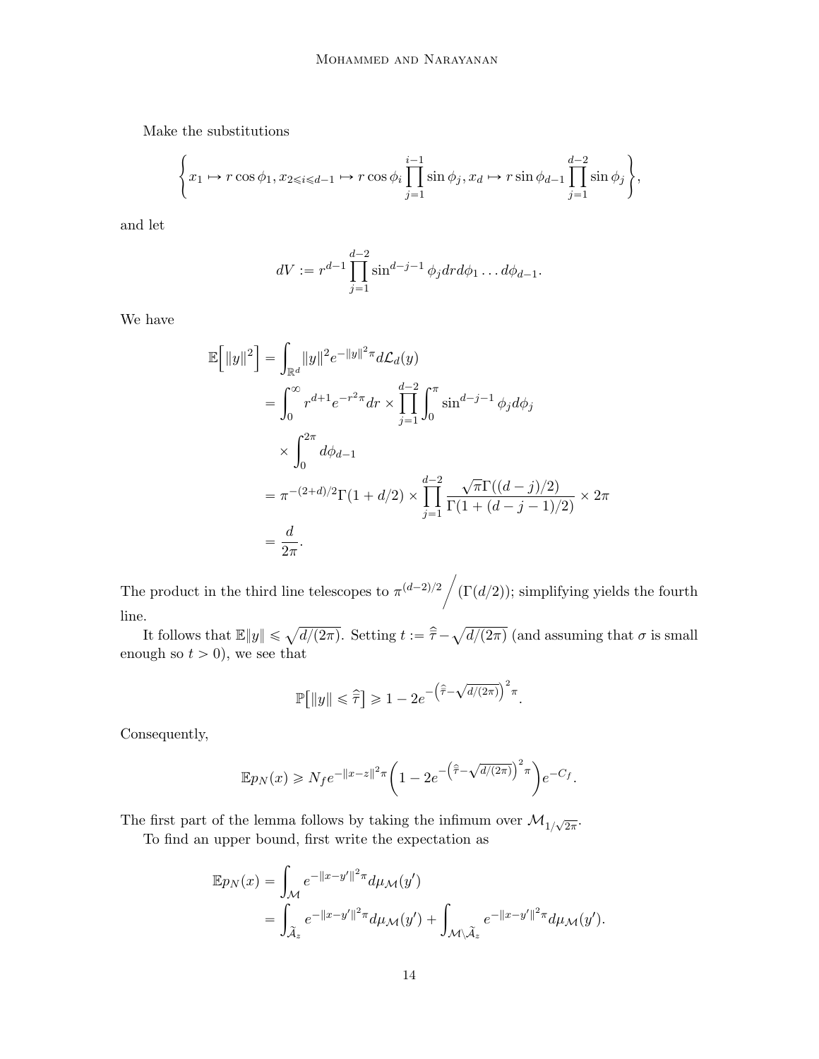Make the substitutions

$$\left\{x_1 \mapsto r\cos\phi_1, x_{2\leqslant i\leqslant d-1} \mapsto r\cos\phi_i \prod_{j=1}^{i-1}\sin\phi_j, x_d \mapsto r\sin\phi_{d-1}\prod_{j=1}^{d-2}\sin\phi_j\right\},$$

and let

$$dV := r^{d-1}\prod_{j=1}^{d-2}\sin^{d-j-1}\phi_j dr d\phi_1 \dots d\phi_{d-1}.$$

We have

$$\begin{aligned}
\mathbb{E}\Big[\|y\|^2\Big] &= \int_{\mathbb{R}^d} \|y\|^2 e^{-\|y\|^2\pi} d\mathcal{L}_d(y) \\
&= \int_0^\infty r^{d+1}e^{-r^2\pi}dr \times \prod_{j=1}^{d-2}\int_0^\pi \sin^{d-j-1}\phi_j d\phi_j \\
&\quad \times \int_0^{2\pi} d\phi_{d-1} \\
&= \pi^{-(2+d)/2}\Gamma(1+d/2) \times \prod_{j=1}^{d-2}\frac{\sqrt{\pi}\Gamma((d-j)/2)}{\Gamma(1+(d-j-1)/2)} \times 2\pi \\
&= \frac{d}{2\pi}.
\end{aligned}$$

The product in the third line telescopes to $\pi^{(d-2)/2}\Big/(\Gamma(d/2))$; simplifying yields the fourth line.

It follows that $\mathbb{E}\|y\| \leqslant \sqrt{d/(2\pi)}$. Setting $t := \hat{\hat{\tau}} - \sqrt{d/(2\pi)}$ (and assuming that $\sigma$ is small enough so $t > 0$), we see that

$$\mathbb{P}\big[\|y\| \leqslant \hat{\hat{\tau}}\big] \geqslant 1 - 2e^{-\left(\hat{\hat{\tau}}-\sqrt{d/(2\pi)}\right)^2\pi}.$$

Consequently,

$$\mathbb{E}p_N(x) \geqslant N_f e^{-\|x-z\|^2\pi}\left(1 - 2e^{-\left(\hat{\hat{\tau}}-\sqrt{d/(2\pi)}\right)^2\pi}\right)e^{-C_f}.$$

The first part of the lemma follows by taking the infimum over $\mathcal{M}_{1/\sqrt{2\pi}}$.

To find an upper bound, first write the expectation as

$$\begin{aligned}
\mathbb{E}p_N(x) &= \int_{\mathcal{M}} e^{-\|x-y'\|^2\pi} d\mu_{\mathcal{M}}(y') \\
&= \int_{\widetilde{\mathcal{A}}_z} e^{-\|x-y'\|^2\pi} d\mu_{\mathcal{M}}(y') + \int_{\mathcal{M}\setminus\widetilde{\mathcal{A}}_z} e^{-\|x-y'\|^2\pi} d\mu_{\mathcal{M}}(y').
\end{aligned}$$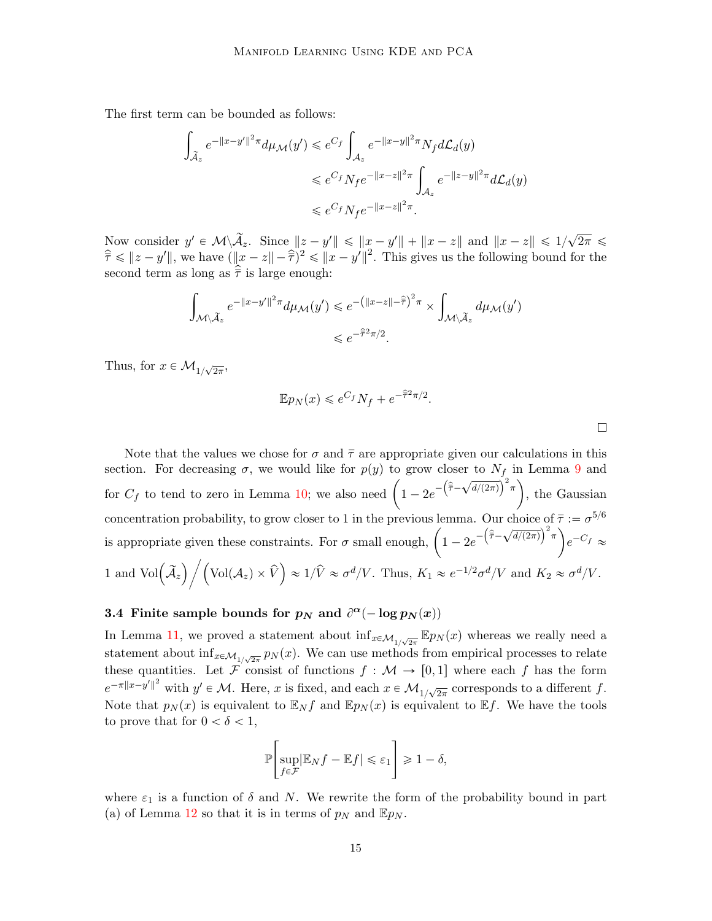The first term can be bounded as follows:

$$
\begin{aligned}
\int_{\widetilde{\mathcal{A}}_z} e^{-\|x-y'\|^2\pi} d\mu_{\mathcal{M}}(y') &\leqslant e^{C_f} \int_{\mathcal{A}_z} e^{-\|x-y\|^2\pi} N_f d\mathcal{L}_d(y) \\
&\leqslant e^{C_f} N_f e^{-\|x-z\|^2\pi} \int_{\mathcal{A}_z} e^{-\|z-y\|^2\pi} d\mathcal{L}_d(y) \\
&\leqslant e^{C_f} N_f e^{-\|x-z\|^2\pi}.
\end{aligned}
$$

Now consider $y' \in \mathcal{M}\backslash\widetilde{\mathcal{A}}_z$. Since $\|z-y'\| \leqslant \|x-y'\| + \|x-z\|$ and $\|x-z\| \leqslant 1/\sqrt{2\pi} \leqslant \widehat{\widehat{\tau}} \leqslant \|z-y'\|$, we have $(\|x-z\| - \widehat{\widehat{\tau}})^2 \leqslant \|x-y'\|^2$. This gives us the following bound for the second term as long as $\widehat{\widehat{\tau}}$ is large enough:

$$
\begin{aligned}
\int_{\mathcal{M}\backslash\widetilde{\mathcal{A}}_z} e^{-\|x-y'\|^2\pi} d\mu_{\mathcal{M}}(y') &\leqslant e^{-\left(\|x-z\|-\widehat{\widehat{\tau}}\right)^2\pi} \times \int_{\mathcal{M}\backslash\widetilde{\mathcal{A}}_z} d\mu_{\mathcal{M}}(y') \\
&\leqslant e^{-\widehat{\widehat{\tau}}^2\pi/2}.
\end{aligned}
$$

Thus, for $x \in \mathcal{M}_{1/\sqrt{2\pi}}$,

$$
\mathbb{E}p_N(x) \leqslant e^{C_f} N_f + e^{-\widehat{\widehat{\tau}}^2\pi/2}.
$$

□

Note that the values we chose for $\sigma$ and $\bar{\tau}$ are appropriate given our calculations in this section. For decreasing $\sigma$, we would like for $p(y)$ to grow closer to $N_f$ in Lemma 9 and for $C_f$ to tend to zero in Lemma 10; we also need $\left(1 - 2e^{-\left(\widehat{\widehat{\tau}} - \sqrt{d/(2\pi)}\right)^2\pi}\right)$, the Gaussian concentration probability, to grow closer to 1 in the previous lemma. Our choice of $\bar{\tau} := \sigma^{5/6}$ is appropriate given these constraints. For $\sigma$ small enough, $\left(1 - 2e^{-\left(\widehat{\widehat{\tau}} - \sqrt{d/(2\pi)}\right)^2\pi}\right)e^{-C_f} \approx 1$ and $\mathrm{Vol}\left(\widetilde{\mathcal{A}}_z\right) \Big/ \left(\mathrm{Vol}(\mathcal{A}_z) \times \widehat{V}\right) \approx 1/\widehat{V} \approx \sigma^d/V$. Thus, $K_1 \approx e^{-1/2}\sigma^d/V$ and $K_2 \approx \sigma^d/V$.

### 3.4 Finite sample bounds for $p_N$ and $\partial^\alpha(-\log p_N(x))$

In Lemma 11, we proved a statement about $\inf_{x \in \mathcal{M}_{1/\sqrt{2\pi}}} \mathbb{E}p_N(x)$ whereas we really need a statement about $\inf_{x \in \mathcal{M}_{1/\sqrt{2\pi}}} p_N(x)$. We can use methods from empirical processes to relate these quantities. Let $\mathcal{F}$ consist of functions $f : \mathcal{M} \to [0,1]$ where each $f$ has the form $e^{-\pi\|x-y'\|^2}$ with $y' \in \mathcal{M}$. Here, $x$ is fixed, and each $x \in \mathcal{M}_{1/\sqrt{2\pi}}$ corresponds to a different $f$. Note that $p_N(x)$ is equivalent to $\mathbb{E}_N f$ and $\mathbb{E}p_N(x)$ is equivalent to $\mathbb{E}f$. We have the tools to prove that for $0 < \delta < 1$,

$$
\mathbb{P}\left[\sup_{f \in \mathcal{F}} |\mathbb{E}_N f - \mathbb{E}f| \leqslant \varepsilon_1\right] \geqslant 1 - \delta,
$$

where $\varepsilon_1$ is a function of $\delta$ and $N$. We rewrite the form of the probability bound in part (a) of Lemma 12 so that it is in terms of $p_N$ and $\mathbb{E}p_N$.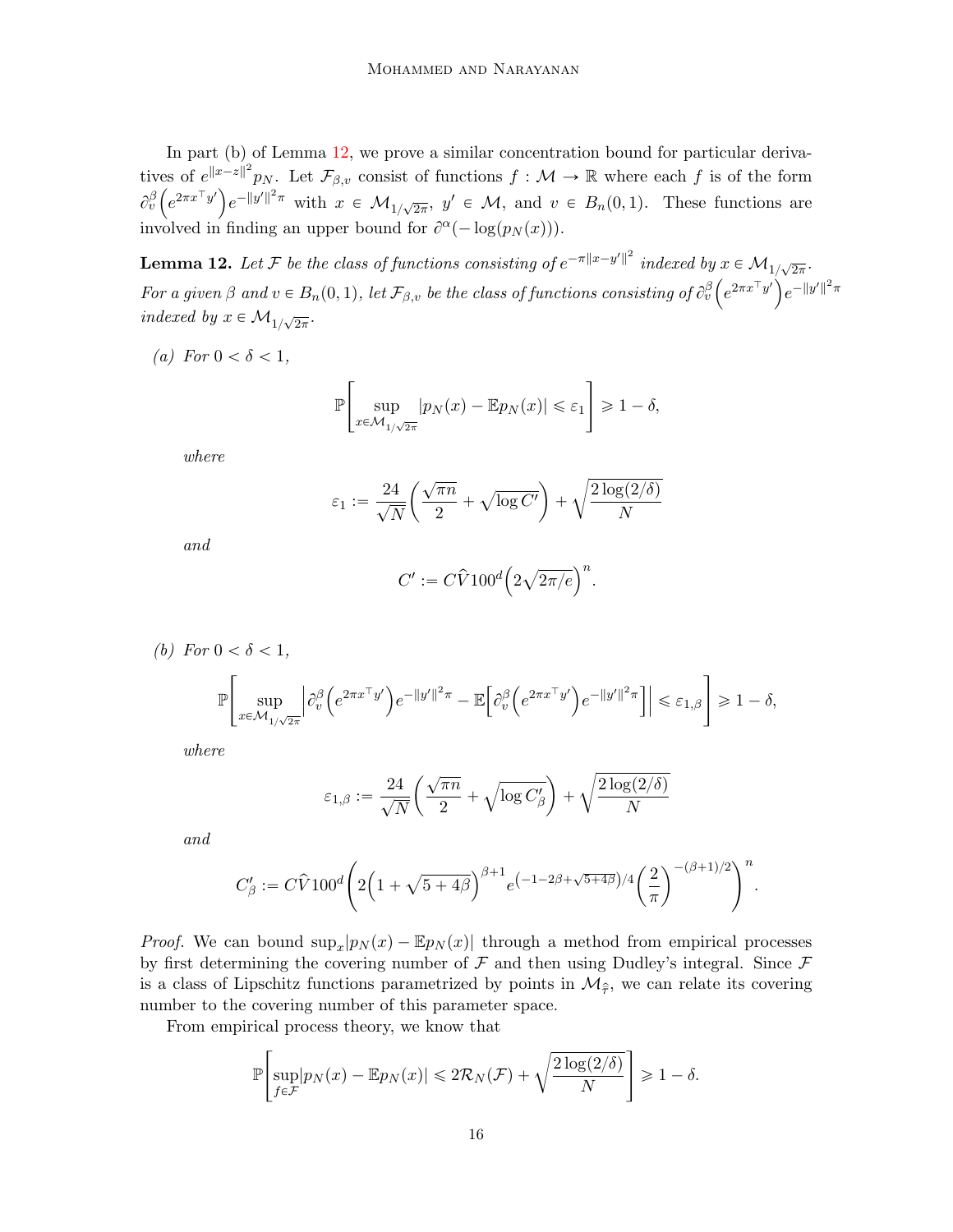In part (b) of Lemma 12, we prove a similar concentration bound for particular derivatives of $e^{\|x-z\|^2} p_N$. Let $\mathcal{F}_{\beta,v}$ consist of functions $f : \mathcal{M} \to \mathbb{R}$ where each $f$ is of the form $\partial_v^\beta \Big(e^{2\pi x^\top y'}\Big) e^{-\|y'\|^2\pi}$ with $x \in \mathcal{M}_{1/\sqrt{2\pi}}$, $y' \in \mathcal{M}$, and $v \in B_n(0,1)$. These functions are involved in finding an upper bound for $\partial^\alpha(-\log(p_N(x)))$.

**Lemma 12.** *Let $\mathcal{F}$ be the class of functions consisting of $e^{-\pi\|x-y'\|^2}$ indexed by $x \in \mathcal{M}_{1/\sqrt{2\pi}}$. For a given $\beta$ and $v \in B_n(0,1)$, let $\mathcal{F}_{\beta,v}$ be the class of functions consisting of $\partial_v^\beta \Big(e^{2\pi x^\top y'}\Big) e^{-\|y'\|^2\pi}$ indexed by $x \in \mathcal{M}_{1/\sqrt{2\pi}}$.*

*(a) For $0 < \delta < 1$,*

$$\mathbb{P}\left[\sup_{x\in\mathcal{M}_{1/\sqrt{2\pi}}} |p_N(x) - \mathbb{E}p_N(x)| \leqslant \varepsilon_1\right] \geqslant 1-\delta,$$

*where*

$$\varepsilon_1 := \frac{24}{\sqrt{N}}\left(\frac{\sqrt{\pi n}}{2} + \sqrt{\log C'}\right) + \sqrt{\frac{2\log(2/\delta)}{N}}$$

*and*

$$C' := C\widehat{V}100^d\Big(2\sqrt{2\pi/e}\Big)^n.$$

*(b) For $0 < \delta < 1$,*

$$\mathbb{P}\left[\sup_{x\in\mathcal{M}_{1/\sqrt{2\pi}}} \left|\partial_v^\beta\Big(e^{2\pi x^\top y'}\Big)e^{-\|y'\|^2\pi} - \mathbb{E}\Big[\partial_v^\beta\Big(e^{2\pi x^\top y'}\Big)e^{-\|y'\|^2\pi}\Big]\right| \leqslant \varepsilon_{1,\beta}\right] \geqslant 1-\delta,$$

*where*

$$\varepsilon_{1,\beta} := \frac{24}{\sqrt{N}}\left(\frac{\sqrt{\pi n}}{2} + \sqrt{\log C'_\beta}\right) + \sqrt{\frac{2\log(2/\delta)}{N}}$$

*and*

$$C'_\beta := C\widehat{V}100^d\left(2\Big(1+\sqrt{5+4\beta}\Big)^{\beta+1} e^{\left(-1-2\beta+\sqrt{5+4\beta}\right)/4}\left(\frac{2}{\pi}\right)^{-(\beta+1)/2}\right)^n.$$

*Proof.* We can bound $\sup_x |p_N(x) - \mathbb{E}p_N(x)|$ through a method from empirical processes by first determining the covering number of $\mathcal{F}$ and then using Dudley's integral. Since $\mathcal{F}$ is a class of Lipschitz functions parametrized by points in $\mathcal{M}_{\hat{\tau}}$, we can relate its covering number to the covering number of this parameter space.

From empirical process theory, we know that

$$\mathbb{P}\left[\sup_{f\in\mathcal{F}} |p_N(x) - \mathbb{E}p_N(x)| \leqslant 2\mathcal{R}_N(\mathcal{F}) + \sqrt{\frac{2\log(2/\delta)}{N}}\right] \geqslant 1-\delta.$$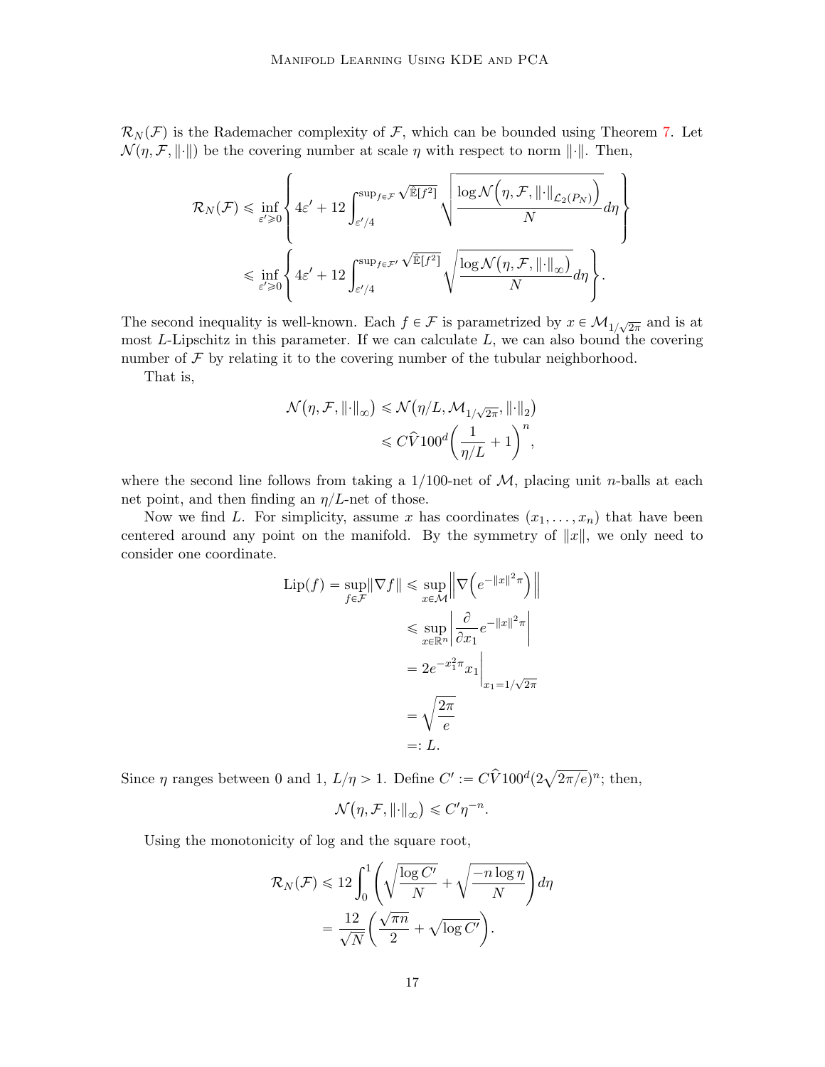$\mathcal{R}_N(\mathcal{F})$ is the Rademacher complexity of $\mathcal{F}$, which can be bounded using Theorem 7. Let $\mathcal{N}(\eta, \mathcal{F}, \|\cdot\|)$ be the covering number at scale $\eta$ with respect to norm $\|\cdot\|$. Then,

$$
\begin{aligned}
\mathcal{R}_N(\mathcal{F}) &\leqslant \inf_{\varepsilon' \geqslant 0} \left\{ 4\varepsilon' + 12 \int_{\varepsilon'/4}^{\sup_{f\in\mathcal{F}} \sqrt{\hat{\mathbb{E}}[f^2]}} \sqrt{\frac{\log \mathcal{N}\Big(\eta, \mathcal{F}, \|\cdot\|_{\mathcal{L}_2(P_N)}\Big)}{N}} d\eta \right\} \\
&\leqslant \inf_{\varepsilon' \geqslant 0} \left\{ 4\varepsilon' + 12 \int_{\varepsilon'/4}^{\sup_{f\in\mathcal{F}'} \sqrt{\hat{\mathbb{E}}[f^2]}} \sqrt{\frac{\log \mathcal{N}\big(\eta, \mathcal{F}, \|\cdot\|_\infty\big)}{N}} d\eta \right\}.
\end{aligned}
$$

The second inequality is well-known. Each $f \in \mathcal{F}$ is parametrized by $x \in \mathcal{M}_{1/\sqrt{2\pi}}$ and is at most $L$-Lipschitz in this parameter. If we can calculate $L$, we can also bound the covering number of $\mathcal{F}$ by relating it to the covering number of the tubular neighborhood.

That is,

$$
\begin{aligned}
\mathcal{N}\big(\eta, \mathcal{F}, \|\cdot\|_\infty\big) &\leqslant \mathcal{N}\big(\eta/L, \mathcal{M}_{1/\sqrt{2\pi}}, \|\cdot\|_2\big) \\
&\leqslant C\hat{V} 100^d \left( \frac{1}{\eta/L} + 1 \right)^n,
\end{aligned}
$$

where the second line follows from taking a $1/100$-net of $\mathcal{M}$, placing unit $n$-balls at each net point, and then finding an $\eta/L$-net of those.

Now we find $L$. For simplicity, assume $x$ has coordinates $(x_1, \ldots, x_n)$ that have been centered around any point on the manifold. By the symmetry of $\|x\|$, we only need to consider one coordinate.

$$
\begin{aligned}
\operatorname{Lip}(f) = \sup_{f\in\mathcal{F}} \|\nabla f\| &\leqslant \sup_{x\in\mathcal{M}} \left\| \nabla\left( e^{-\|x\|^2 \pi} \right) \right\| \\
&\leqslant \sup_{x\in\mathbb{R}^n} \left| \frac{\partial}{\partial x_1} e^{-\|x\|^2 \pi} \right| \\
&= 2e^{-x_1^2 \pi} x_1 \Big|_{x_1 = 1/\sqrt{2\pi}} \\
&= \sqrt{\frac{2\pi}{e}} \\
&=: L.
\end{aligned}
$$

Since $\eta$ ranges between 0 and 1, $L/\eta > 1$. Define $C' := C\hat{V}100^d(2\sqrt{2\pi/e})^n$; then,

$$
\mathcal{N}\big(\eta, \mathcal{F}, \|\cdot\|_\infty\big) \leqslant C' \eta^{-n}.
$$

Using the monotonicity of log and the square root,

$$
\begin{aligned}
\mathcal{R}_N(\mathcal{F}) &\leqslant 12 \int_0^1 \left( \sqrt{\frac{\log C'}{N}} + \sqrt{\frac{-n \log \eta}{N}} \right) d\eta \\
&= \frac{12}{\sqrt{N}} \left( \frac{\sqrt{\pi n}}{2} + \sqrt{\log C'} \right).
\end{aligned}
$$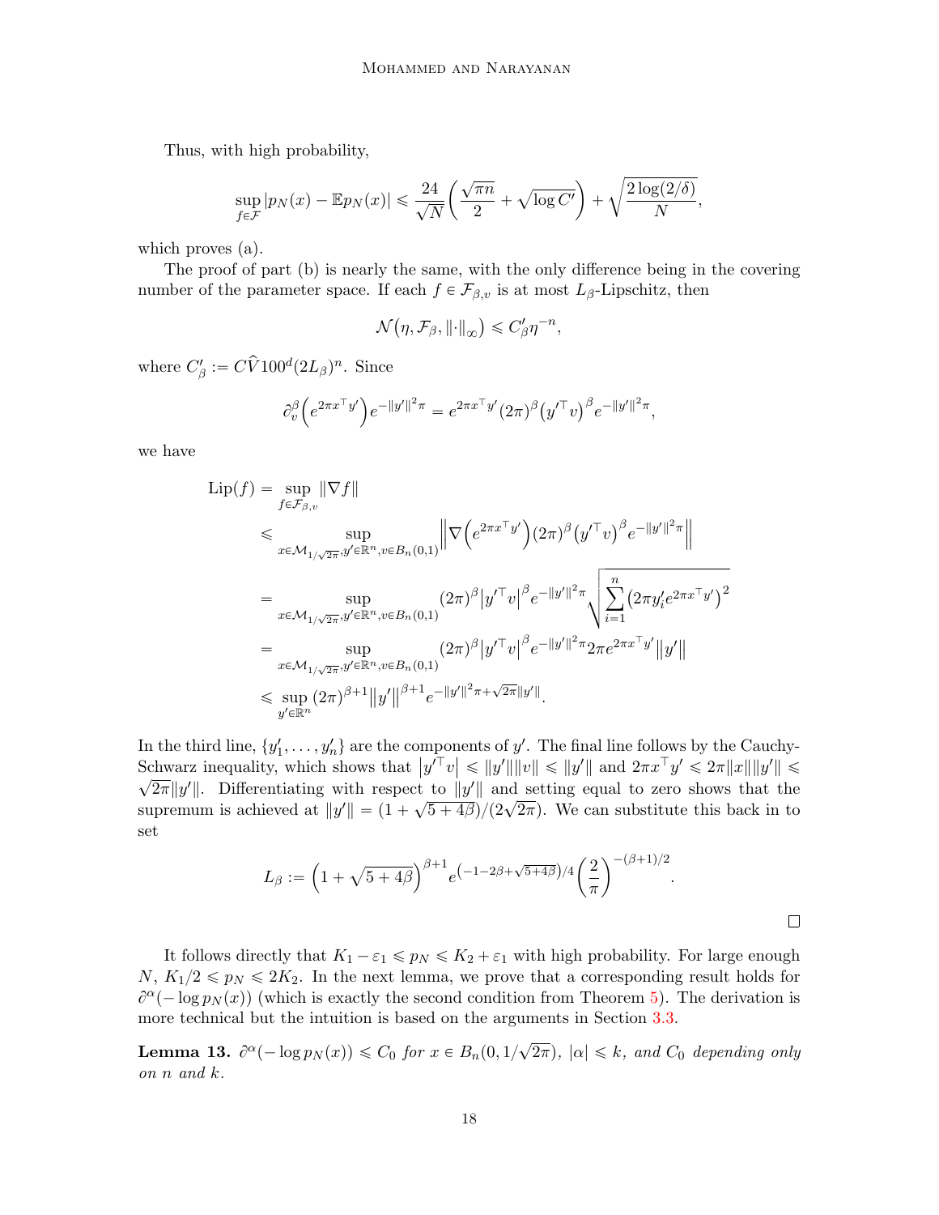Thus, with high probability,

$$\sup_{f \in \mathcal{F}} |p_N(x) - \mathbb{E}p_N(x)| \leqslant \frac{24}{\sqrt{N}} \left( \frac{\sqrt{\pi n}}{2} + \sqrt{\log C'} \right) + \sqrt{\frac{2\log(2/\delta)}{N}},$$

which proves (a).

The proof of part (b) is nearly the same, with the only difference being in the covering number of the parameter space. If each $f \in \mathcal{F}_{\beta,v}$ is at most $L_\beta$-Lipschitz, then

$$\mathcal{N}\big(\eta, \mathcal{F}_\beta, \|\cdot\|_\infty\big) \leqslant C'_\beta \eta^{-n},$$

where $C'_\beta := C\widehat{V}100^d(2L_\beta)^n$. Since

$$\partial_v^\beta \Big(e^{2\pi x^\top y'}\Big) e^{-\|y'\|^2\pi} = e^{2\pi x^\top y'}(2\pi)^\beta \big(y'^\top v\big)^\beta e^{-\|y'\|^2\pi},$$

we have

$$\begin{aligned}
\mathrm{Lip}(f) &= \sup_{f \in \mathcal{F}_{\beta,v}} \|\nabla f\| \\
&\leqslant \sup_{x \in \mathcal{M}_{1/\sqrt{2\pi}}, y' \in \mathbb{R}^n, v \in B_n(0,1)} \left\| \nabla \Big(e^{2\pi x^\top y'}\Big)(2\pi)^\beta \big(y'^\top v\big)^\beta e^{-\|y'\|^2\pi} \right\| \\
&= \sup_{x \in \mathcal{M}_{1/\sqrt{2\pi}}, y' \in \mathbb{R}^n, v \in B_n(0,1)} (2\pi)^\beta \big|y'^\top v\big|^\beta e^{-\|y'\|^2\pi} \sqrt{\sum_{i=1}^n \big(2\pi y'_i e^{2\pi x^\top y'}\big)^2} \\
&= \sup_{x \in \mathcal{M}_{1/\sqrt{2\pi}}, y' \in \mathbb{R}^n, v \in B_n(0,1)} (2\pi)^\beta \big|y'^\top v\big|^\beta e^{-\|y'\|^2\pi} 2\pi e^{2\pi x^\top y'} \big\|y'\big\| \\
&\leqslant \sup_{y' \in \mathbb{R}^n} (2\pi)^{\beta+1} \big\|y'\big\|^{\beta+1} e^{-\|y'\|^2\pi + \sqrt{2\pi}\|y'\|}.
\end{aligned}$$

In the third line, $\{y'_1, \ldots, y'_n\}$ are the components of $y'$. The final line follows by the Cauchy-Schwarz inequality, which shows that $\big|y'^\top v\big| \leqslant \|y'\|\|v\| \leqslant \|y'\|$ and $2\pi x^\top y' \leqslant 2\pi\|x\|\|y'\| \leqslant \sqrt{2\pi}\|y'\|$. Differentiating with respect to $\|y'\|$ and setting equal to zero shows that the supremum is achieved at $\|y'\| = (1 + \sqrt{5+4\beta})/(2\sqrt{2\pi})$. We can substitute this back in to set

$$L_\beta := \Big(1 + \sqrt{5+4\beta}\Big)^{\beta+1} e^{\big(-1-2\beta+\sqrt{5+4\beta}\big)/4} \left(\frac{2}{\pi}\right)^{-(\beta+1)/2}.$$

$\square$

It follows directly that $K_1 - \varepsilon_1 \leqslant p_N \leqslant K_2 + \varepsilon_1$ with high probability. For large enough $N$, $K_1/2 \leqslant p_N \leqslant 2K_2$. In the next lemma, we prove that a corresponding result holds for $\partial^\alpha(-\log p_N(x))$ (which is exactly the second condition from Theorem 5). The derivation is more technical but the intuition is based on the arguments in Section 3.3.

**Lemma 13.** *$\partial^\alpha(-\log p_N(x)) \leqslant C_0$ for $x \in B_n(0, 1/\sqrt{2\pi})$, $|\alpha| \leqslant k$, and $C_0$ depending only on $n$ and $k$.*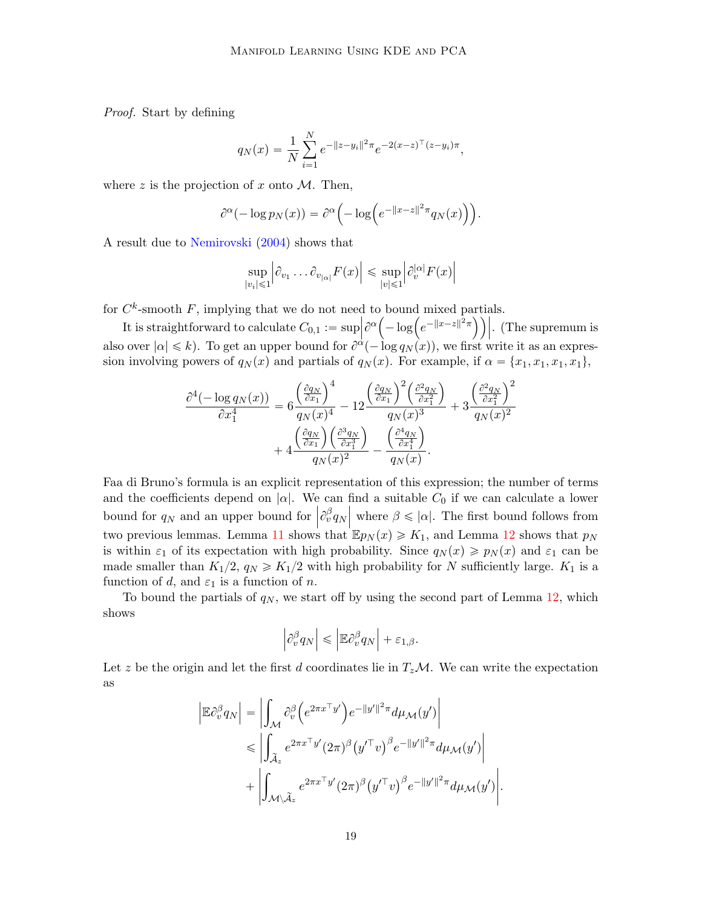*Proof.* Start by defining

$$q_N(x) = \frac{1}{N} \sum_{i=1}^{N} e^{-\|z-y_i\|^2 \pi} e^{-2(x-z)^\top (z-y_i)\pi},$$

where $z$ is the projection of $x$ onto $\mathcal{M}$. Then,

$$\partial^\alpha(-\log p_N(x)) = \partial^\alpha\Big(-\log\Big(e^{-\|x-z\|^2\pi} q_N(x)\Big)\Big).$$

A result due to Nemirovski (2004) shows that

$$\sup_{|v_i|\leqslant 1} \Big|\partial_{v_1} \dots \partial_{v_{|\alpha|}} F(x)\Big| \leqslant \sup_{|v|\leqslant 1} \Big|\partial_v^{|\alpha|} F(x)\Big|$$

for $C^k$-smooth $F$, implying that we do not need to bound mixed partials.

It is straightforward to calculate $C_{0,1} := \sup\Big|\partial^\alpha\Big(-\log\Big(e^{-\|x-z\|^2\pi}\Big)\Big)\Big|$. (The supremum is also over $|\alpha| \leqslant k$). To get an upper bound for $\partial^\alpha(-\log q_N(x))$, we first write it as an expression involving powers of $q_N(x)$ and partials of $q_N(x)$. For example, if $\alpha = \{x_1, x_1, x_1, x_1\}$,

$$\begin{aligned}
\frac{\partial^4(-\log q_N(x))}{\partial x_1^4} &= 6\frac{\left(\frac{\partial q_N}{\partial x_1}\right)^4}{q_N(x)^4} - 12\frac{\left(\frac{\partial q_N}{\partial x_1}\right)^2\left(\frac{\partial^2 q_N}{\partial x_1^2}\right)}{q_N(x)^3} + 3\frac{\left(\frac{\partial^2 q_N}{\partial x_1^2}\right)^2}{q_N(x)^2} \\
&\quad + 4\frac{\left(\frac{\partial q_N}{\partial x_1}\right)\left(\frac{\partial^3 q_N}{\partial x_1^3}\right)}{q_N(x)^2} - \frac{\left(\frac{\partial^4 q_N}{\partial x_1^4}\right)}{q_N(x)}.
\end{aligned}$$

Faa di Bruno's formula is an explicit representation of this expression; the number of terms and the coefficients depend on $|\alpha|$. We can find a suitable $C_0$ if we can calculate a lower bound for $q_N$ and an upper bound for $\left|\partial_v^\beta q_N\right|$ where $\beta \leqslant |\alpha|$. The first bound follows from two previous lemmas. Lemma 11 shows that $\mathbb{E} p_N(x) \geqslant K_1$, and Lemma 12 shows that $p_N$ is within $\varepsilon_1$ of its expectation with high probability. Since $q_N(x) \geqslant p_N(x)$ and $\varepsilon_1$ can be made smaller than $K_1/2$, $q_N \geqslant K_1/2$ with high probability for $N$ sufficiently large. $K_1$ is a function of $d$, and $\varepsilon_1$ is a function of $n$.

To bound the partials of $q_N$, we start off by using the second part of Lemma 12, which shows

$$\left|\partial_v^\beta q_N\right| \leqslant \left|\mathbb{E}\partial_v^\beta q_N\right| + \varepsilon_{1,\beta}.$$

Let $z$ be the origin and let the first $d$ coordinates lie in $T_z\mathcal{M}$. We can write the expectation as

$$\begin{aligned}
\left|\mathbb{E}\partial_v^\beta q_N\right| &= \left|\int_{\mathcal{M}} \partial_v^\beta\Big(e^{2\pi x^\top y'}\Big) e^{-\|y'\|^2\pi} d\mu_{\mathcal{M}}(y')\right| \\
&\leqslant \left|\int_{\widetilde{\mathcal{A}}_z} e^{2\pi x^\top y'} (2\pi)^\beta \big(y'^\top v\big)^\beta e^{-\|y'\|^2\pi} d\mu_{\mathcal{M}}(y')\right| \\
&\quad + \left|\int_{\mathcal{M}\setminus\widetilde{\mathcal{A}}_z} e^{2\pi x^\top y'} (2\pi)^\beta \big(y'^\top v\big)^\beta e^{-\|y'\|^2\pi} d\mu_{\mathcal{M}}(y')\right|.
\end{aligned}$$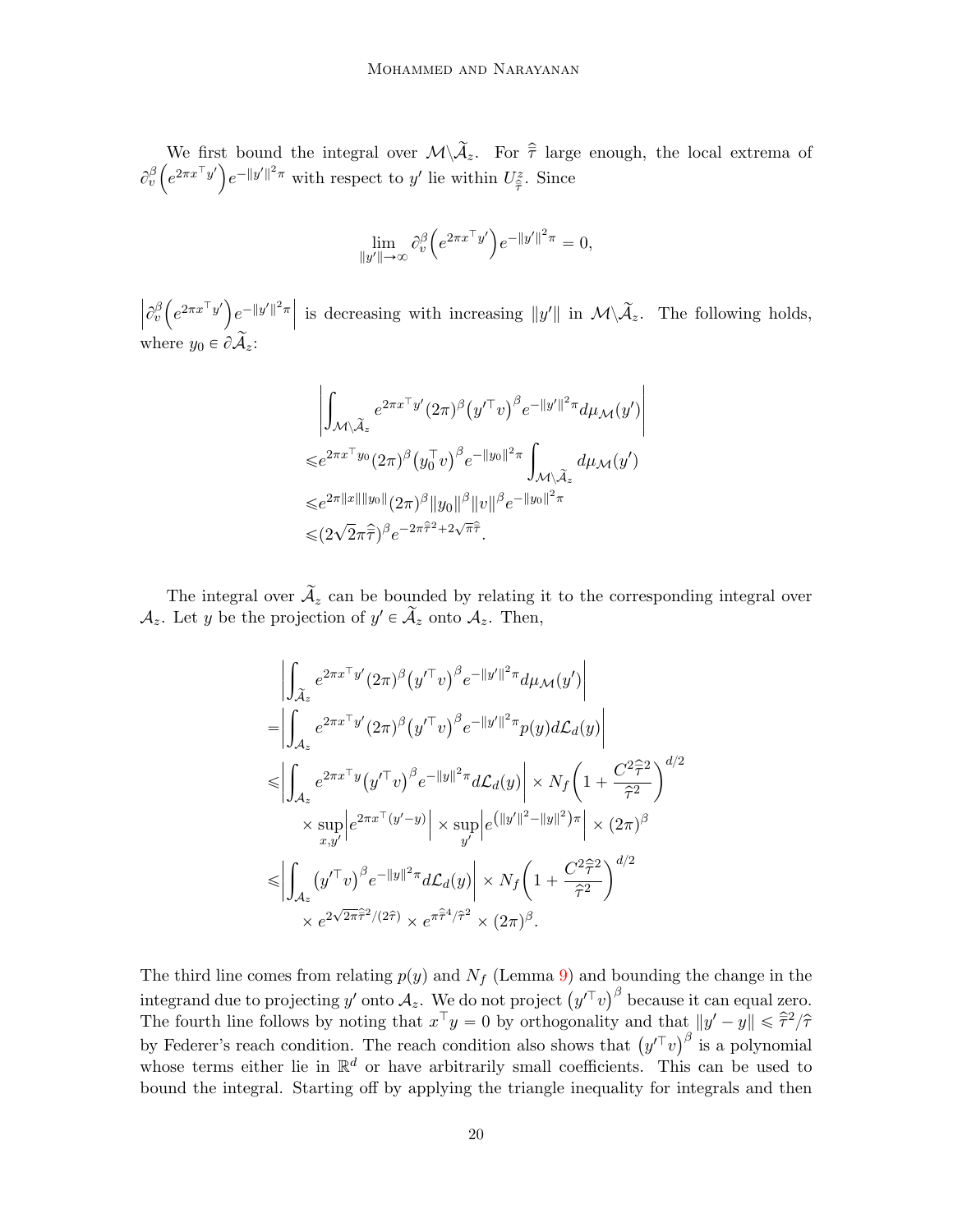We first bound the integral over $\mathcal{M}\backslash\widetilde{\mathcal{A}}_z$. For $\widehat{\widehat{\tau}}$ large enough, the local extrema of $\partial_v^\beta\Big(e^{2\pi x^\top y'}\Big)e^{-\|y'\|^2\pi}$ with respect to $y'$ lie within $U^z_{\widehat{\widehat{\tau}}}$. Since

$$\lim_{\|y'\|\to\infty}\partial_v^\beta\Big(e^{2\pi x^\top y'}\Big)e^{-\|y'\|^2\pi}=0,$$

$\left|\partial_v^\beta\Big(e^{2\pi x^\top y'}\Big)e^{-\|y'\|^2\pi}\right|$ is decreasing with increasing $\|y'\|$ in $\mathcal{M}\backslash\widetilde{\mathcal{A}}_z$. The following holds, where $y_0\in\partial\widetilde{\mathcal{A}}_z$:

$$\begin{aligned}
&\left|\int_{\mathcal{M}\backslash\widetilde{\mathcal{A}}_z}e^{2\pi x^\top y'}(2\pi)^\beta\big(y'^\top v\big)^\beta e^{-\|y'\|^2\pi}d\mu_{\mathcal{M}}(y')\right|\\
\leqslant & e^{2\pi x^\top y_0}(2\pi)^\beta\big(y_0^\top v\big)^\beta e^{-\|y_0\|^2\pi}\int_{\mathcal{M}\backslash\widetilde{\mathcal{A}}_z}d\mu_{\mathcal{M}}(y')\\
\leqslant & e^{2\pi\|x\|\|y_0\|}(2\pi)^\beta\|y_0\|^\beta\|v\|^\beta e^{-\|y_0\|^2\pi}\\
\leqslant & (2\sqrt{2}\pi\widehat{\widehat{\tau}})^\beta e^{-2\pi\widehat{\widehat{\tau}}^2+2\sqrt{\pi}\widehat{\widehat{\tau}}}.
\end{aligned}$$

The integral over $\widetilde{\mathcal{A}}_z$ can be bounded by relating it to the corresponding integral over $\mathcal{A}_z$. Let $y$ be the projection of $y'\in\widetilde{\mathcal{A}}_z$ onto $\mathcal{A}_z$. Then,

$$\begin{aligned}
&\left|\int_{\widetilde{\mathcal{A}}_z}e^{2\pi x^\top y'}(2\pi)^\beta\big(y'^\top v\big)^\beta e^{-\|y'\|^2\pi}d\mu_{\mathcal{M}}(y')\right|\\
=&\left|\int_{\mathcal{A}_z}e^{2\pi x^\top y'}(2\pi)^\beta\big(y'^\top v\big)^\beta e^{-\|y'\|^2\pi}p(y)d\mathcal{L}_d(y)\right|\\
\leqslant&\left|\int_{\mathcal{A}_z}e^{2\pi x^\top y}\big(y'^\top v\big)^\beta e^{-\|y\|^2\pi}d\mathcal{L}_d(y)\right|\times N_f\left(1+\frac{C^2\widehat{\widehat{\tau}}^2}{\widehat{\tau}^2}\right)^{d/2}\\
&\times\sup_{x,y'}\left|e^{2\pi x^\top(y'-y)}\right|\times\sup_{y'}\left|e^{\left(\|y'\|^2-\|y\|^2\right)\pi}\right|\times(2\pi)^\beta\\
\leqslant&\left|\int_{\mathcal{A}_z}\big(y'^\top v\big)^\beta e^{-\|y\|^2\pi}d\mathcal{L}_d(y)\right|\times N_f\left(1+\frac{C^2\widehat{\widehat{\tau}}^2}{\widehat{\tau}^2}\right)^{d/2}\\
&\times e^{2\sqrt{2\pi}\widehat{\widehat{\tau}}^2/(2\widehat{\tau})}\times e^{\pi\widehat{\widehat{\tau}}^4/\widehat{\tau}^2}\times(2\pi)^\beta.
\end{aligned}$$

The third line comes from relating $p(y)$ and $N_f$ (Lemma 9) and bounding the change in the integrand due to projecting $y'$ onto $\mathcal{A}_z$. We do not project $\big(y'^\top v\big)^\beta$ because it can equal zero. The fourth line follows by noting that $x^\top y=0$ by orthogonality and that $\|y'-y\|\leqslant\widehat{\widehat{\tau}}^2/\widehat{\tau}$ by Federer's reach condition. The reach condition also shows that $\big(y'^\top v\big)^\beta$ is a polynomial whose terms either lie in $\mathbb{R}^d$ or have arbitrarily small coefficients. This can be used to bound the integral. Starting off by applying the triangle inequality for integrals and then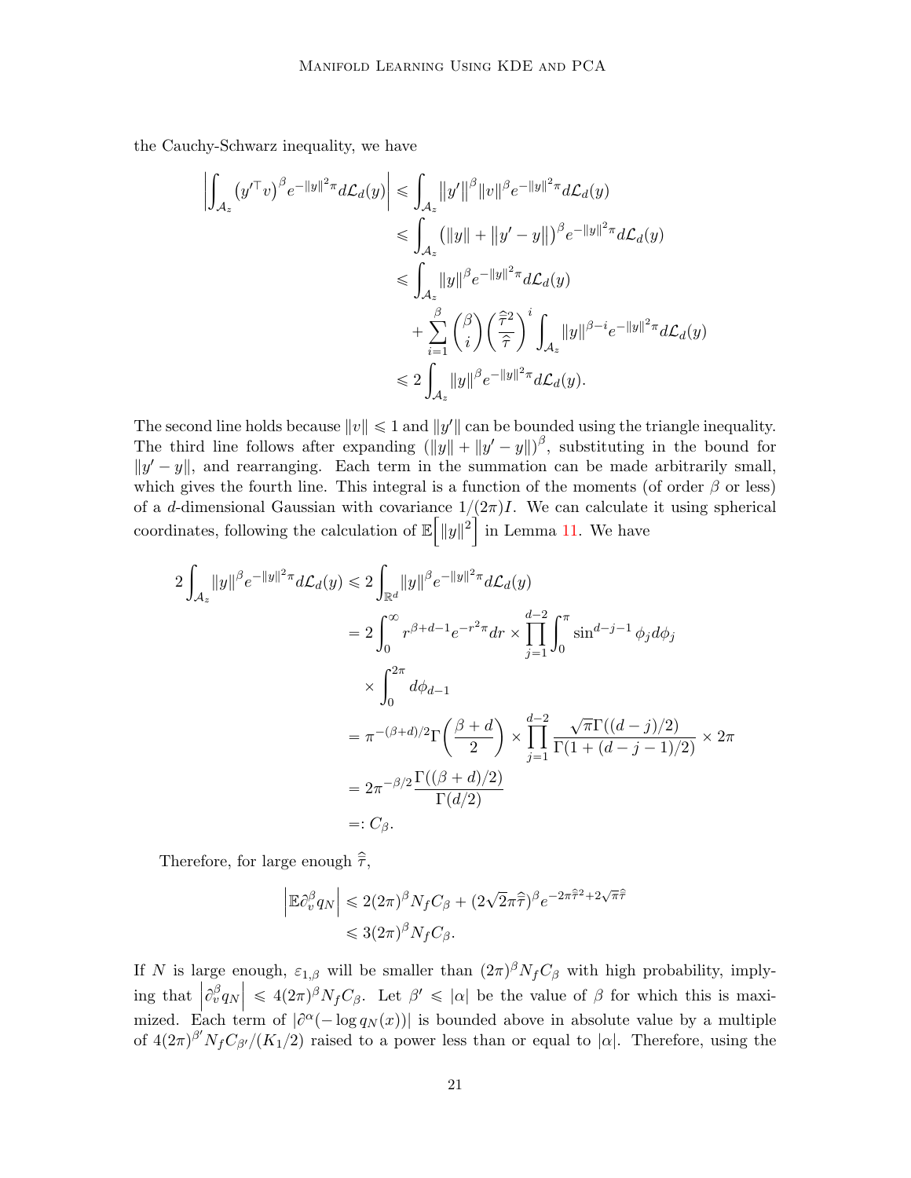the Cauchy-Schwarz inequality, we have

$$
\begin{aligned}
\left|\int_{\mathcal{A}_z} \left(y'^{\top} v\right)^{\beta} e^{-\|y\|^2\pi} d\mathcal{L}_d(y)\right| &\leqslant \int_{\mathcal{A}_z} \left\|y'\right\|^{\beta} \|v\|^{\beta} e^{-\|y\|^2\pi} d\mathcal{L}_d(y) \\
&\leqslant \int_{\mathcal{A}_z} \left(\|y\| + \left\|y' - y\right\|\right)^{\beta} e^{-\|y\|^2\pi} d\mathcal{L}_d(y) \\
&\leqslant \int_{\mathcal{A}_z} \|y\|^{\beta} e^{-\|y\|^2\pi} d\mathcal{L}_d(y) \\
&\quad + \sum_{i=1}^{\beta} \binom{\beta}{i} \left(\frac{\hat{\hat{\tau}}^2}{\hat{\tau}}\right)^{i} \int_{\mathcal{A}_z} \|y\|^{\beta - i} e^{-\|y\|^2\pi} d\mathcal{L}_d(y) \\
&\leqslant 2 \int_{\mathcal{A}_z} \|y\|^{\beta} e^{-\|y\|^2\pi} d\mathcal{L}_d(y).
\end{aligned}
$$

The second line holds because $\|v\| \leqslant 1$ and $\|y'\|$ can be bounded using the triangle inequality. The third line follows after expanding $\left(\|y\| + \|y' - y\|\right)^{\beta}$, substituting in the bound for $\|y' - y\|$, and rearranging. Each term in the summation can be made arbitrarily small, which gives the fourth line. This integral is a function of the moments (of order $\beta$ or less) of a $d$-dimensional Gaussian with covariance $1/(2\pi)I$. We can calculate it using spherical coordinates, following the calculation of $\mathbb{E}\left[\|y\|^2\right]$ in Lemma 11. We have

$$
\begin{aligned}
2 \int_{\mathcal{A}_z} \|y\|^{\beta} e^{-\|y\|^2\pi} d\mathcal{L}_d(y) &\leqslant 2 \int_{\mathbb{R}^d} \|y\|^{\beta} e^{-\|y\|^2\pi} d\mathcal{L}_d(y) \\
&= 2 \int_0^{\infty} r^{\beta + d - 1} e^{-r^2\pi} dr \times \prod_{j=1}^{d-2} \int_0^{\pi} \sin^{d-j-1} \phi_j d\phi_j \\
&\quad \times \int_0^{2\pi} d\phi_{d-1} \\
&= \pi^{-(\beta+d)/2} \Gamma\left(\frac{\beta + d}{2}\right) \times \prod_{j=1}^{d-2} \frac{\sqrt{\pi}\Gamma((d-j)/2)}{\Gamma(1 + (d-j-1)/2)} \times 2\pi \\
&= 2\pi^{-\beta/2} \frac{\Gamma((\beta + d)/2)}{\Gamma(d/2)} \\
&=: C_{\beta}.
\end{aligned}
$$

Therefore, for large enough $\hat{\hat{\tau}}$,

$$
\begin{aligned}
\left|\mathbb{E}\partial_v^{\beta} q_N\right| &\leqslant 2(2\pi)^{\beta} N_f C_{\beta} + (2\sqrt{2}\pi\hat{\hat{\tau}})^{\beta} e^{-2\pi\hat{\hat{\tau}}^2 + 2\sqrt{\pi}\hat{\hat{\tau}}} \\
&\leqslant 3(2\pi)^{\beta} N_f C_{\beta}.
\end{aligned}
$$

If $N$ is large enough, $\varepsilon_{1,\beta}$ will be smaller than $(2\pi)^{\beta} N_f C_{\beta}$ with high probability, implying that $\left|\partial_v^{\beta} q_N\right| \leqslant 4(2\pi)^{\beta} N_f C_{\beta}$. Let $\beta' \leqslant |\alpha|$ be the value of $\beta$ for which this is maximized. Each term of $|\partial^{\alpha}(-\log q_N(x))|$ is bounded above in absolute value by a multiple of $4(2\pi)^{\beta'} N_f C_{\beta'}/(K_1/2)$ raised to a power less than or equal to $|\alpha|$. Therefore, using the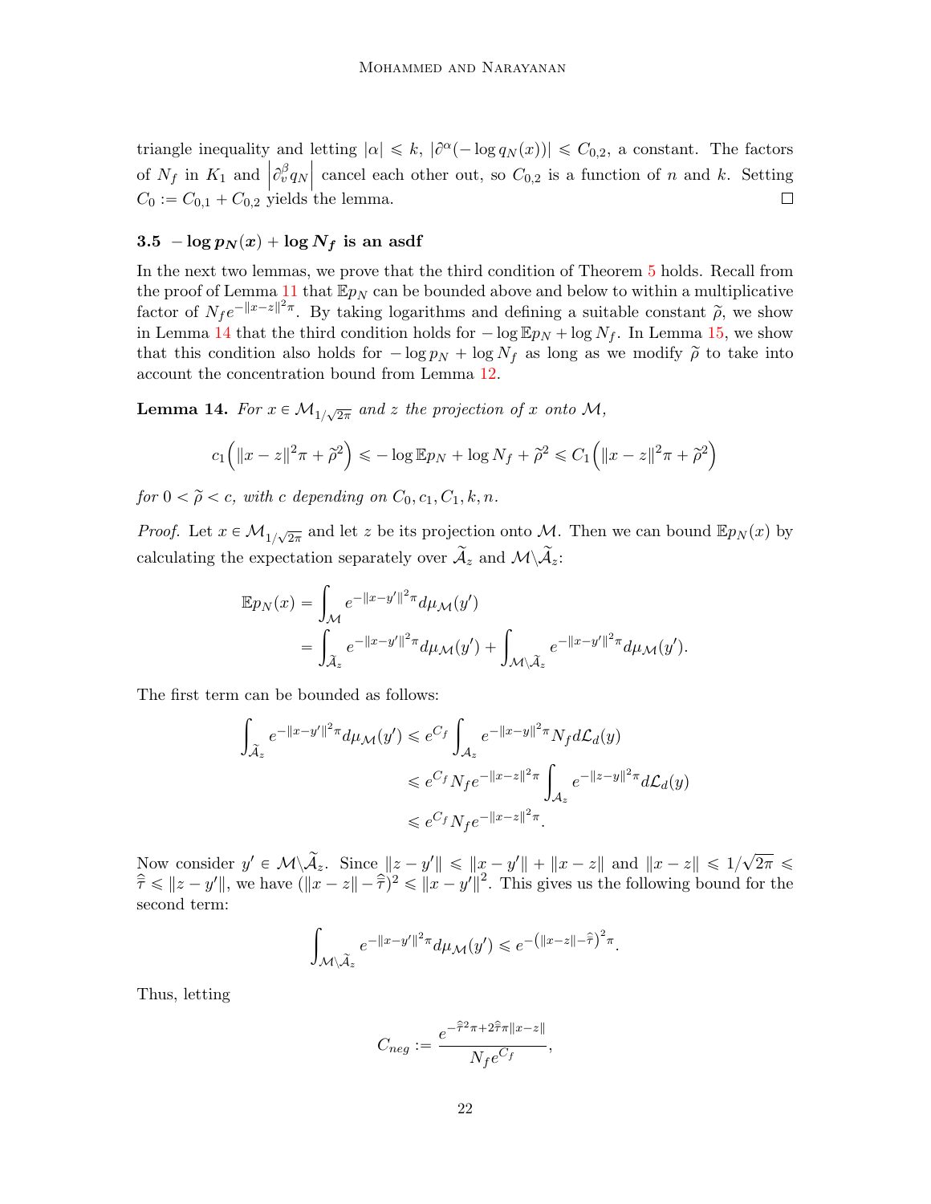triangle inequality and letting $|\alpha| \leqslant k$, $|\partial^\alpha(-\log q_N(x))| \leqslant C_{0,2}$, a constant. The factors of $N_f$ in $K_1$ and $\left|\partial_v^\beta q_N\right|$ cancel each other out, so $C_{0,2}$ is a function of $n$ and $k$. Setting $C_0 := C_{0,1} + C_{0,2}$ yields the lemma. ∎

### 3.5 $-\log p_N(x) + \log N_f$ is an asdf

In the next two lemmas, we prove that the third condition of Theorem 5 holds. Recall from the proof of Lemma 11 that $\mathbb{E}p_N$ can be bounded above and below to within a multiplicative factor of $N_f e^{-\|x-z\|^2\pi}$. By taking logarithms and defining a suitable constant $\widetilde{\rho}$, we show in Lemma 14 that the third condition holds for $-\log \mathbb{E}p_N + \log N_f$. In Lemma 15, we show that this condition also holds for $-\log p_N + \log N_f$ as long as we modify $\widetilde{\rho}$ to take into account the concentration bound from Lemma 12.

**Lemma 14.** *For $x \in \mathcal{M}_{1/\sqrt{2\pi}}$ and $z$ the projection of $x$ onto $\mathcal{M}$,*

$$c_1\Big(\|x-z\|^2\pi + \widetilde{\rho}^2\Big) \leqslant -\log \mathbb{E}p_N + \log N_f + \widetilde{\rho}^2 \leqslant C_1\Big(\|x-z\|^2\pi + \widetilde{\rho}^2\Big)$$

*for $0 < \widetilde{\rho} < c$, with $c$ depending on $C_0, c_1, C_1, k, n$.*

*Proof.* Let $x \in \mathcal{M}_{1/\sqrt{2\pi}}$ and let $z$ be its projection onto $\mathcal{M}$. Then we can bound $\mathbb{E}p_N(x)$ by calculating the expectation separately over $\widetilde{\mathcal{A}}_z$ and $\mathcal{M}\backslash\widetilde{\mathcal{A}}_z$:

$$\begin{aligned}
\mathbb{E}p_N(x) &= \int_{\mathcal{M}} e^{-\|x-y'\|^2\pi} d\mu_{\mathcal{M}}(y') \\
&= \int_{\widetilde{\mathcal{A}}_z} e^{-\|x-y'\|^2\pi} d\mu_{\mathcal{M}}(y') + \int_{\mathcal{M}\backslash\widetilde{\mathcal{A}}_z} e^{-\|x-y'\|^2\pi} d\mu_{\mathcal{M}}(y').
\end{aligned}$$

The first term can be bounded as follows:

$$\begin{aligned}
\int_{\widetilde{\mathcal{A}}_z} e^{-\|x-y'\|^2\pi} d\mu_{\mathcal{M}}(y') &\leqslant e^{C_f} \int_{\mathcal{A}_z} e^{-\|x-y\|^2\pi} N_f d\mathcal{L}_d(y) \\
&\leqslant e^{C_f} N_f e^{-\|x-z\|^2\pi} \int_{\mathcal{A}_z} e^{-\|z-y\|^2\pi} d\mathcal{L}_d(y) \\
&\leqslant e^{C_f} N_f e^{-\|x-z\|^2\pi}.
\end{aligned}$$

Now consider $y' \in \mathcal{M}\backslash\widetilde{\mathcal{A}}_z$. Since $\|z-y'\| \leqslant \|x-y'\| + \|x-z\|$ and $\|x-z\| \leqslant 1/\sqrt{2\pi} \leqslant \widehat{\widetilde{\tau}} \leqslant \|z-y'\|$, we have $(\|x-z\| - \widehat{\widetilde{\tau}})^2 \leqslant \|x-y'\|^2$. This gives us the following bound for the second term:

$$\int_{\mathcal{M}\backslash\widetilde{\mathcal{A}}_z} e^{-\|x-y'\|^2\pi} d\mu_{\mathcal{M}}(y') \leqslant e^{-\left(\|x-z\| - \widehat{\widetilde{\tau}}\right)^2\pi}.$$

Thus, letting

$$C_{neg} := \frac{e^{-\widehat{\widetilde{\tau}}^2\pi + 2\widehat{\widetilde{\tau}}\pi\|x-z\|}}{N_f e^{C_f}},$$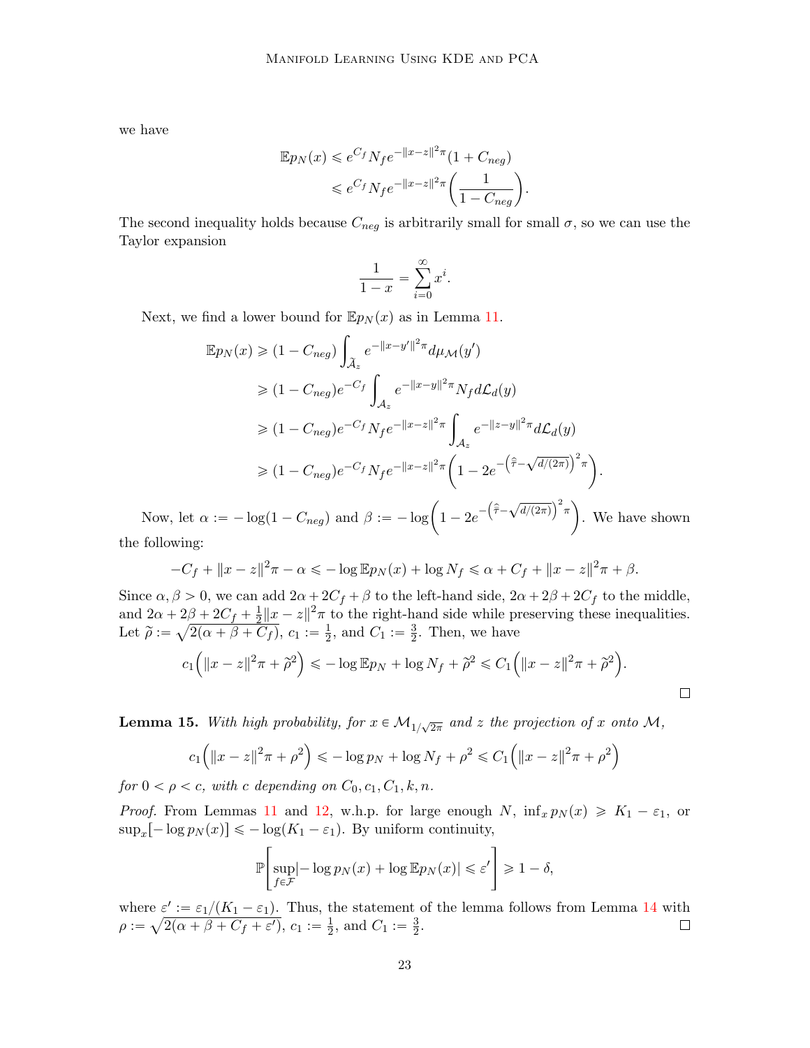we have

$$
\begin{aligned}
\mathbb{E}p_N(x) &\leqslant e^{C_f} N_f e^{-\|x-z\|^2\pi}(1 + C_{neg}) \\
&\leqslant e^{C_f} N_f e^{-\|x-z\|^2\pi}\left(\frac{1}{1 - C_{neg}}\right).
\end{aligned}
$$

The second inequality holds because $C_{neg}$ is arbitrarily small for small $\sigma$, so we can use the Taylor expansion

$$
\frac{1}{1-x} = \sum_{i=0}^{\infty} x^i.
$$

Next, we find a lower bound for $\mathbb{E}p_N(x)$ as in Lemma 11.

$$
\begin{aligned}
\mathbb{E}p_N(x) &\geqslant (1 - C_{neg}) \int_{\widetilde{\mathcal{A}}_z} e^{-\|x-y'\|^2\pi} d\mu_{\mathcal{M}}(y') \\
&\geqslant (1 - C_{neg}) e^{-C_f} \int_{\mathcal{A}_z} e^{-\|x-y\|^2\pi} N_f d\mathcal{L}_d(y) \\
&\geqslant (1 - C_{neg}) e^{-C_f} N_f e^{-\|x-z\|^2\pi} \int_{\mathcal{A}_z} e^{-\|z-y\|^2\pi} d\mathcal{L}_d(y) \\
&\geqslant (1 - C_{neg}) e^{-C_f} N_f e^{-\|x-z\|^2\pi}\left(1 - 2e^{-\left(\hat{\tilde{\tau}} - \sqrt{d/(2\pi)}\right)^2\pi}\right).
\end{aligned}
$$

Now, let $\alpha := -\log(1 - C_{neg})$ and $\beta := -\log\left(1 - 2e^{-\left(\hat{\tilde{\tau}} - \sqrt{d/(2\pi)}\right)^2\pi}\right)$. We have shown the following:

$$
-C_f + \|x-z\|^2\pi - \alpha \leqslant -\log \mathbb{E}p_N(x) + \log N_f \leqslant \alpha + C_f + \|x-z\|^2\pi + \beta.
$$

Since $\alpha, \beta > 0$, we can add $2\alpha + 2C_f + \beta$ to the left-hand side, $2\alpha + 2\beta + 2C_f$ to the middle, and $2\alpha + 2\beta + 2C_f + \frac{1}{2}\|x-z\|^2\pi$ to the right-hand side while preserving these inequalities. Let $\tilde{\rho} := \sqrt{2(\alpha + \beta + C_f)}$, $c_1 := \frac{1}{2}$, and $C_1 := \frac{3}{2}$. Then, we have

$$
c_1\Big(\|x-z\|^2\pi + \tilde{\rho}^2\Big) \leqslant -\log \mathbb{E}p_N + \log N_f + \tilde{\rho}^2 \leqslant C_1\Big(\|x-z\|^2\pi + \tilde{\rho}^2\Big).
$$

□

**Lemma 15.** *With high probability, for $x \in \mathcal{M}_{1/\sqrt{2\pi}}$ and $z$ the projection of $x$ onto $\mathcal{M}$,*

$$
c_1\Big(\|x-z\|^2\pi + \rho^2\Big) \leqslant -\log p_N + \log N_f + \rho^2 \leqslant C_1\Big(\|x-z\|^2\pi + \rho^2\Big)
$$

*for $0 < \rho < c$, with $c$ depending on $C_0, c_1, C_1, k, n$.*

*Proof.* From Lemmas 11 and 12, w.h.p. for large enough $N$, $\inf_x p_N(x) \geqslant K_1 - \varepsilon_1$, or $\sup_x[-\log p_N(x)] \leqslant -\log(K_1 - \varepsilon_1)$. By uniform continuity,

$$
\mathbb{P}\left[\sup_{f \in \mathcal{F}} |-\log p_N(x) + \log \mathbb{E}p_N(x)| \leqslant \varepsilon'\right] \geqslant 1 - \delta,
$$

where $\varepsilon' := \varepsilon_1/(K_1 - \varepsilon_1)$. Thus, the statement of the lemma follows from Lemma 14 with $\rho := \sqrt{2(\alpha + \beta + C_f + \varepsilon')}$, $c_1 := \frac{1}{2}$, and $C_1 := \frac{3}{2}$. □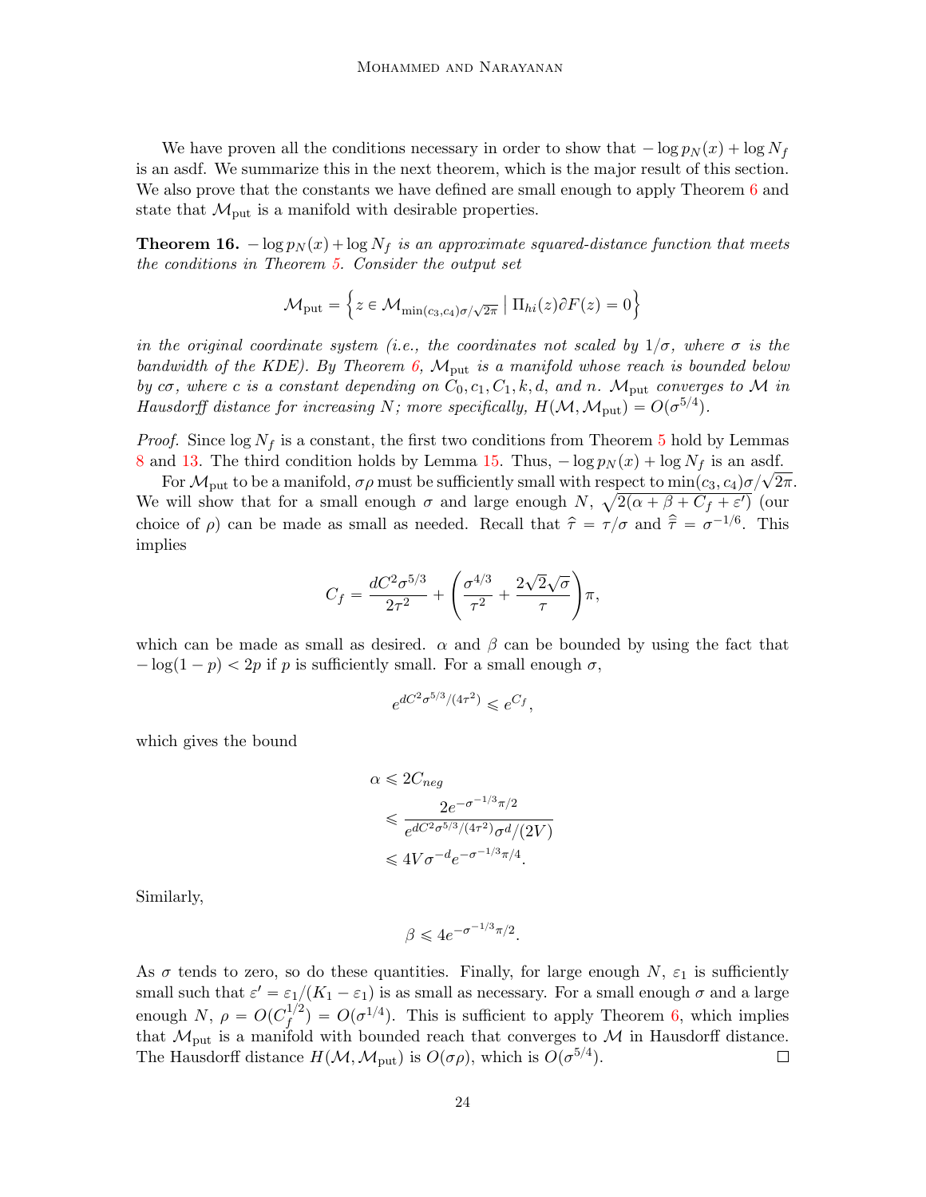We have proven all the conditions necessary in order to show that $-\log p_N(x) + \log N_f$ is an asdf. We summarize this in the next theorem, which is the major result of this section. We also prove that the constants we have defined are small enough to apply Theorem 6 and state that $\mathcal{M}_{\text{put}}$ is a manifold with desirable properties.

**Theorem 16.** *$-\log p_N(x) + \log N_f$ is an approximate squared-distance function that meets the conditions in Theorem 5. Consider the output set*

$$\mathcal{M}_{\text{put}} = \left\{ z \in \mathcal{M}_{\min(c_3,c_4)\sigma/\sqrt{2\pi}} \;\middle|\; \Pi_{hi}(z)\partial F(z) = 0 \right\}$$

*in the original coordinate system (i.e., the coordinates not scaled by $1/\sigma$, where $\sigma$ is the bandwidth of the KDE). By Theorem 6, $\mathcal{M}_{\text{put}}$ is a manifold whose reach is bounded below by $c\sigma$, where $c$ is a constant depending on $C_0, c_1, C_1, k, d,$ and $n$. $\mathcal{M}_{\text{put}}$ converges to $\mathcal{M}$ in Hausdorff distance for increasing $N$; more specifically, $H(\mathcal{M}, \mathcal{M}_{\text{put}}) = O(\sigma^{5/4})$.*

*Proof.* Since $\log N_f$ is a constant, the first two conditions from Theorem 5 hold by Lemmas 8 and 13. The third condition holds by Lemma 15. Thus, $-\log p_N(x) + \log N_f$ is an asdf.

For $\mathcal{M}_{\text{put}}$ to be a manifold, $\sigma\rho$ must be sufficiently small with respect to $\min(c_3, c_4)\sigma/\sqrt{2\pi}$. We will show that for a small enough $\sigma$ and large enough $N$, $\sqrt{2(\alpha + \beta + C_f + \varepsilon')}$ (our choice of $\rho$) can be made as small as needed. Recall that $\hat{\tau} = \tau/\sigma$ and $\hat{\hat{\tau}} = \sigma^{-1/6}$. This implies

$$C_f = \frac{dC^2\sigma^{5/3}}{2\tau^2} + \left( \frac{\sigma^{4/3}}{\tau^2} + \frac{2\sqrt{2}\sqrt{\sigma}}{\tau} \right)\pi,$$

which can be made as small as desired. $\alpha$ and $\beta$ can be bounded by using the fact that $-\log(1-p) < 2p$ if $p$ is sufficiently small. For a small enough $\sigma$,

$$e^{dC^2\sigma^{5/3}/(4\tau^2)} \leqslant e^{C_f},$$

which gives the bound

$$\begin{aligned}
\alpha &\leqslant 2C_{neg} \\
&\leqslant \frac{2e^{-\sigma^{-1/3}\pi/2}}{e^{dC^2\sigma^{5/3}/(4\tau^2)}\sigma^d/(2V)} \\
&\leqslant 4V\sigma^{-d}e^{-\sigma^{-1/3}\pi/4}.
\end{aligned}$$

Similarly,

$$\beta \leqslant 4e^{-\sigma^{-1/3}\pi/2}.$$

As $\sigma$ tends to zero, so do these quantities. Finally, for large enough $N$, $\varepsilon_1$ is sufficiently small such that $\varepsilon' = \varepsilon_1/(K_1 - \varepsilon_1)$ is as small as necessary. For a small enough $\sigma$ and a large enough $N$, $\rho = O(C_f^{1/2}) = O(\sigma^{1/4})$. This is sufficient to apply Theorem 6, which implies that $\mathcal{M}_{\text{put}}$ is a manifold with bounded reach that converges to $\mathcal{M}$ in Hausdorff distance. The Hausdorff distance $H(\mathcal{M}, \mathcal{M}_{\text{put}})$ is $O(\sigma\rho)$, which is $O(\sigma^{5/4})$. ∎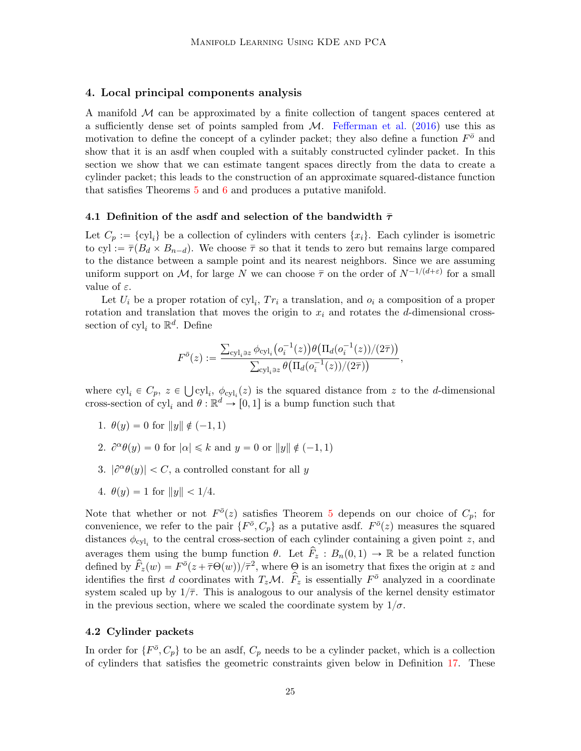## 4. Local principal components analysis

A manifold $\mathcal{M}$ can be approximated by a finite collection of tangent spaces centered at a sufficiently dense set of points sampled from $\mathcal{M}$. Fefferman et al. (2016) use this as motivation to define the concept of a cylinder packet; they also define a function $F^{\bar{o}}$ and show that it is an asdf when coupled with a suitably constructed cylinder packet. In this section we show that we can estimate tangent spaces directly from the data to create a cylinder packet; this leads to the construction of an approximate squared-distance function that satisfies Theorems 5 and 6 and produces a putative manifold.

### 4.1 Definition of the asdf and selection of the bandwidth $\bar{\tau}$

Let $C_p := \{\text{cyl}_i\}$ be a collection of cylinders with centers $\{x_i\}$. Each cylinder is isometric to $\text{cyl} := \bar{\tau}(B_d \times B_{n-d})$. We choose $\bar{\tau}$ so that it tends to zero but remains large compared to the distance between a sample point and its nearest neighbors. Since we are assuming uniform support on $\mathcal{M}$, for large $N$ we can choose $\bar{\tau}$ on the order of $N^{-1/(d+\varepsilon)}$ for a small value of $\varepsilon$.

Let $U_i$ be a proper rotation of $\text{cyl}_i$, $Tr_i$ a translation, and $o_i$ a composition of a proper rotation and translation that moves the origin to $x_i$ and rotates the $d$-dimensional cross-section of $\text{cyl}_i$ to $\mathbb{R}^d$. Define

$$F^{\bar{o}}(z) := \frac{\sum_{\text{cyl}_i \ni z} \phi_{\text{cyl}_i}\big(o_i^{-1}(z)\big)\theta\big(\Pi_d(o_i^{-1}(z))/(2\bar{\tau})\big)}{\sum_{\text{cyl}_i \ni z} \theta\big(\Pi_d(o_i^{-1}(z))/(2\bar{\tau})\big)},$$

where $\text{cyl}_i \in C_p$, $z \in \bigcup \text{cyl}_i$, $\phi_{\text{cyl}_i}(z)$ is the squared distance from $z$ to the $d$-dimensional cross-section of $\text{cyl}_i$ and $\theta : \mathbb{R}^d \to [0, 1]$ is a bump function such that

1. $\theta(y) = 0$ for $\|y\| \notin (-1, 1)$
2. $\partial^\alpha \theta(y) = 0$ for $|\alpha| \leqslant k$ and $y = 0$ or $\|y\| \notin (-1, 1)$
3. $|\partial^\alpha \theta(y)| < C$, a controlled constant for all $y$
4. $\theta(y) = 1$ for $\|y\| < 1/4$.

Note that whether or not $F^{\bar{o}}(z)$ satisfies Theorem 5 depends on our choice of $C_p$; for convenience, we refer to the pair $\{F^{\bar{o}}, C_p\}$ as a putative asdf. $F^{\bar{o}}(z)$ measures the squared distances $\phi_{\text{cyl}_i}$ to the central cross-section of each cylinder containing a given point $z$, and averages them using the bump function $\theta$. Let $\widehat{F}_z : B_n(0, 1) \to \mathbb{R}$ be a related function defined by $\widehat{F}_z(w) = F^{\bar{o}}(z + \bar{\tau}\Theta(w))/\bar{\tau}^2$, where $\Theta$ is an isometry that fixes the origin at $z$ and identifies the first $d$ coordinates with $T_z\mathcal{M}$. $\widehat{F}_z$ is essentially $F^{\bar{o}}$ analyzed in a coordinate system scaled up by $1/\bar{\tau}$. This is analogous to our analysis of the kernel density estimator in the previous section, where we scaled the coordinate system by $1/\sigma$.

### 4.2 Cylinder packets

In order for $\{F^{\bar{o}}, C_p\}$ to be an asdf, $C_p$ needs to be a cylinder packet, which is a collection of cylinders that satisfies the geometric constraints given below in Definition 17. These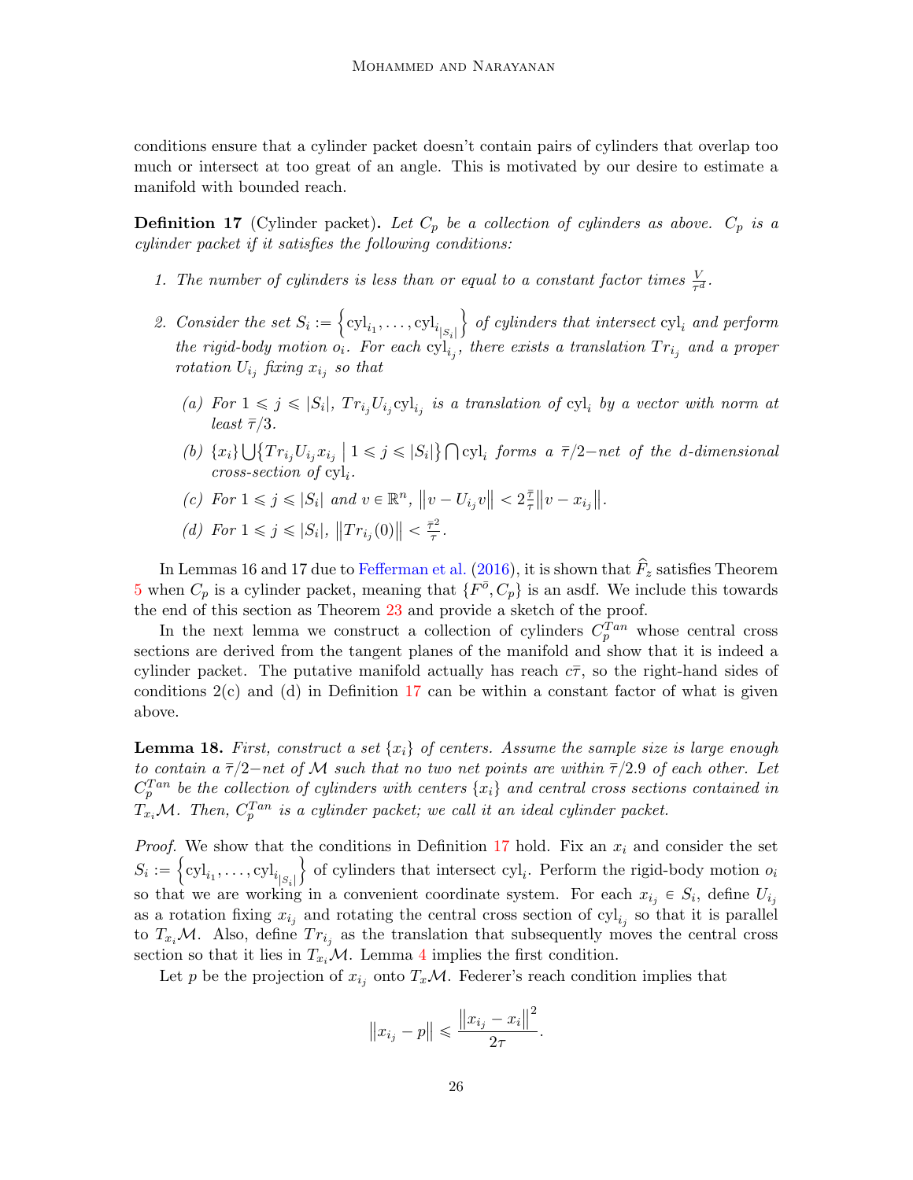conditions ensure that a cylinder packet doesn't contain pairs of cylinders that overlap too much or intersect at too great of an angle. This is motivated by our desire to estimate a manifold with bounded reach.

**Definition 17** (Cylinder packet)**.** *Let $C_p$ be a collection of cylinders as above. $C_p$ is a cylinder packet if it satisfies the following conditions:*

1. *The number of cylinders is less than or equal to a constant factor times $\frac{V}{\bar{\tau}^d}$.*
2. *Consider the set $S_i := \left\{\text{cyl}_{i_1}, \ldots, \text{cyl}_{i_{|S_i|}}\right\}$ of cylinders that intersect $\text{cyl}_i$ and perform the rigid-body motion $o_i$. For each $\text{cyl}_{i_j}$, there exists a translation $Tr_{i_j}$ and a proper rotation $U_{i_j}$ fixing $x_{i_j}$ so that*
   - *(a) For $1 \leqslant j \leqslant |S_i|$, $Tr_{i_j} U_{i_j} \text{cyl}_{i_j}$ is a translation of $\text{cyl}_i$ by a vector with norm at least $\bar{\tau}/3$.*
   - *(b) $\{x_i\} \bigcup \left\{Tr_{i_j} U_{i_j} x_{i_j} \;\middle|\; 1 \leqslant j \leqslant |S_i|\right\} \bigcap \text{cyl}_i$ forms a $\bar{\tau}/2-$net of the $d$-dimensional cross-section of $\text{cyl}_i$.*
   - *(c) For $1 \leqslant j \leqslant |S_i|$ and $v \in \mathbb{R}^n$, $\left\|v - U_{i_j} v\right\| < 2\frac{\bar{\tau}}{\tau}\left\|v - x_{i_j}\right\|$.*
   - *(d) For $1 \leqslant j \leqslant |S_i|$, $\left\|Tr_{i_j}(0)\right\| < \frac{\bar{\tau}^2}{\tau}$.*

In Lemmas 16 and 17 due to Fefferman et al. (2016), it is shown that $\widehat{F}_z$ satisfies Theorem 5 when $C_p$ is a cylinder packet, meaning that $\{F^{\bar{o}}, C_p\}$ is an asdf. We include this towards the end of this section as Theorem 23 and provide a sketch of the proof.

In the next lemma we construct a collection of cylinders $C_p^{Tan}$ whose central cross sections are derived from the tangent planes of the manifold and show that it is indeed a cylinder packet. The putative manifold actually has reach $c\bar{\tau}$, so the right-hand sides of conditions 2(c) and (d) in Definition 17 can be within a constant factor of what is given above.

**Lemma 18.** *First, construct a set $\{x_i\}$ of centers. Assume the sample size is large enough to contain a $\bar{\tau}/2-$net of $\mathcal{M}$ such that no two net points are within $\bar{\tau}/2.9$ of each other. Let $C_p^{Tan}$ be the collection of cylinders with centers $\{x_i\}$ and central cross sections contained in $T_{x_i}\mathcal{M}$. Then, $C_p^{Tan}$ is a cylinder packet; we call it an ideal cylinder packet.*

*Proof.* We show that the conditions in Definition 17 hold. Fix an $x_i$ and consider the set $S_i := \left\{\text{cyl}_{i_1}, \ldots, \text{cyl}_{i_{|S_i|}}\right\}$ of cylinders that intersect $\text{cyl}_i$. Perform the rigid-body motion $o_i$ so that we are working in a convenient coordinate system. For each $x_{i_j} \in S_i$, define $U_{i_j}$ as a rotation fixing $x_{i_j}$ and rotating the central cross section of $\text{cyl}_{i_j}$ so that it is parallel to $T_{x_i}\mathcal{M}$. Also, define $Tr_{i_j}$ as the translation that subsequently moves the central cross section so that it lies in $T_{x_i}\mathcal{M}$. Lemma 4 implies the first condition.

Let $p$ be the projection of $x_{i_j}$ onto $T_x\mathcal{M}$. Federer's reach condition implies that

$$\left\|x_{i_j} - p\right\| \leqslant \frac{\left\|x_{i_j} - x_i\right\|^2}{2\tau}.$$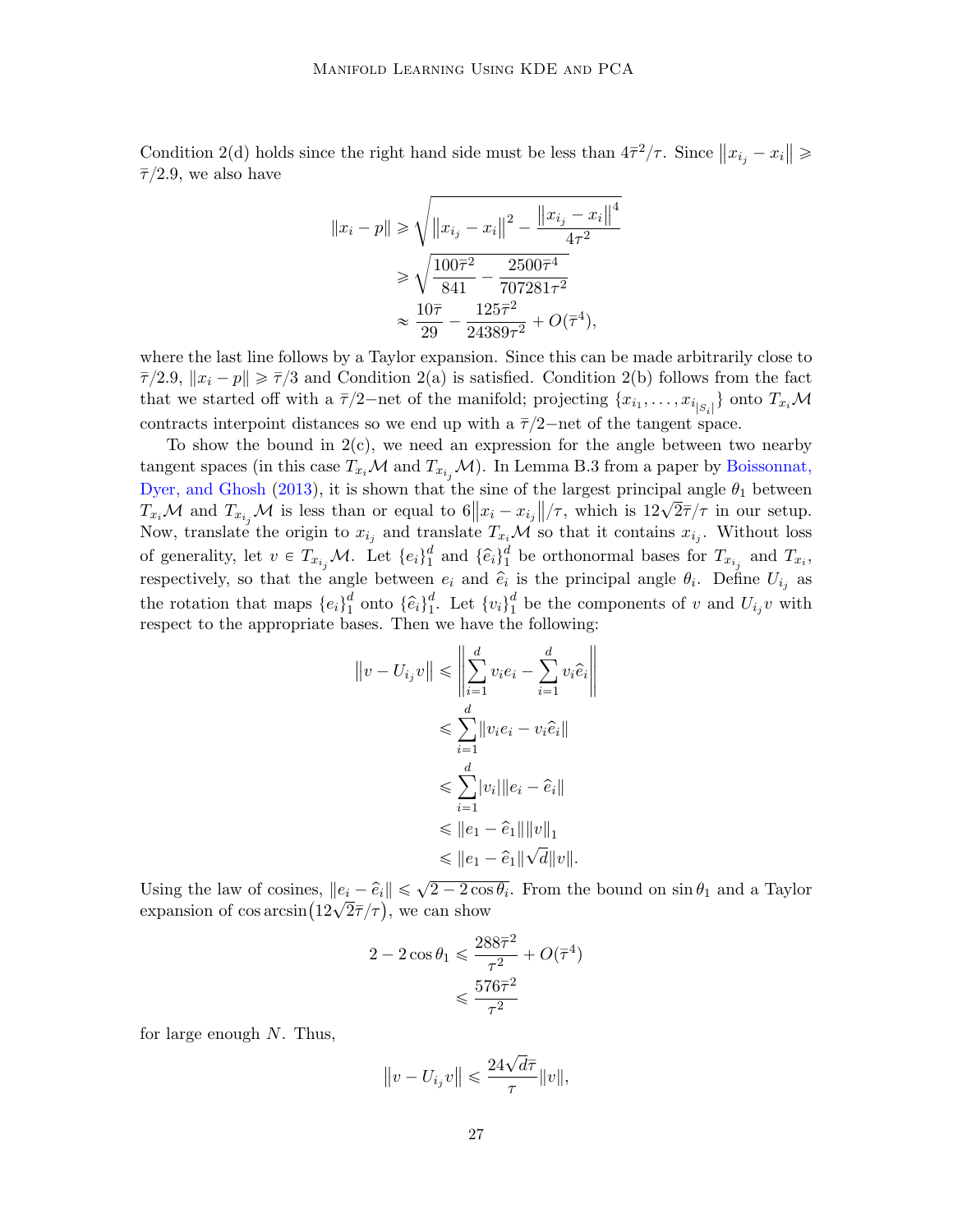Condition 2(d) holds since the right hand side must be less than $4\bar{\tau}^2/\tau$. Since $\|x_{i_j} - x_i\| \geqslant \bar{\tau}/2.9$, we also have

$$
\begin{aligned}
\|x_i - p\| &\geqslant \sqrt{\|x_{i_j} - x_i\|^2 - \frac{\|x_{i_j} - x_i\|^4}{4\tau^2}} \\
&\geqslant \sqrt{\frac{100\bar{\tau}^2}{841} - \frac{2500\bar{\tau}^4}{707281\tau^2}} \\
&\approx \frac{10\bar{\tau}}{29} - \frac{125\bar{\tau}^2}{24389\tau^2} + O(\bar{\tau}^4),
\end{aligned}
$$

where the last line follows by a Taylor expansion. Since this can be made arbitrarily close to $\bar{\tau}/2.9$, $\|x_i - p\| \geqslant \bar{\tau}/3$ and Condition 2(a) is satisfied. Condition 2(b) follows from the fact that we started off with a $\bar{\tau}/2-$net of the manifold; projecting $\{x_{i_1}, \ldots, x_{i_{|S_i|}}\}$ onto $T_{x_i}\mathcal{M}$ contracts interpoint distances so we end up with a $\bar{\tau}/2-$net of the tangent space.

To show the bound in 2(c), we need an expression for the angle between two nearby tangent spaces (in this case $T_{x_i}\mathcal{M}$ and $T_{x_{i_j}}\mathcal{M}$). In Lemma B.3 from a paper by Boissonnat, Dyer, and Ghosh (2013), it is shown that the sine of the largest principal angle $\theta_1$ between $T_{x_i}\mathcal{M}$ and $T_{x_{i_j}}\mathcal{M}$ is less than or equal to $6\|x_i - x_{i_j}\|/\tau$, which is $12\sqrt{2}\bar{\tau}/\tau$ in our setup. Now, translate the origin to $x_{i_j}$ and translate $T_{x_i}\mathcal{M}$ so that it contains $x_{i_j}$. Without loss of generality, let $v \in T_{x_{i_j}}\mathcal{M}$. Let $\{e_i\}_1^d$ and $\{\hat{e}_i\}_1^d$ be orthonormal bases for $T_{x_{i_j}}$ and $T_{x_i}$, respectively, so that the angle between $e_i$ and $\hat{e}_i$ is the principal angle $\theta_i$. Define $U_{i_j}$ as the rotation that maps $\{e_i\}_1^d$ onto $\{\hat{e}_i\}_1^d$. Let $\{v_i\}_1^d$ be the components of $v$ and $U_{i_j}v$ with respect to the appropriate bases. Then we have the following:

$$
\begin{aligned}
\|v - U_{i_j}v\| &\leqslant \left\|\sum_{i=1}^d v_i e_i - \sum_{i=1}^d v_i \hat{e}_i\right\| \\
&\leqslant \sum_{i=1}^d \|v_i e_i - v_i \hat{e}_i\| \\
&\leqslant \sum_{i=1}^d |v_i| \|e_i - \hat{e}_i\| \\
&\leqslant \|e_1 - \hat{e}_1\| \|v\|_1 \\
&\leqslant \|e_1 - \hat{e}_1\| \sqrt{d} \|v\|.
\end{aligned}
$$

Using the law of cosines, $\|e_i - \hat{e}_i\| \leqslant \sqrt{2 - 2\cos\theta_i}$. From the bound on $\sin\theta_1$ and a Taylor expansion of $\cos\arcsin(12\sqrt{2}\bar{\tau}/\tau)$, we can show

$$
\begin{aligned}
2 - 2\cos\theta_1 &\leqslant \frac{288\bar{\tau}^2}{\tau^2} + O(\bar{\tau}^4) \\
&\leqslant \frac{576\bar{\tau}^2}{\tau^2}
\end{aligned}
$$

for large enough $N$. Thus,

$$
\|v - U_{i_j}v\| \leqslant \frac{24\sqrt{d}\bar{\tau}}{\tau}\|v\|,
$$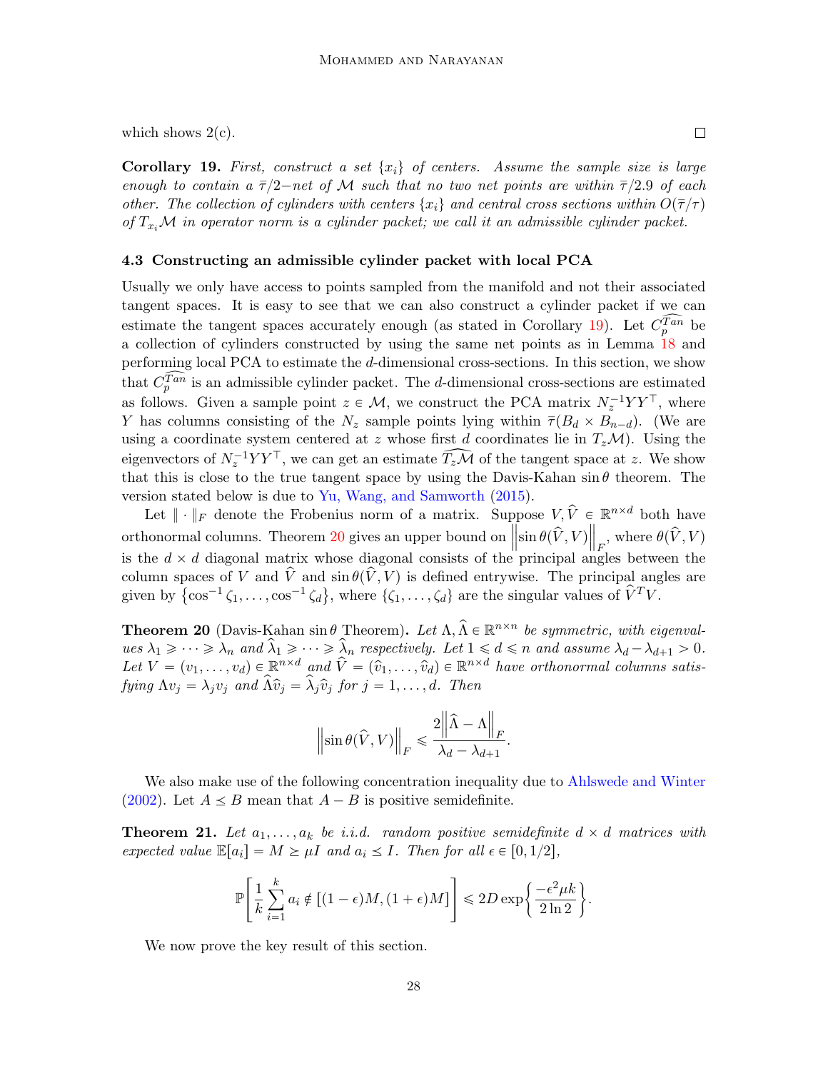which shows 2(c). □

**Corollary 19.** *First, construct a set $\{x_i\}$ of centers. Assume the sample size is large enough to contain a $\bar{\tau}/2-$net of $\mathcal{M}$ such that no two net points are within $\bar{\tau}/2.9$ of each other. The collection of cylinders with centers $\{x_i\}$ and central cross sections within $O(\bar{\tau}/\tau)$ of $T_{x_i}\mathcal{M}$ in operator norm is a cylinder packet; we call it an admissible cylinder packet.*

### 4.3 Constructing an admissible cylinder packet with local PCA

Usually we only have access to points sampled from the manifold and not their associated tangent spaces. It is easy to see that we can also construct a cylinder packet if we can estimate the tangent spaces accurately enough (as stated in Corollary 19). Let $C_p^{\widehat{Tan}}$ be a collection of cylinders constructed by using the same net points as in Lemma 18 and performing local PCA to estimate the $d$-dimensional cross-sections. In this section, we show that $C_p^{\widehat{Tan}}$ is an admissible cylinder packet. The $d$-dimensional cross-sections are estimated as follows. Given a sample point $z \in \mathcal{M}$, we construct the PCA matrix $N_z^{-1}YY^\top$, where $Y$ has columns consisting of the $N_z$ sample points lying within $\bar{\tau}(B_d \times B_{n-d})$. (We are using a coordinate system centered at $z$ whose first $d$ coordinates lie in $T_z\mathcal{M}$). Using the eigenvectors of $N_z^{-1}YY^\top$, we can get an estimate $\widehat{T_z\mathcal{M}}$ of the tangent space at $z$. We show that this is close to the true tangent space by using the Davis-Kahan $\sin\theta$ theorem. The version stated below is due to Yu, Wang, and Samworth (2015).

Let $\|\cdot\|_F$ denote the Frobenius norm of a matrix. Suppose $V, \widehat{V} \in \mathbb{R}^{n\times d}$ both have orthonormal columns. Theorem 20 gives an upper bound on $\left\|\sin\theta(\widehat{V}, V)\right\|_F$, where $\theta(\widehat{V}, V)$ is the $d \times d$ diagonal matrix whose diagonal consists of the principal angles between the column spaces of $V$ and $\widehat{V}$ and $\sin\theta(\widehat{V}, V)$ is defined entrywise. The principal angles are given by $\{\cos^{-1}\zeta_1, \dots, \cos^{-1}\zeta_d\}$, where $\{\zeta_1, \dots, \zeta_d\}$ are the singular values of $\widehat{V}^T V$.

**Theorem 20** (Davis-Kahan $\sin\theta$ Theorem)**.** *Let $\Lambda, \widehat{\Lambda} \in \mathbb{R}^{n\times n}$ be symmetric, with eigenvalues $\lambda_1 \geqslant \dots \geqslant \lambda_n$ and $\widehat{\lambda}_1 \geqslant \dots \geqslant \widehat{\lambda}_n$ respectively. Let $1 \leqslant d \leqslant n$ and assume $\lambda_d - \lambda_{d+1} > 0$. Let $V = (v_1, \dots, v_d) \in \mathbb{R}^{n\times d}$ and $\widehat{V} = (\widehat{v}_1, \dots, \widehat{v}_d) \in \mathbb{R}^{n\times d}$ have orthonormal columns satisfying $\Lambda v_j = \lambda_j v_j$ and $\widehat{\Lambda}\widehat{v}_j = \widehat{\lambda}_j \widehat{v}_j$ for $j = 1, \dots, d$. Then*

$$\left\|\sin\theta(\widehat{V}, V)\right\|_F \leqslant \frac{2\left\|\widehat{\Lambda} - \Lambda\right\|_F}{\lambda_d - \lambda_{d+1}}.$$

We also make use of the following concentration inequality due to Ahlswede and Winter (2002). Let $A \preceq B$ mean that $A - B$ is positive semidefinite.

**Theorem 21.** *Let $a_1, \dots, a_k$ be i.i.d. random positive semidefinite $d \times d$ matrices with expected value $\mathbb{E}[a_i] = M \succeq \mu I$ and $a_i \preceq I$. Then for all $\epsilon \in [0, 1/2]$,*

$$\mathbb{P}\left[\frac{1}{k}\sum_{i=1}^{k} a_i \notin [(1-\epsilon)M, (1+\epsilon)M]\right] \leqslant 2D\exp\left\{\frac{-\epsilon^2\mu k}{2\ln 2}\right\}.$$

We now prove the key result of this section.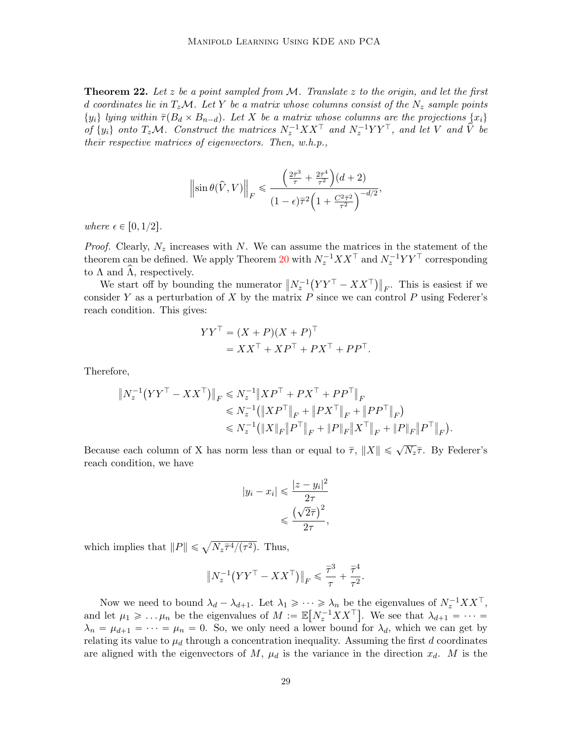**Theorem 22.** *Let $z$ be a point sampled from $\mathcal{M}$. Translate $z$ to the origin, and let the first $d$ coordinates lie in $T_z\mathcal{M}$. Let $Y$ be a matrix whose columns consist of the $N_z$ sample points $\{y_i\}$ lying within $\bar{\tau}(B_d \times B_{n-d})$. Let $X$ be a matrix whose columns are the projections $\{x_i\}$ of $\{y_i\}$ onto $T_z\mathcal{M}$. Construct the matrices $N_z^{-1}XX^\top$ and $N_z^{-1}YY^\top$, and let $V$ and $\widehat{V}$ be their respective matrices of eigenvectors. Then, w.h.p.,*

$$\left\|\sin\theta(\widehat{V}, V)\right\|_F \leqslant \frac{\left(\frac{2\bar{\tau}^3}{\tau} + \frac{2\bar{\tau}^4}{\tau^2}\right)(d+2)}{(1-\epsilon)\bar{\tau}^2\left(1 + \frac{C^2\bar{\tau}^2}{\tau^2}\right)^{-d/2}},$$

*where $\epsilon \in [0, 1/2]$.*

*Proof.* Clearly, $N_z$ increases with $N$. We can assume the matrices in the statement of the theorem can be defined. We apply Theorem 20 with $N_z^{-1}XX^\top$ and $N_z^{-1}YY^\top$ corresponding to $\Lambda$ and $\widehat{\Lambda}$, respectively.

We start off by bounding the numerator $\left\|N_z^{-1}\left(YY^\top - XX^\top\right)\right\|_F$. This is easiest if we consider $Y$ as a perturbation of $X$ by the matrix $P$ since we can control $P$ using Federer's reach condition. This gives:

$$\begin{aligned}
YY^\top &= (X+P)(X+P)^\top \\
&= XX^\top + XP^\top + PX^\top + PP^\top.
\end{aligned}$$

Therefore,

$$\begin{aligned}
\left\|N_z^{-1}\left(YY^\top - XX^\top\right)\right\|_F &\leqslant N_z^{-1}\left\|XP^\top + PX^\top + PP^\top\right\|_F \\
&\leqslant N_z^{-1}\left(\left\|XP^\top\right\|_F + \left\|PX^\top\right\|_F + \left\|PP^\top\right\|_F\right) \\
&\leqslant N_z^{-1}\left(\|X\|_F\left\|P^\top\right\|_F + \|P\|_F\left\|X^\top\right\|_F + \|P\|_F\left\|P^\top\right\|_F\right).
\end{aligned}$$

Because each column of X has norm less than or equal to $\bar{\tau}$, $\|X\| \leqslant \sqrt{N_z}\bar{\tau}$. By Federer's reach condition, we have

$$\begin{aligned}
|y_i - x_i| &\leqslant \frac{|z - y_i|^2}{2\tau} \\
&\leqslant \frac{\left(\sqrt{2}\bar{\tau}\right)^2}{2\tau},
\end{aligned}$$

which implies that $\|P\| \leqslant \sqrt{N_z\bar{\tau}^4/(\tau^2)}$. Thus,

$$\left\|N_z^{-1}\left(YY^\top - XX^\top\right)\right\|_F \leqslant \frac{\bar{\tau}^3}{\tau} + \frac{\bar{\tau}^4}{\tau^2}.$$

Now we need to bound $\lambda_d - \lambda_{d+1}$. Let $\lambda_1 \geqslant \cdots \geqslant \lambda_n$ be the eigenvalues of $N_z^{-1}XX^\top$, and let $\mu_1 \geqslant \ldots \mu_n$ be the eigenvalues of $M := \mathbb{E}\left[N_z^{-1}XX^\top\right]$. We see that $\lambda_{d+1} = \cdots = \lambda_n = \mu_{d+1} = \cdots = \mu_n = 0$. So, we only need a lower bound for $\lambda_d$, which we can get by relating its value to $\mu_d$ through a concentration inequality. Assuming the first $d$ coordinates are aligned with the eigenvectors of $M$, $\mu_d$ is the variance in the direction $x_d$. $M$ is the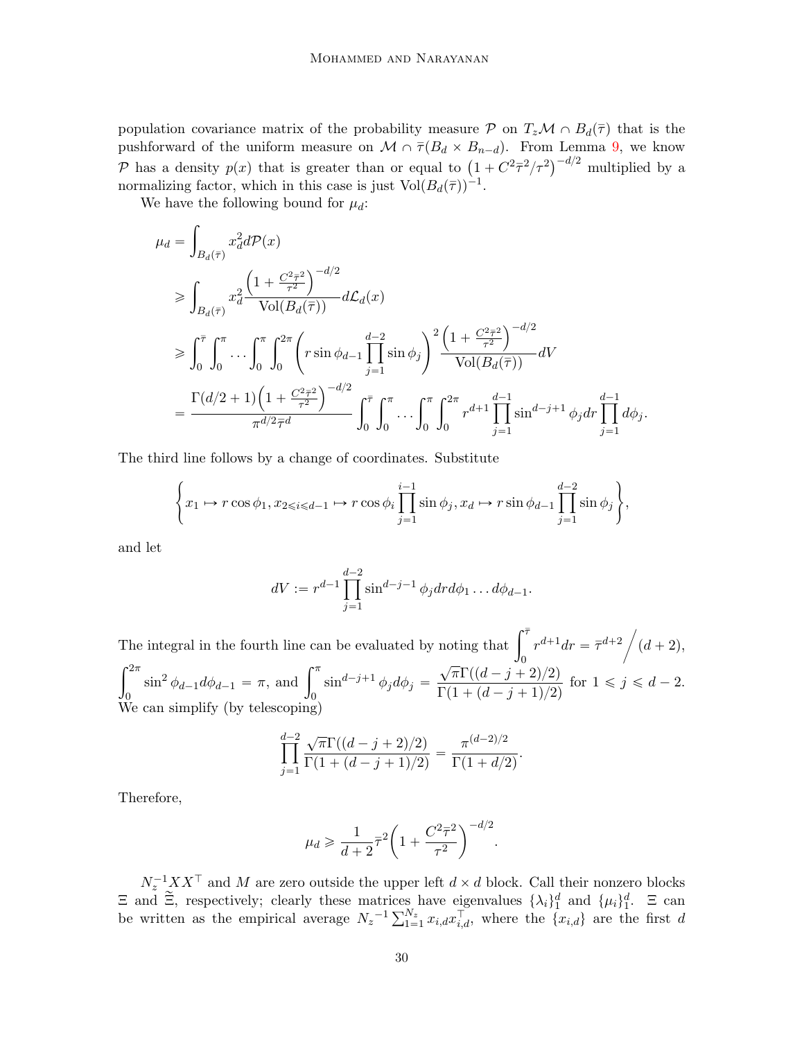population covariance matrix of the probability measure $\mathcal{P}$ on $T_z\mathcal{M} \cap B_d(\bar{\tau})$ that is the pushforward of the uniform measure on $\mathcal{M} \cap \bar{\tau}(B_d \times B_{n-d})$. From Lemma 9, we know $\mathcal{P}$ has a density $p(x)$ that is greater than or equal to $\left(1 + C^2\bar{\tau}^2/\tau^2\right)^{-d/2}$ multiplied by a normalizing factor, which in this case is just $\mathrm{Vol}(B_d(\bar{\tau}))^{-1}$.

We have the following bound for $\mu_d$:

$$
\begin{aligned}
\mu_d &= \int_{B_d(\bar{\tau})} x_d^2 d\mathcal{P}(x) \\
&\geqslant \int_{B_d(\bar{\tau})} x_d^2 \frac{\left(1 + \frac{C^2\bar{\tau}^2}{\tau^2}\right)^{-d/2}}{\mathrm{Vol}(B_d(\bar{\tau}))} d\mathcal{L}_d(x) \\
&\geqslant \int_0^{\bar{\tau}} \int_0^{\pi} \dots \int_0^{\pi} \int_0^{2\pi} \left( r \sin\phi_{d-1} \prod_{j=1}^{d-2} \sin\phi_j \right)^2 \frac{\left(1 + \frac{C^2\bar{\tau}^2}{\tau^2}\right)^{-d/2}}{\mathrm{Vol}(B_d(\bar{\tau}))} dV \\
&= \frac{\Gamma(d/2+1)\left(1 + \frac{C^2\bar{\tau}^2}{\tau^2}\right)^{-d/2}}{\pi^{d/2}\bar{\tau}^d} \int_0^{\bar{\tau}} \int_0^{\pi} \dots \int_0^{\pi} \int_0^{2\pi} r^{d+1} \prod_{j=1}^{d-1} \sin^{d-j+1}\phi_j dr \prod_{j=1}^{d-1} d\phi_j.
\end{aligned}
$$

The third line follows by a change of coordinates. Substitute

$$
\left\{ x_1 \mapsto r\cos\phi_1, x_{2\leqslant i \leqslant d-1} \mapsto r\cos\phi_i \prod_{j=1}^{i-1} \sin\phi_j, x_d \mapsto r\sin\phi_{d-1} \prod_{j=1}^{d-2} \sin\phi_j \right\},
$$

and let

$$
dV := r^{d-1} \prod_{j=1}^{d-2} \sin^{d-j-1}\phi_j dr d\phi_1 \dots d\phi_{d-1}.
$$

The integral in the fourth line can be evaluated by noting that $\int_0^{\bar{\tau}} r^{d+1} dr = \bar{\tau}^{d+2} \Big/ (d+2)$, $\int_0^{2\pi} \sin^2\phi_{d-1} d\phi_{d-1} = \pi$, and $\int_0^{\pi} \sin^{d-j+1}\phi_j d\phi_j = \frac{\sqrt{\pi}\Gamma((d-j+2)/2)}{\Gamma(1+(d-j+1)/2)}$ for $1 \leqslant j \leqslant d-2$. We can simplify (by telescoping)

$$
\prod_{j=1}^{d-2} \frac{\sqrt{\pi}\Gamma((d-j+2)/2)}{\Gamma(1+(d-j+1)/2)} = \frac{\pi^{(d-2)/2}}{\Gamma(1+d/2)}.
$$

Therefore,

$$
\mu_d \geqslant \frac{1}{d+2} \bar{\tau}^2 \left(1 + \frac{C^2\bar{\tau}^2}{\tau^2}\right)^{-d/2}.
$$

$N_z^{-1}XX^\top$ and $M$ are zero outside the upper left $d \times d$ block. Call their nonzero blocks $\Xi$ and $\tilde{\Xi}$, respectively; clearly these matrices have eigenvalues $\{\lambda_i\}_1^d$ and $\{\mu_i\}_1^d$. $\Xi$ can be written as the empirical average $N_z{}^{-1}\sum_{1=1}^{N_z} x_{i,d}x_{i,d}^\top$, where the $\{x_{i,d}\}$ are the first $d$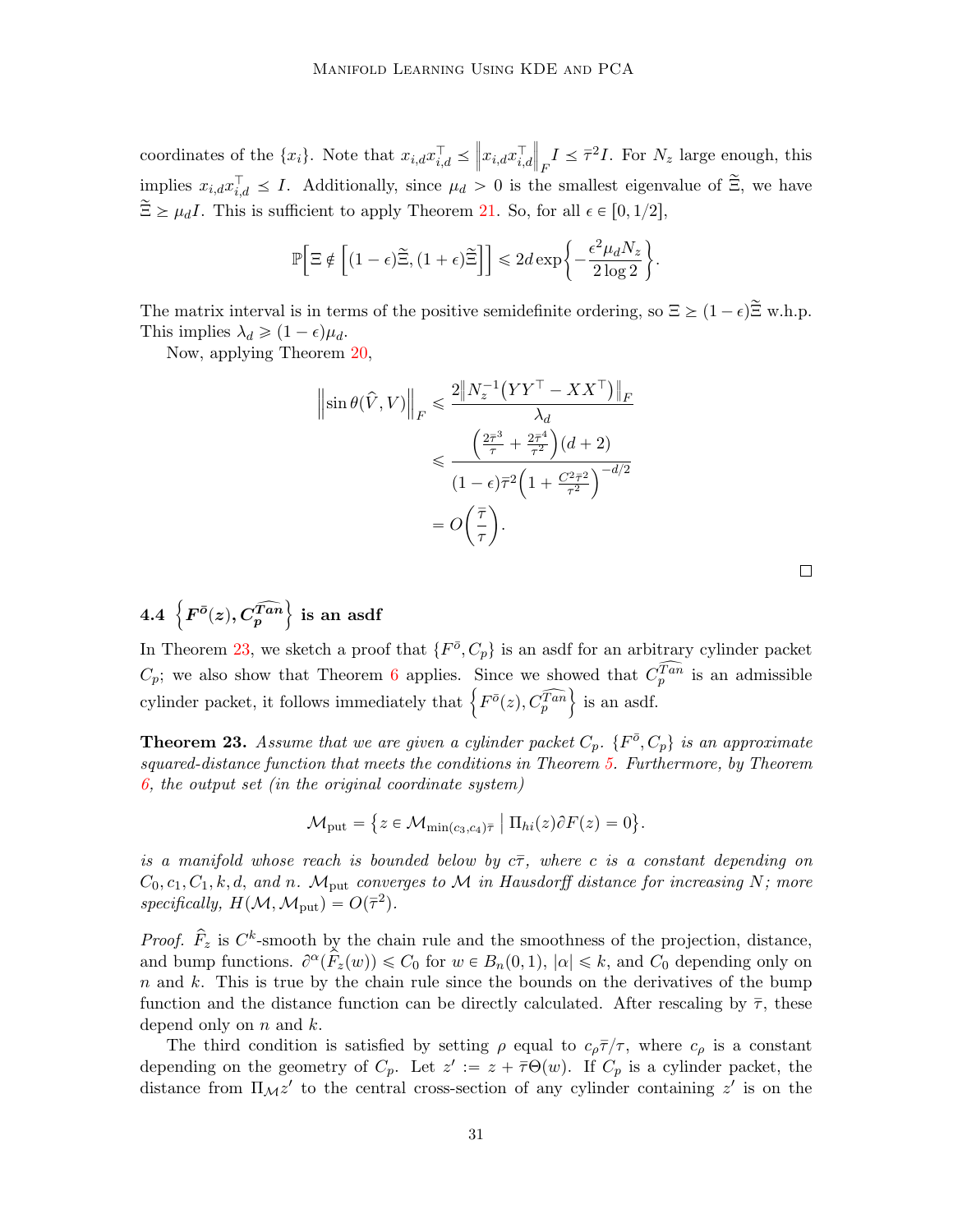coordinates of the $\{x_i\}$. Note that $x_{i,d}x_{i,d}^\top \preceq \left\|x_{i,d}x_{i,d}^\top\right\|_F I \preceq \bar{\tau}^2 I$. For $N_z$ large enough, this implies $x_{i,d}x_{i,d}^\top \preceq I$. Additionally, since $\mu_d > 0$ is the smallest eigenvalue of $\tilde{\tilde{\Xi}}$, we have $\tilde{\tilde{\Xi}} \succeq \mu_d I$. This is sufficient to apply Theorem 21. So, for all $\epsilon \in [0, 1/2]$,

$$\mathbb{P}\Big[\Xi \notin \Big[(1-\epsilon)\tilde{\tilde{\Xi}}, (1+\epsilon)\tilde{\tilde{\Xi}}\Big]\Big] \leqslant 2d \exp\bigg\{-\frac{\epsilon^2 \mu_d N_z}{2\log 2}\bigg\}.$$

The matrix interval is in terms of the positive semidefinite ordering, so $\Xi \succeq (1-\epsilon)\tilde{\tilde{\Xi}}$ w.h.p. This implies $\lambda_d \geqslant (1-\epsilon)\mu_d$.

Now, applying Theorem 20,

$$\begin{aligned}
\left\|\sin\theta(\widehat{V}, V)\right\|_F &\leqslant \frac{2\left\|N_z^{-1}\big(YY^\top - XX^\top\big)\right\|_F}{\lambda_d} \\
&\leqslant \frac{\left(\frac{2\bar{\tau}^3}{\tau} + \frac{2\bar{\tau}^4}{\tau^2}\right)(d+2)}{(1-\epsilon)\bar{\tau}^2\left(1 + \frac{C^2\bar{\tau}^2}{\tau^2}\right)^{-d/2}} \\
&= O\left(\frac{\bar{\tau}}{\tau}\right).
\end{aligned}$$

□

### 4.4 $\left\{F^{\bar{o}}(z), \widehat{C_p^{Tan}}\right\}$ is an asdf

In Theorem 23, we sketch a proof that $\{F^{\bar{o}}, C_p\}$ is an asdf for an arbitrary cylinder packet $C_p$; we also show that Theorem 6 applies. Since we showed that $\widehat{C_p^{Tan}}$ is an admissible cylinder packet, it follows immediately that $\left\{F^{\bar{o}}(z), \widehat{C_p^{Tan}}\right\}$ is an asdf.

**Theorem 23.** *Assume that we are given a cylinder packet $C_p$. $\{F^{\bar{o}}, C_p\}$ is an approximate squared-distance function that meets the conditions in Theorem 5. Furthermore, by Theorem 6, the output set (in the original coordinate system)*

$$\mathcal{M}_{\text{put}} = \big\{z \in \mathcal{M}_{\min(c_3,c_4)\bar{\tau}} \;\big|\; \Pi_{hi}(z)\partial F(z) = 0\big\}.$$

*is a manifold whose reach is bounded below by $c\bar{\tau}$, where $c$ is a constant depending on $C_0, c_1, C_1, k, d,$ and $n$. $\mathcal{M}_{\text{put}}$ converges to $\mathcal{M}$ in Hausdorff distance for increasing $N$; more specifically, $H(\mathcal{M}, \mathcal{M}_{\text{put}}) = O(\bar{\tau}^2)$.*

*Proof.* $\widehat{F}_z$ is $C^k$-smooth by the chain rule and the smoothness of the projection, distance, and bump functions. $\partial^\alpha(\widehat{F}_z(w)) \leqslant C_0$ for $w \in B_n(0,1)$, $|\alpha| \leqslant k$, and $C_0$ depending only on $n$ and $k$. This is true by the chain rule since the bounds on the derivatives of the bump function and the distance function can be directly calculated. After rescaling by $\bar{\tau}$, these depend only on $n$ and $k$.

The third condition is satisfied by setting $\rho$ equal to $c_\rho\bar{\tau}/\tau$, where $c_\rho$ is a constant depending on the geometry of $C_p$. Let $z' := z + \bar{\tau}\Theta(w)$. If $C_p$ is a cylinder packet, the distance from $\Pi_{\mathcal{M}}z'$ to the central cross-section of any cylinder containing $z'$ is on the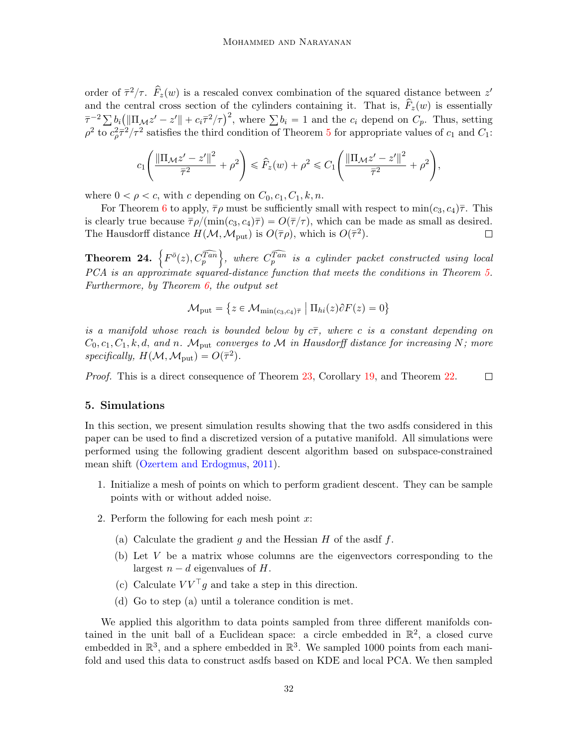order of $\bar{\tau}^2/\tau$. $\widehat{F}_z(w)$ is a rescaled convex combination of the squared distance between $z'$ and the central cross section of the cylinders containing it. That is, $\widehat{F}_z(w)$ is essentially $\bar{\tau}^{-2}\sum b_i\big(\|\Pi_{\mathcal{M}}z' - z'\| + c_i\bar{\tau}^2/\tau\big)^2$, where $\sum b_i = 1$ and the $c_i$ depend on $C_p$. Thus, setting $\rho^2$ to $c_\rho^2\bar{\tau}^2/\tau^2$ satisfies the third condition of Theorem 5 for appropriate values of $c_1$ and $C_1$:

$$c_1\left(\frac{\|\Pi_{\mathcal{M}}z' - z'\|^2}{\bar{\tau}^2} + \rho^2\right) \leqslant \widehat{F}_z(w) + \rho^2 \leqslant C_1\left(\frac{\|\Pi_{\mathcal{M}}z' - z'\|^2}{\bar{\tau}^2} + \rho^2\right),$$

where $0 < \rho < c$, with $c$ depending on $C_0, c_1, C_1, k, n$.

For Theorem 6 to apply, $\bar{\tau}\rho$ must be sufficiently small with respect to $\min(c_3, c_4)\bar{\tau}$. This is clearly true because $\bar{\tau}\rho/(\min(c_3, c_4)\bar{\tau}) = O(\bar{\tau}/\tau)$, which can be made as small as desired. The Hausdorff distance $H(\mathcal{M}, \mathcal{M}_{\text{put}})$ is $O(\bar{\tau}\rho)$, which is $O(\bar{\tau}^2)$. ∎

**Theorem 24.** *$\left\{F^{\bar{o}}(z), C_p^{\widehat{Tan}}\right\}$, where $C_p^{\widehat{Tan}}$ is a cylinder packet constructed using local PCA is an approximate squared-distance function that meets the conditions in Theorem 5. Furthermore, by Theorem 6, the output set*

$$\mathcal{M}_{\text{put}} = \left\{z \in \mathcal{M}_{\min(c_3,c_4)\bar{\tau}} \mid \Pi_{hi}(z)\partial F(z) = 0\right\}$$

*is a manifold whose reach is bounded below by $c\bar{\tau}$, where $c$ is a constant depending on $C_0, c_1, C_1, k, d$, and $n$. $\mathcal{M}_{\text{put}}$ converges to $\mathcal{M}$ in Hausdorff distance for increasing $N$; more specifically, $H(\mathcal{M}, \mathcal{M}_{\text{put}}) = O(\bar{\tau}^2)$.*

*Proof.* This is a direct consequence of Theorem 23, Corollary 19, and Theorem 22. ∎

## 5. Simulations

In this section, we present simulation results showing that the two asdfs considered in this paper can be used to find a discretized version of a putative manifold. All simulations were performed using the following gradient descent algorithm based on subspace-constrained mean shift (Ozertem and Erdogmus, 2011).

1. Initialize a mesh of points on which to perform gradient descent. They can be sample points with or without added noise.
2. Perform the following for each mesh point $x$:
   (a) Calculate the gradient $g$ and the Hessian $H$ of the asdf $f$.
   (b) Let $V$ be a matrix whose columns are the eigenvectors corresponding to the largest $n - d$ eigenvalues of $H$.
   (c) Calculate $VV^\top g$ and take a step in this direction.
   (d) Go to step (a) until a tolerance condition is met.

We applied this algorithm to data points sampled from three different manifolds contained in the unit ball of a Euclidean space: a circle embedded in $\mathbb{R}^2$, a closed curve embedded in $\mathbb{R}^3$, and a sphere embedded in $\mathbb{R}^3$. We sampled 1000 points from each manifold and used this data to construct asdfs based on KDE and local PCA. We then sampled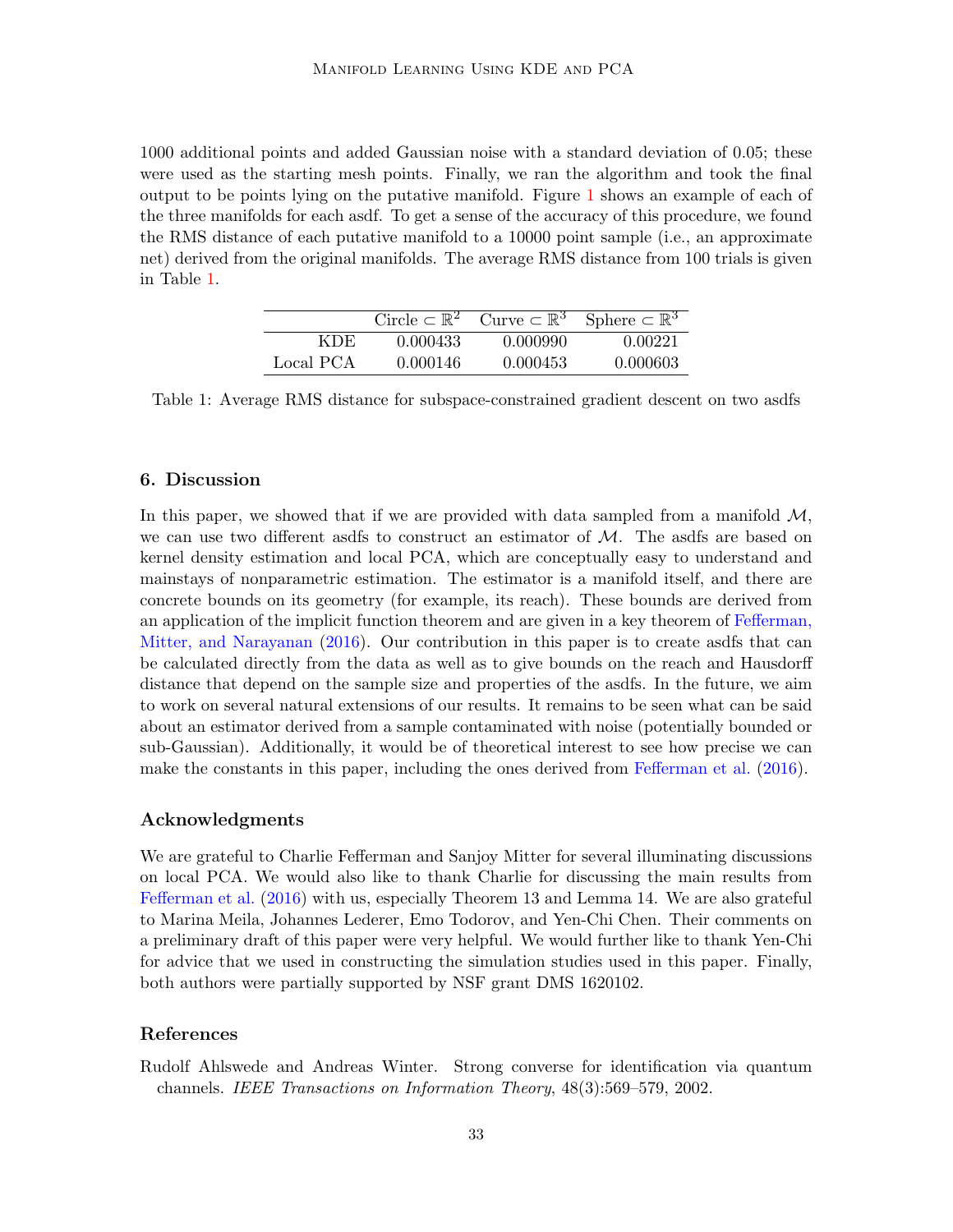1000 additional points and added Gaussian noise with a standard deviation of 0.05; these were used as the starting mesh points. Finally, we ran the algorithm and took the final output to be points lying on the putative manifold. Figure 1 shows an example of each of the three manifolds for each asdf. To get a sense of the accuracy of this procedure, we found the RMS distance of each putative manifold to a 10000 point sample (i.e., an approximate net) derived from the original manifolds. The average RMS distance from 100 trials is given in Table 1.

| | Circle $\subset \mathbb{R}^2$ | Curve $\subset \mathbb{R}^3$ | Sphere $\subset \mathbb{R}^3$ |
|---|---|---|---|
| KDE | 0.000433 | 0.000990 | 0.00221 |
| Local PCA | 0.000146 | 0.000453 | 0.000603 |

Table 1: Average RMS distance for subspace-constrained gradient descent on two asdfs

### 6. Discussion

In this paper, we showed that if we are provided with data sampled from a manifold $\mathcal{M}$, we can use two different asdfs to construct an estimator of $\mathcal{M}$. The asdfs are based on kernel density estimation and local PCA, which are conceptually easy to understand and mainstays of nonparametric estimation. The estimator is a manifold itself, and there are concrete bounds on its geometry (for example, its reach). These bounds are derived from an application of the implicit function theorem and are given in a key theorem of Fefferman, Mitter, and Narayanan (2016). Our contribution in this paper is to create asdfs that can be calculated directly from the data as well as to give bounds on the reach and Hausdorff distance that depend on the sample size and properties of the asdfs. In the future, we aim to work on several natural extensions of our results. It remains to be seen what can be said about an estimator derived from a sample contaminated with noise (potentially bounded or sub-Gaussian). Additionally, it would be of theoretical interest to see how precise we can make the constants in this paper, including the ones derived from Fefferman et al. (2016).

### Acknowledgments

We are grateful to Charlie Fefferman and Sanjoy Mitter for several illuminating discussions on local PCA. We would also like to thank Charlie for discussing the main results from Fefferman et al. (2016) with us, especially Theorem 13 and Lemma 14. We are also grateful to Marina Meila, Johannes Lederer, Emo Todorov, and Yen-Chi Chen. Their comments on a preliminary draft of this paper were very helpful. We would further like to thank Yen-Chi for advice that we used in constructing the simulation studies used in this paper. Finally, both authors were partially supported by NSF grant DMS 1620102.

### References

Rudolf Ahlswede and Andreas Winter. Strong converse for identification via quantum channels. *IEEE Transactions on Information Theory*, 48(3):569–579, 2002.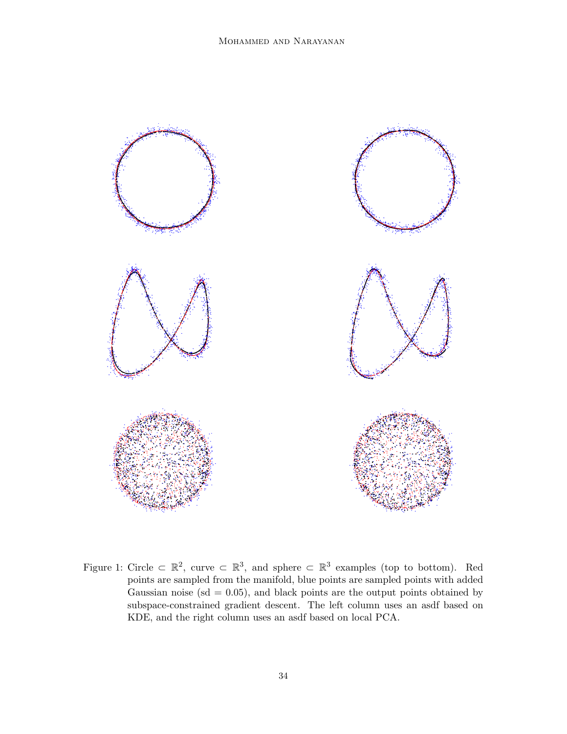Figure 1: Circle $\subset \mathbb{R}^2$, curve $\subset \mathbb{R}^3$, and sphere $\subset \mathbb{R}^3$ examples (top to bottom). Red points are sampled from the manifold, blue points are sampled points with added Gaussian noise (sd = 0.05), and black points are the output points obtained by subspace-constrained gradient descent. The left column uses an asdf based on KDE, and the right column uses an asdf based on local PCA.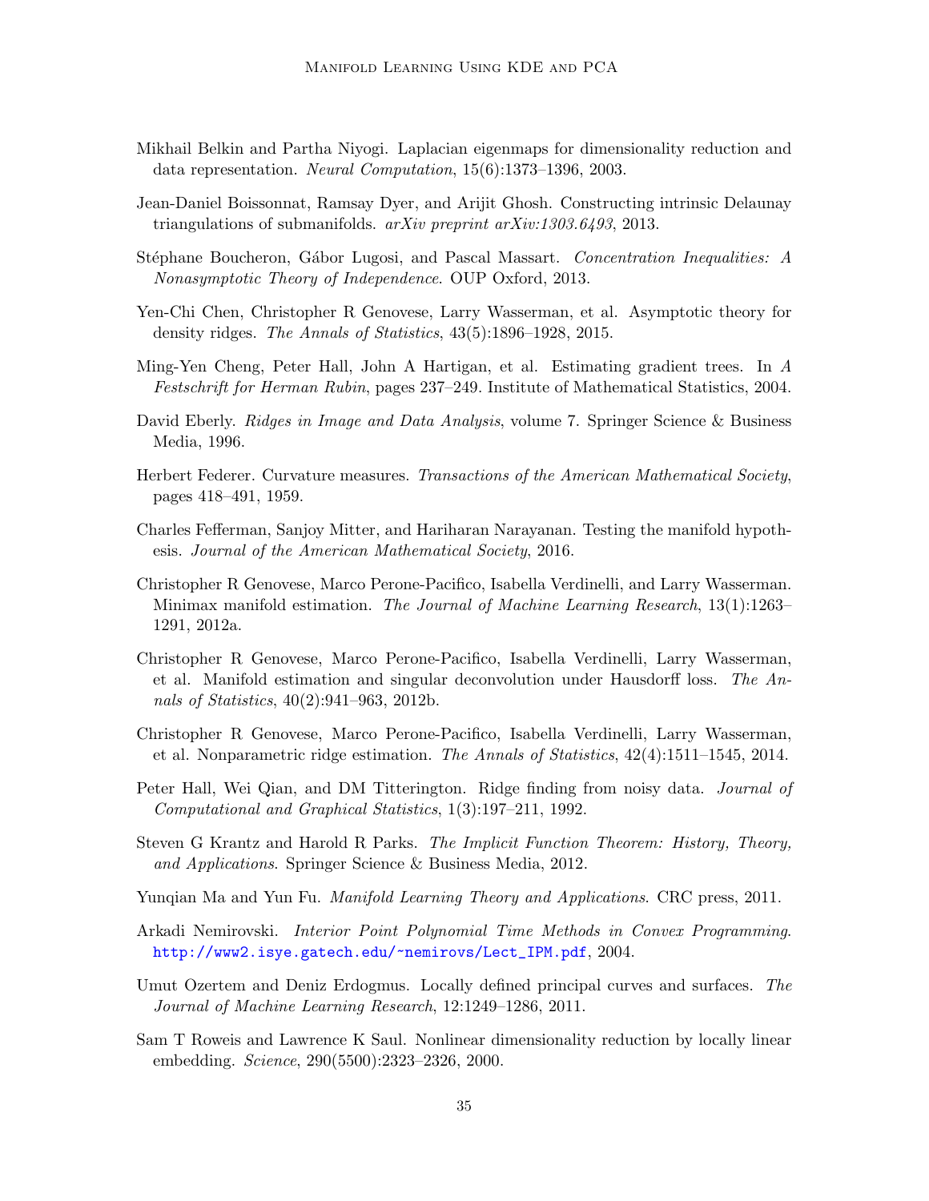Mikhail Belkin and Partha Niyogi. Laplacian eigenmaps for dimensionality reduction and data representation. *Neural Computation*, 15(6):1373–1396, 2003.

Jean-Daniel Boissonnat, Ramsay Dyer, and Arijit Ghosh. Constructing intrinsic Delaunay triangulations of submanifolds. *arXiv preprint arXiv:1303.6493*, 2013.

Stéphane Boucheron, Gábor Lugosi, and Pascal Massart. *Concentration Inequalities: A Nonasymptotic Theory of Independence*. OUP Oxford, 2013.

Yen-Chi Chen, Christopher R Genovese, Larry Wasserman, et al. Asymptotic theory for density ridges. *The Annals of Statistics*, 43(5):1896–1928, 2015.

Ming-Yen Cheng, Peter Hall, John A Hartigan, et al. Estimating gradient trees. In *A Festschrift for Herman Rubin*, pages 237–249. Institute of Mathematical Statistics, 2004.

David Eberly. *Ridges in Image and Data Analysis*, volume 7. Springer Science & Business Media, 1996.

Herbert Federer. Curvature measures. *Transactions of the American Mathematical Society*, pages 418–491, 1959.

Charles Fefferman, Sanjoy Mitter, and Hariharan Narayanan. Testing the manifold hypothesis. *Journal of the American Mathematical Society*, 2016.

Christopher R Genovese, Marco Perone-Pacifico, Isabella Verdinelli, and Larry Wasserman. Minimax manifold estimation. *The Journal of Machine Learning Research*, 13(1):1263–1291, 2012a.

Christopher R Genovese, Marco Perone-Pacifico, Isabella Verdinelli, Larry Wasserman, et al. Manifold estimation and singular deconvolution under Hausdorff loss. *The Annals of Statistics*, 40(2):941–963, 2012b.

Christopher R Genovese, Marco Perone-Pacifico, Isabella Verdinelli, Larry Wasserman, et al. Nonparametric ridge estimation. *The Annals of Statistics*, 42(4):1511–1545, 2014.

Peter Hall, Wei Qian, and DM Titterington. Ridge finding from noisy data. *Journal of Computational and Graphical Statistics*, 1(3):197–211, 1992.

Steven G Krantz and Harold R Parks. *The Implicit Function Theorem: History, Theory, and Applications*. Springer Science & Business Media, 2012.

Yunqian Ma and Yun Fu. *Manifold Learning Theory and Applications*. CRC press, 2011.

Arkadi Nemirovski. *Interior Point Polynomial Time Methods in Convex Programming*. http://www2.isye.gatech.edu/~nemirovs/Lect_IPM.pdf, 2004.

Umut Ozertem and Deniz Erdogmus. Locally defined principal curves and surfaces. *The Journal of Machine Learning Research*, 12:1249–1286, 2011.

Sam T Roweis and Lawrence K Saul. Nonlinear dimensionality reduction by locally linear embedding. *Science*, 290(5500):2323–2326, 2000.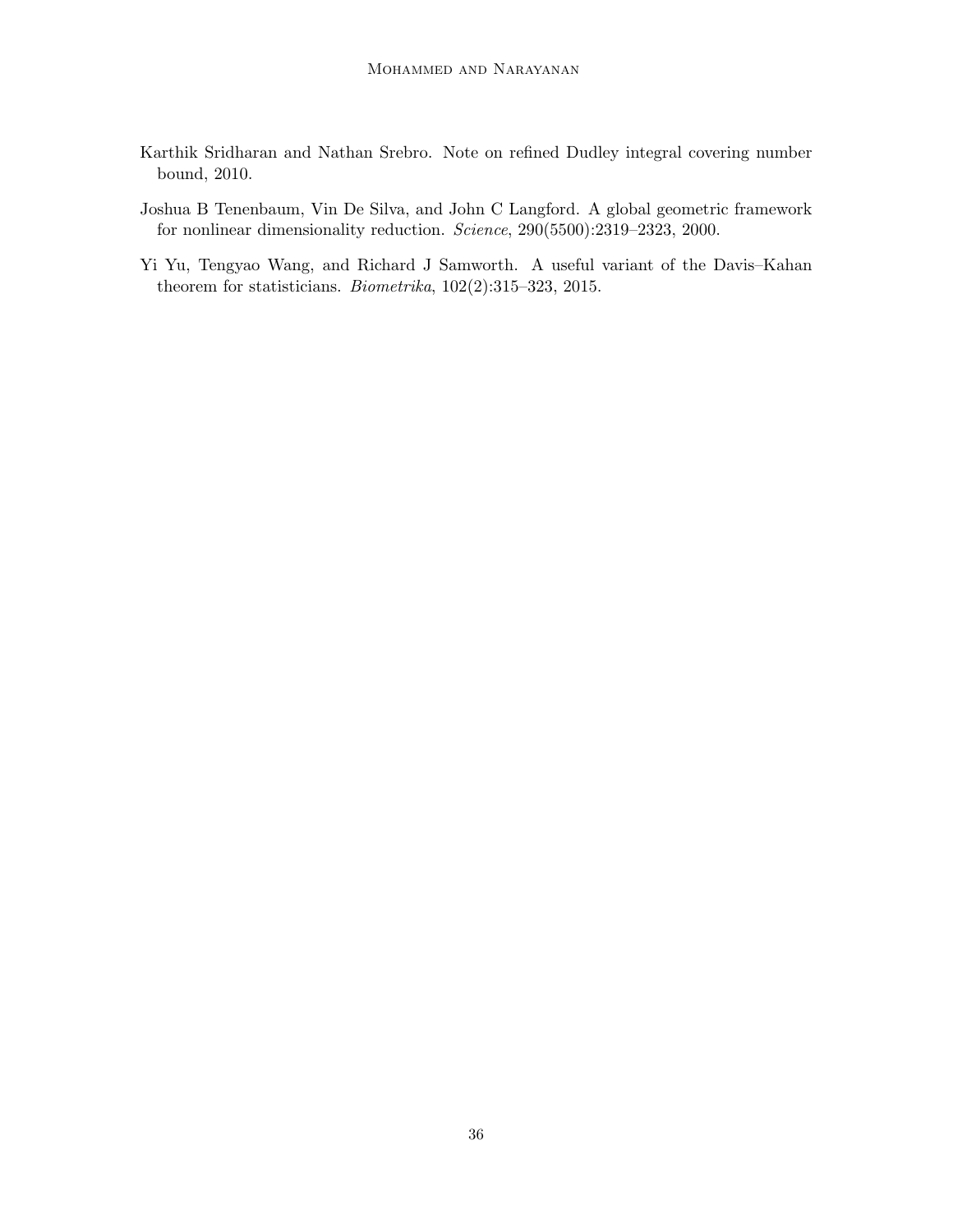Karthik Sridharan and Nathan Srebro. Note on refined Dudley integral covering number bound, 2010.

Joshua B Tenenbaum, Vin De Silva, and John C Langford. A global geometric framework for nonlinear dimensionality reduction. *Science*, 290(5500):2319–2323, 2000.

Yi Yu, Tengyao Wang, and Richard J Samworth. A useful variant of the Davis–Kahan theorem for statisticians. *Biometrika*, 102(2):315–323, 2015.